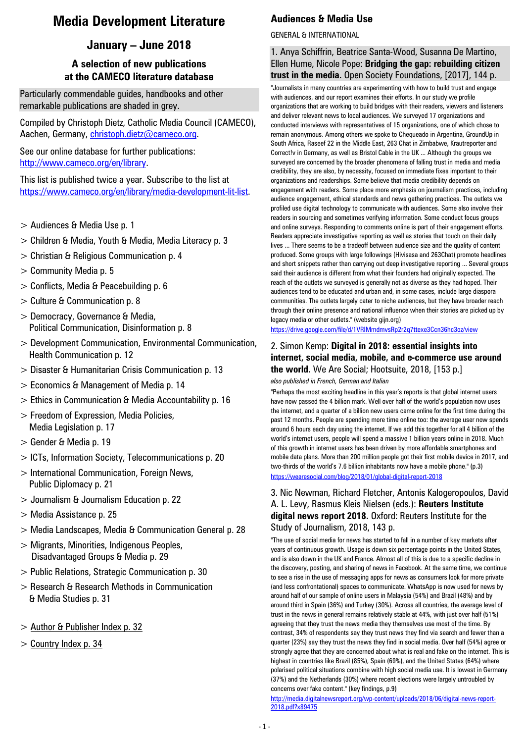# Media Development Literature

## January – June 2018

### A selection of new publications at the CAMECO literature database

Particularly commendable guides, handbooks and other remarkable publications are shaded in grey.

Compiled by Christoph Dietz, Catholic Media Council (CAMECO), Aachen, Germany, christoph.dietz@cameco.org.

See our online database for further publications: http://www.cameco.org/en/library.

This list is published twice a year. Subscribe to the list at https://www.cameco.org/en/library/media-development-lit-list.

> Audiences & Media Use p. 1
> Children & Media, Youth & Media, Media Literacy p. 3
> Christian & Religious Communication p. 4
> Community Media p. 5
> Conflicts, Media & Peacebuilding p. 6
> Culture & Communication p. 8
> Democracy, Governance & Media, Political Communication, Disinformation p. 8
> Development Communication, Environmental Communication, Health Communication p. 12
> Disaster & Humanitarian Crisis Communication p. 13
> Economics & Management of Media p. 14
> Ethics in Communication & Media Accountability p. 16
> Freedom of Expression, Media Policies, Media Legislation p. 17
> Gender & Media p. 19
> ICTs, Information Society, Telecommunications p. 20
> International Communication, Foreign News, Public Diplomacy p. 21
> Journalism & Journalism Education p. 22
> Media Assistance p. 25
> Media Landscapes, Media & Communication General p. 28
> Migrants, Minorities, Indigenous Peoples, Disadvantaged Groups & Media p. 29
> Public Relations, Strategic Communication p. 30
> Research & Research Methods in Communication & Media Studies p. 31

> Author & Publisher Index p. 32
> Country Index p. 34

## Audiences & Media Use

GENERAL & INTERNATIONAL

1. Anya Schiffrin, Beatrice Santa-Wood, Susanna De Martino, Ellen Hume, Nicole Pope: **Bridging the gap: rebuilding citizen trust in the media.** Open Society Foundations, [2017], 144 p.

"Journalists in many countries are experimenting with how to build trust and engage with audiences, and our report examines their efforts. In our study we profile organizations that are working to build bridges with their readers, viewers and listeners and deliver relevant news to local audiences. We surveyed 17 organizations and conducted interviews with representatives of 15 organizations, one of which chose to remain anonymous. Among others we spoke to Chequeado in Argentina, GroundUp in South Africa, Raseef 22 in the Middle East, 263 Chat in Zimbabwe, Krautreporter and Correct!v in Germany, as well as Bristol Cable in the UK ... Although the groups we surveyed are concerned by the broader phenomena of falling trust in media and media credibility, they are also, by necessity, focused on immediate fixes important to their organizations and readerships. Some believe that media credibility depends on engagement with readers. Some place more emphasis on journalism practices, including audience engagement, ethical standards and news gathering practices. The outlets we profiled use digital technology to communicate with audiences. Some also involve their readers in sourcing and sometimes verifying information. Some conduct focus groups and online surveys. Responding to comments online is part of their engagement efforts. Readers appreciate investigative reporting as well as stories that touch on their daily lives ... There seems to be a tradeoff between audience size and the quality of content produced. Some groups with large followings (Hivisasa and 263Chat) promote headlines and short snippets rather than carrying out deep investigative reporting ... Several groups said their audience is different from what their founders had originally expected. The reach of the outlets we surveyed is generally not as diverse as they had hoped. Their audiences tend to be educated and urban and, in some cases, include large diaspora communities. The outlets largely cater to niche audiences, but they have broader reach through their online presence and national influence when their stories are picked up by legacy media or other outlets." (website gijn.org)

https://drive.google.com/file/d/1VRIMmdmvsRp2r2q7ttexe3Ccn36hc3oz/view

2. Simon Kemp: **Digital in 2018: essential insights into internet, social media, mobile, and e-commerce use around the world.** We Are Social; Hootsuite, 2018, [153 p.]

*also published in French, German and Italian*

"Perhaps the most exciting headline in this year's reports is that global internet users have now passed the 4 billion mark. Well over half of the world's population now uses the internet, and a quarter of a billion new users came online for the first time during the past 12 months. People are spending more time online too: the average user now spends around 6 hours each day using the internet. If we add this together for all 4 billion of the world's internet users, people will spend a massive 1 billion years online in 2018. Much of this growth in internet users has been driven by more affordable smartphones and mobile data plans. More than 200 million people got their first mobile device in 2017, and two-thirds of the world's 7.6 billion inhabitants now have a mobile phone." (p.3)

https://wearesocial.com/blog/2018/01/global-digital-report-2018

3. Nic Newman, Richard Fletcher, Antonis Kalogeropoulos, David A. L. Levy, Rasmus Kleis Nielsen (eds.): **Reuters Institute digital news report 2018.** Oxford: Reuters Institute for the Study of Journalism, 2018, 143 p.

"The use of social media for news has started to fall in a number of key markets after years of continuous growth. Usage is down six percentage points in the United States, and is also down in the UK and France. Almost all of this is due to a specific decline in the discovery, posting, and sharing of news in Facebook. At the same time, we continue to see a rise in the use of messaging apps for news as consumers look for more private (and less confrontational) spaces to communicate. WhatsApp is now used for news by around half of our sample of online users in Malaysia (54%) and Brazil (48%) and by around third in Spain (36%) and Turkey (30%). Across all countries, the average level of trust in the news in general remains relatively stable at 44%, with just over half (51%) agreeing that they trust the news media they themselves use most of the time. By contrast, 34% of respondents say they trust news they find via search and fewer than a quarter (23%) say they trust the news they find in social media. Over half (54%) agree or strongly agree that they are concerned about what is real and fake on the internet. This is highest in countries like Brazil (85%), Spain (69%), and the United States (64%) where polarised political situations combine with high social media use. It is lowest in Germany (37%) and the Netherlands (30%) where recent elections were largely untroubled by concerns over fake content." (key findings, p.9)

http://media.digitalnewsreport.org/wp-content/uploads/2018/06/digital-news-report-2018.pdf?x89475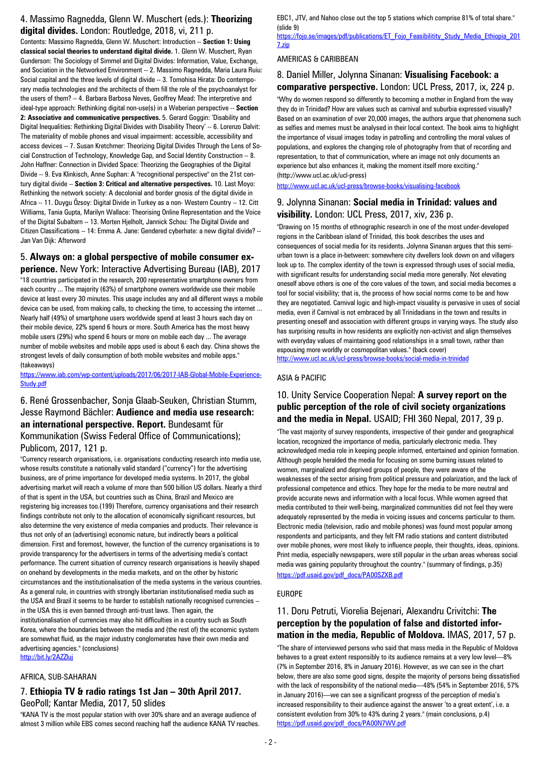## 4. Massimo Ragnedda, Glenn W. Muschert (eds.): **Theorizing digital divides.** London: Routledge, 2018, vi, 211 p.

Contents: Massimo Ragnedda, Glenn W. Muschert: Introduction -- **Section 1: Using classical social theories to understand digital divide.** 1. Glenn W. Muschert, Ryan Gunderson: The Sociology of Simmel and Digital Divides: Information, Value, Exchange, and Sociation in the Networked Environment -- 2. Massimo Ragnedda, Maria Laura Ruiu: Social capital and the three levels of digital divide -- 3. Tomohisa Hirata: Do contemporary media technologies and the architects of them fill the role of the psychoanalyst for the users of them? -- 4. Barbara Barbosa Neves, Geoffrey Mead: The interpretive and ideal-type approach: Rethinking digital non-use(s) in a Weberian perspective -- **Section 2: Associative and communicative perspectives.** 5. Gerard Goggin: 'Disability and Digital Inequalities: Rethinking Digital Divides with Disability Theory' -- 6. Lorenzo Dalvit: The materiality of mobile phones and visual impairment: accessible, accessibility and access devices -- 7. Susan Kretchmer: Theorizing Digital Divides Through the Lens of Social Construction of Technology, Knowledge Gap, and Social Identity Construction -- 8. John Haffner: Connection in Divided Space: Theorizing the Geographies of the Digital Divide -- 9. Eva Klinkisch, Anne Suphan: A "recognitional perspective" on the 21st century digital divide -- **Section 3: Critical and alternative perspectives.** 10. Last Moyo: Rethinking the network society: A decolonial and border gnosis of the digital divide in Africa -- 11. Duygu Özsoy: Digital Divide in Turkey as a non- Western Country -- 12. Citt Williams, Tania Gupta, Marilyn Wallace: Theorising Online Representation and the Voice of the Digital Subaltern -- 13. Morten Hjelholt, Jannick Schou: The Digital Divide and Citizen Classifications -- 14: Emma A. Jane: Gendered cyberhate: a new digital divide? -- Jan Van Dijk: Afterword

## 5. **Always on: a global perspective of mobile consumer experience.** New York: Interactive Advertising Bureau (IAB), 2017

"18 countries participated in the research, 200 representative smartphone owners from each country ... The majority (63%) of smartphone owners worldwide use their mobile device at least every 30 minutes. This usage includes any and all different ways a mobile device can be used, from making calls, to checking the time, to accessing the internet ... Nearly half (49%) of smartphone users worldwide spend at least 3 hours each day on their mobile device, 22% spend 6 hours or more. South America has the most heavy mobile users (29%) who spend 6 hours or more on mobile each day ... The average number of mobile websites and mobile apps used is about 6 each day. China shows the strongest levels of daily consumption of both mobile websites and mobile apps." (takeaways)

https://www.iab.com/wp-content/uploads/2017/06/2017-IAB-Global-Mobile-Experience-Study.pdf

## 6. René Grossenbacher, Sonja Glaab-Seuken, Christian Stumm, Jesse Raymond Bächler: **Audience and media use research: an international perspective. Report.** Bundesamt für Kommunikation (Swiss Federal Office of Communications); Publicom, 2017, 121 p.

"Currency research organisations, i.e. organisations conducting research into media use, whose results constitute a nationally valid standard ("currency") for the advertising business, are of prime importance for developed media systems. In 2017, the global advertising market will reach a volume of more than 500 billion US dollars. Nearly a third of that is spent in the USA, but countries such as China, Brazil and Mexico are registering big increases too.(199) Therefore, currency organisations and their research findings contribute not only to the allocation of economically significant resources, but also determine the very existence of media companies and products. Their relevance is thus not only of an (advertising) economic nature, but indirectly bears a political dimension. First and foremost, however, the function of the currency organisations is to provide transparency for the advertisers in terms of the advertising media's contact performance. The current situation of currency research organisations is heavily shaped on onehand by developments in the media markets, and on the other by historic circumstances and the institutionalisation of the media systems in the various countries. As a general rule, in countries with strongly libertarian institutionalised media such as the USA and Brazil it seems to be harder to establish nationally recognised currencies – in the USA this is even banned through anti-trust laws. Then again, the institutionalisation of currencies may also hit difficulties in a country such as South Korea, where the boundaries between the media and (the rest of) the economic system are somewhat fluid, as the major industry conglomerates have their own media and advertising agencies." (conclusions)

http://bit.ly/2AZZluj

### AFRICA, SUB-SAHARAN

## 7. **Ethiopia TV & radio ratings 1st Jan – 30th April 2017.** GeoPoll; Kantar Media, 2017, 50 slides

"KANA TV is the most popular station with over 30% share and an average audience of almost 3 million while EBS comes second reaching half the audience KANA TV reaches. EBC1, JTV, and Nahoo close out the top 5 stations which comprise 81% of total share." (slide 9)

https://fojo.se/images/pdf/publications/ET_Fojo_Feasibilitity_Study_Media_Ethiopia_2017.zip

### AMERICAS & CARIBBEAN

## 8. Daniel Miller, Jolynna Sinanan: **Visualising Facebook: a comparative perspective.** London: UCL Press, 2017, ix, 224 p.

"Why do women respond so differently to becoming a mother in England from the way they do in Trinidad? How are values such as carnival and suburbia expressed visually? Based on an examination of over 20,000 images, the authors argue that phenomena such as selfies and memes must be analysed in their local context. The book aims to highlight the importance of visual images today in patrolling and controlling the moral values of populations, and explores the changing role of photography from that of recording and representation, to that of communication, where an image not only documents an experience but also enhances it, making the moment itself more exciting." (http://www.ucl.ac.uk/ucl-press)

http://www.ucl.ac.uk/ucl-press/browse-books/visualising-facebook

## 9. Jolynna Sinanan: **Social media in Trinidad: values and visibility.** London: UCL Press, 2017, xiv, 236 p.

"Drawing on 15 months of ethnographic research in one of the most under-developed regions in the Caribbean island of Trinidad, this book describes the uses and consequences of social media for its residents. Jolynna Sinanan argues that this semi-urban town is a place in-between: somewhere city dwellers look down on and villagers look up to. The complex identity of the town is expressed through uses of social media, with significant results for understanding social media more generally. Not elevating oneself above others is one of the core values of the town, and social media becomes a tool for social visibility; that is, the process of how social norms come to be and how they are negotiated. Carnival logic and high-impact visuality is pervasive in uses of social media, even if Carnival is not embraced by all Trinidadians in the town and results in presenting oneself and association with different groups in varying ways. The study also has surprising results in how residents are explicitly non-activist and align themselves with everyday values of maintaining good relationships in a small town, rather than espousing more worldly or cosmopolitan values." (back cover)

http://www.ucl.ac.uk/ucl-press/browse-books/social-media-in-trinidad

### ASIA & PACIFIC

## 10. Unity Service Cooperation Nepal: **A survey report on the public perception of the role of civil society organizations and the media in Nepal.** USAID; FHI 360 Nepal, 2017, 39 p.

"The vast majority of survey respondents, irrespective of their gender and geographical location, recognized the importance of media, particularly electronic media. They acknowledged media role in keeping people informed, entertained and opinion formation. Although people heralded the media for focusing on some burning issues related to women, marginalized and deprived groups of people, they were aware of the weaknesses of the sector arising from political pressure and polarization, and the lack of professional competence and ethics. They hope for the media to be more neutral and provide accurate news and information with a local focus. While women agreed that media contributed to their well-being, marginalized communities did not feel they were adequately represented by the media in voicing issues and concerns particular to them. Electronic media (television, radio and mobile phones) was found most popular among respondents and participants, and they felt FM radio stations and content distributed over mobile phones, were most likely to influence people, their thoughts, ideas, opinions. Print media, especially newspapers, were still popular in the urban areas whereas social media was gaining popularity throughout the country." (summary of findings, p.35)

https://pdf.usaid.gov/pdf_docs/PA00SZXB.pdf

### EUROPE

## 11. Doru Petruti, Viorelia Bejenari, Alexandru Crivitchi: **The perception by the population of false and distorted information in the media, Republic of Moldova.** IMAS, 2017, 57 p.

"The share of interviewed persons who said that mass media in the Republic of Moldova behaves to a great extent responsibly to its audience remains at a very low level—8% (7% in September 2016, 8% in January 2016). However, as we can see in the chart below, there are also some good signs, despite the majority of persons being dissatisfied with the lack of responsibility of the national media—48% (54% in September 2016, 57% in January 2016)—we can see a significant progress of the perception of media's increased responsibility to their audience against the answer 'to a great extent', i.e. a consistent evolution from 30% to 43% during 2 years." (main conclusions, p.4)

https://pdf.usaid.gov/pdf_docs/PA00N7WV.pdf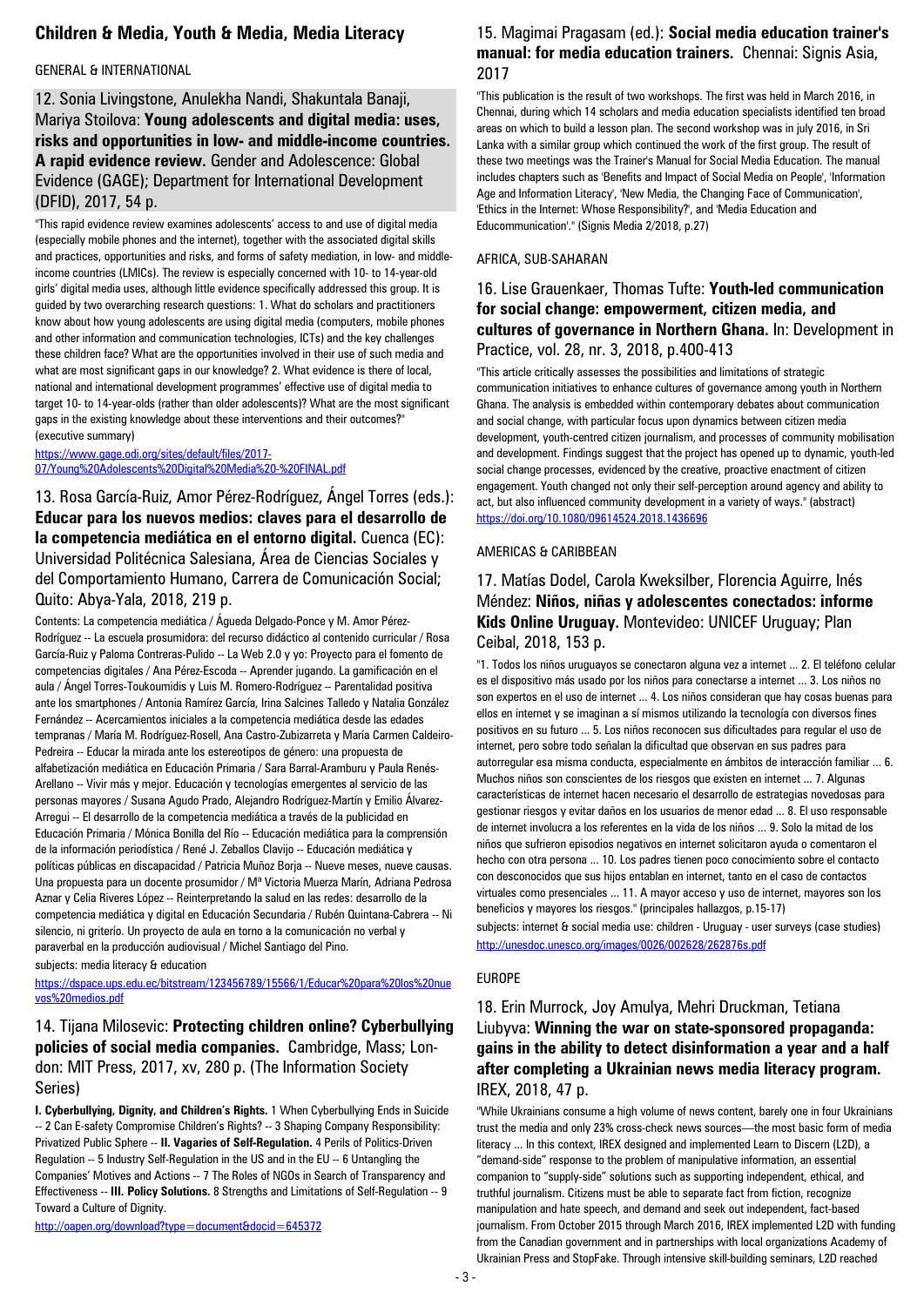## Children & Media, Youth & Media, Media Literacy

GENERAL & INTERNATIONAL

### 12. Sonia Livingstone, Anulekha Nandi, Shakuntala Banaji, Mariya Stoilova: **Young adolescents and digital media: uses, risks and opportunities in low- and middle-income countries. A rapid evidence review.** Gender and Adolescence: Global Evidence (GAGE); Department for International Development (DFID), 2017, 54 p.

"This rapid evidence review examines adolescents' access to and use of digital media (especially mobile phones and the internet), together with the associated digital skills and practices, opportunities and risks, and forms of safety mediation, in low- and middle-income countries (LMICs). The review is especially concerned with 10- to 14-year-old girls' digital media uses, although little evidence specifically addressed this group. It is guided by two overarching research questions: 1. What do scholars and practitioners know about how young adolescents are using digital media (computers, mobile phones and other information and communication technologies, ICTs) and the key challenges these children face? What are the opportunities involved in their use of such media and what are most significant gaps in our knowledge? 2. What evidence is there of local, national and international development programmes' effective use of digital media to target 10- to 14-year-olds (rather than older adolescents)? What are the most significant gaps in the existing knowledge about these interventions and their outcomes?" (executive summary)

https://www.gage.odi.org/sites/default/files/2017-07/Young%20Adolescents%20Digital%20Media%20-%20FINAL.pdf

### 13. Rosa García-Ruiz, Amor Pérez-Rodríguez, Ángel Torres (eds.): **Educar para los nuevos medios: claves para el desarrollo de la competencia mediática en el entorno digital.** Cuenca (EC): Universidad Politécnica Salesiana, Área de Ciencias Sociales y del Comportamiento Humano, Carrera de Comunicación Social; Quito: Abya-Yala, 2018, 219 p.

Contents: La competencia mediática / Águeda Delgado-Ponce y M. Amor Pérez-Rodríguez -- La escuela prosumidora: del recurso didáctico al contenido curricular / Rosa García-Ruiz y Paloma Contreras-Pulido -- La Web 2.0 y yo: Proyecto para el fomento de competencias digitales / Ana Pérez-Escoda -- Aprender jugando. La gamificación en el aula / Ángel Torres-Toukoumidis y Luis M. Romero-Rodríguez -- Parentalidad positiva ante los smartphones / Antonia Ramírez García, Irina Salcines Talledo y Natalia González Fernández -- Acercamientos iniciales a la competencia mediática desde las edades tempranas / María M. Rodríguez-Rosell, Ana Castro-Zubizarreta y María Carmen Caldeiro-Pedreira -- Educar la mirada ante los estereotipos de género: una propuesta de alfabetización mediática en Educación Primaria / Sara Barral-Aramburu y Paula Renés-Arellano -- Vivir más y mejor. Educación y tecnologías emergentes al servicio de las personas mayores / Susana Agudo Prado, Alejandro Rodríguez-Martín y Emilio Álvarez-Arregui -- El desarrollo de la competencia mediática a través de la publicidad en Educación Primaria / Mónica Bonilla del Río -- Educación mediática para la comprensión de la información periodística / René J. Zeballos Clavijo -- Educación mediática y políticas públicas en discapacidad / Patricia Muñoz Borja -- Nueve meses, nueve causas. Una propuesta para un docente prosumidor / Mª Victoria Muerza Marín, Adriana Pedrosa Aznar y Celia Riveres López -- Reinterpretando la salud en las redes: desarrollo de la competencia mediática y digital en Educación Secundaria / Rubén Quintana-Cabrera -- Ni silencio, ni griterío. Un proyecto de aula en torno a la comunicación no verbal y paraverbal en la producción audiovisual / Michel Santiago del Pino.

subjects: media literacy & education

https://dspace.ups.edu.ec/bitstream/123456789/15566/1/Educar%20para%20los%20nuevos%20medios.pdf

### 14. Tijana Milosevic: **Protecting children online? Cyberbullying policies of social media companies.** Cambridge, Mass; London: MIT Press, 2017, xv, 280 p. (The Information Society Series)

**I. Cyberbullying, Dignity, and Children's Rights.** 1 When Cyberbullying Ends in Suicide -- 2 Can E-safety Compromise Children's Rights? -- 3 Shaping Company Responsibility: Privatized Public Sphere -- **II. Vagaries of Self-Regulation.** 4 Perils of Politics-Driven Regulation -- 5 Industry Self-Regulation in the US and in the EU -- 6 Untangling the Companies' Motives and Actions -- 7 The Roles of NGOs in Search of Transparency and Effectiveness -- **III. Policy Solutions.** 8 Strengths and Limitations of Self-Regulation -- 9 Toward a Culture of Dignity.

http://oapen.org/download?type=document&docid=645372

### 15. Magimai Pragasam (ed.): **Social media education trainer's manual: for media education trainers.** Chennai: Signis Asia, 2017

"This publication is the result of two workshops. The first was held in March 2016, in Chennai, during which 14 scholars and media education specialists identified ten broad areas on which to build a lesson plan. The second workshop was in july 2016, in Sri Lanka with a similar group which continued the work of the first group. The result of these two meetings was the Trainer's Manual for Social Media Education. The manual includes chapters such as 'Benefits and Impact of Social Media on People', 'Information Age and Information Literacy', 'New Media, the Changing Face of Communication', 'Ethics in the Internet: Whose Responsibility?', and 'Media Education and Educommunication'." (Signis Media 2/2018, p.27)

AFRICA, SUB-SAHARAN

### 16. Lise Grauenkaer, Thomas Tufte: **Youth-led communication for social change: empowerment, citizen media, and cultures of governance in Northern Ghana.** In: Development in Practice, vol. 28, nr. 3, 2018, p.400-413

"This article critically assesses the possibilities and limitations of strategic communication initiatives to enhance cultures of governance among youth in Northern Ghana. The analysis is embedded within contemporary debates about communication and social change, with particular focus upon dynamics between citizen media development, youth-centred citizen journalism, and processes of community mobilisation and development. Findings suggest that the project has opened up to dynamic, youth-led social change processes, evidenced by the creative, proactive enactment of citizen engagement. Youth changed not only their self-perception around agency and ability to act, but also influenced community development in a variety of ways." (abstract)

https://doi.org/10.1080/09614524.2018.1436696

AMERICAS & CARIBBEAN

### 17. Matías Dodel, Carola Kweksilber, Florencia Aguirre, Inés Méndez: **Niños, niñas y adolescentes conectados: informe Kids Online Uruguay.** Montevideo: UNICEF Uruguay; Plan Ceibal, 2018, 153 p.

"1. Todos los niños uruguayos se conectaron alguna vez a internet ... 2. El teléfono celular es el dispositivo más usado por los niños para conectarse a internet ... 3. Los niños no son expertos en el uso de internet ... 4. Los niños consideran que hay cosas buenas para ellos en internet y se imaginan a sí mismos utilizando la tecnología con diversos fines positivos en su futuro ... 5. Los niños reconocen sus dificultades para regular el uso de internet, pero sobre todo señalan la dificultad que observan en sus padres para autorregular esa misma conducta, especialmente en ámbitos de interacción familiar ... 6. Muchos niños son conscientes de los riesgos que existen en internet ... 7. Algunas características de internet hacen necesario el desarrollo de estrategias novedosas para gestionar riesgos y evitar daños en los usuarios de menor edad ... 8. El uso responsable de internet involucra a los referentes en la vida de los niños ... 9. Solo la mitad de los niños que sufrieron episodios negativos en internet solicitaron ayuda o comentaron el hecho con otra persona ... 10. Los padres tienen poco conocimiento sobre el contacto con desconocidos que sus hijos entablan en internet, tanto en el caso de contactos virtuales como presenciales ... 11. A mayor acceso y uso de internet, mayores son los beneficios y mayores los riesgos." (principales hallazgos, p.15-17)

subjects: internet & social media use: children - Uruguay - user surveys (case studies)

http://unesdoc.unesco.org/images/0026/002628/262876s.pdf

EUROPE

### 18. Erin Murrock, Joy Amulya, Mehri Druckman, Tetiana Liubyva: **Winning the war on state-sponsored propaganda: gains in the ability to detect disinformation a year and a half after completing a Ukrainian news media literacy program.** IREX, 2018, 47 p.

"While Ukrainians consume a high volume of news content, barely one in four Ukrainians trust the media and only 23% cross-check news sources—the most basic form of media literacy ... In this context, IREX designed and implemented Learn to Discern (L2D), a "demand-side" response to the problem of manipulative information, an essential companion to "supply-side" solutions such as supporting independent, ethical, and truthful journalism. Citizens must be able to separate fact from fiction, recognize manipulation and hate speech, and demand and seek out independent, fact-based journalism. From October 2015 through March 2016, IREX implemented L2D with funding from the Canadian government and in partnerships with local organizations Academy of Ukrainian Press and StopFake. Through intensive skill-building seminars, L2D reached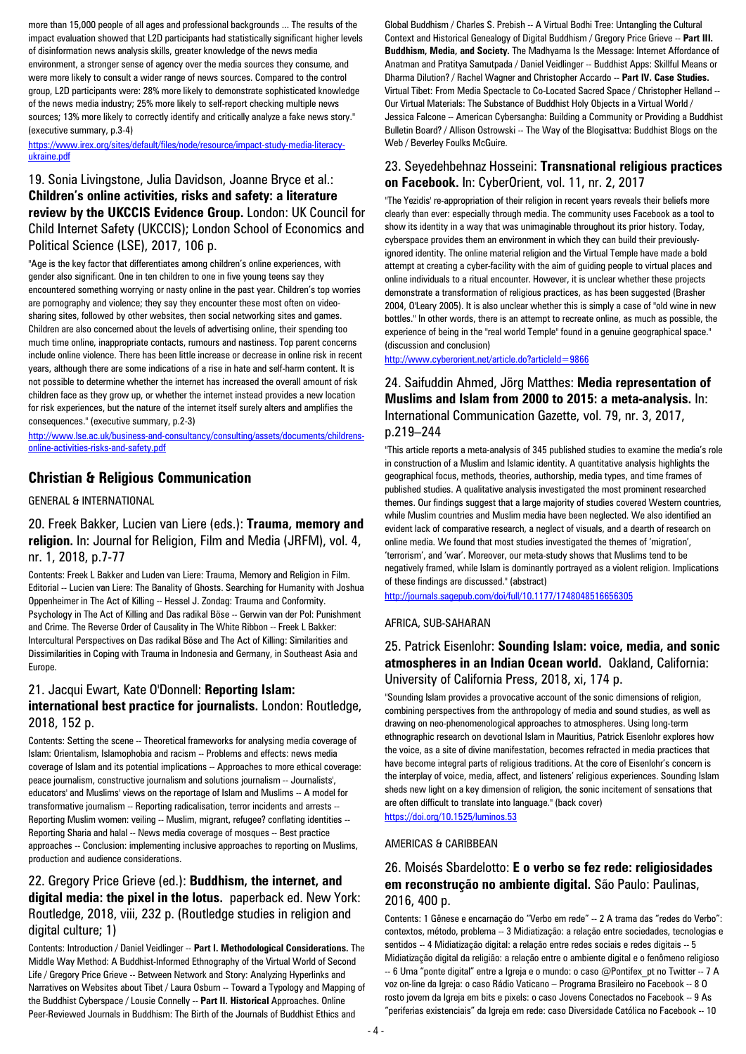more than 15,000 people of all ages and professional backgrounds ... The results of the impact evaluation showed that L2D participants had statistically significant higher levels of disinformation news analysis skills, greater knowledge of the news media environment, a stronger sense of agency over the media sources they consume, and were more likely to consult a wider range of news sources. Compared to the control group, L2D participants were: 28% more likely to demonstrate sophisticated knowledge of the news media industry; 25% more likely to self-report checking multiple news sources; 13% more likely to correctly identify and critically analyze a fake news story." (executive summary, p.3-4)

https://www.irex.org/sites/default/files/node/resource/impact-study-media-literacy-ukraine.pdf

## 19. Sonia Livingstone, Julia Davidson, Joanne Bryce et al.: **Children's online activities, risks and safety: a literature review by the UKCCIS Evidence Group.** London: UK Council for Child Internet Safety (UKCCIS); London School of Economics and Political Science (LSE), 2017, 106 p.

"Age is the key factor that differentiates among children's online experiences, with gender also significant. One in ten children to one in five young teens say they encountered something worrying or nasty online in the past year. Children's top worries are pornography and violence; they say they encounter these most often on video-sharing sites, followed by other websites, then social networking sites and games. Children are also concerned about the levels of advertising online, their spending too much time online, inappropriate contacts, rumours and nastiness. Top parent concerns include online violence. There has been little increase or decrease in online risk in recent years, although there are some indications of a rise in hate and self-harm content. It is not possible to determine whether the internet has increased the overall amount of risk children face as they grow up, or whether the internet instead provides a new location for risk experiences, but the nature of the internet itself surely alters and amplifies the consequences." (executive summary, p.2-3)

http://www.lse.ac.uk/business-and-consultancy/consulting/assets/documents/childrens-online-activities-risks-and-safety.pdf

# Christian & Religious Communication

GENERAL & INTERNATIONAL

## 20. Freek Bakker, Lucien van Liere (eds.): **Trauma, memory and religion.** In: Journal for Religion, Film and Media (JRFM), vol. 4, nr. 1, 2018, p.7-77

Contents: Freek L Bakker and Luden van Liere: Trauma, Memory and Religion in Film. Editorial -- Lucien van Liere: The Banality of Ghosts. Searching for Humanity with Joshua Oppenheimer in The Act of Killing -- Hessel J. Zondag: Trauma and Conformity. Psychology in The Act of Killing and Das radikal Böse -- Gerwin van der Pol: Punishment and Crime. The Reverse Order of Causality in The White Ribbon -- Freek L Bakker: Intercultural Perspectives on Das radikal Böse and The Act of Killing: Similarities and Dissimilarities in Coping with Trauma in Indonesia and Germany, in Southeast Asia and Europe.

## 21. Jacqui Ewart, Kate O'Donnell: **Reporting Islam: international best practice for journalists.** London: Routledge, 2018, 152 p.

Contents: Setting the scene -- Theoretical frameworks for analysing media coverage of Islam: Orientalism, Islamophobia and racism -- Problems and effects: news media coverage of Islam and its potential implications -- Approaches to more ethical coverage: peace journalism, constructive journalism and solutions journalism -- Journalists', educators' and Muslims' views on the reportage of Islam and Muslims -- A model for transformative journalism -- Reporting radicalisation, terror incidents and arrests -- Reporting Muslim women: veiling -- Muslim, migrant, refugee? conflating identities -- Reporting Sharia and halal -- News media coverage of mosques -- Best practice approaches -- Conclusion: implementing inclusive approaches to reporting on Muslims, production and audience considerations.

## 22. Gregory Price Grieve (ed.): **Buddhism, the internet, and digital media: the pixel in the lotus.** paperback ed. New York: Routledge, 2018, viii, 232 p. (Routledge studies in religion and digital culture; 1)

Contents: Introduction / Daniel Veidlinger -- **Part I. Methodological Considerations.** The Middle Way Method: A Buddhist-Informed Ethnography of the Virtual World of Second Life / Gregory Price Grieve -- Between Network and Story: Analyzing Hyperlinks and Narratives on Websites about Tibet / Laura Osburn -- Toward a Typology and Mapping of the Buddhist Cyberspace / Lousie Connelly -- **Part II. Historical** Approaches. Online Peer-Reviewed Journals in Buddhism: The Birth of the Journals of Buddhist Ethics and Global Buddhism / Charles S. Prebish -- A Virtual Bodhi Tree: Untangling the Cultural Context and Historical Genealogy of Digital Buddhism / Gregory Price Grieve -- **Part III. Buddhism, Media, and Society.** The Madhyama Is the Message: Internet Affordance of Anatman and Pratitya Samutpada / Daniel Veidlinger -- Buddhist Apps: Skillful Means or Dharma Dilution? / Rachel Wagner and Christopher Accardo -- **Part IV. Case Studies.** Virtual Tibet: From Media Spectacle to Co-Located Sacred Space / Christopher Helland -- Our Virtual Materials: The Substance of Buddhist Holy Objects in a Virtual World / Jessica Falcone -- American Cybersangha: Building a Community or Providing a Buddhist Bulletin Board? / Allison Ostrowski -- The Way of the Blogisattva: Buddhist Blogs on the Web / Beverley Foulks McGuire.

## 23. Seyedehbehnaz Hosseini: **Transnational religious practices on Facebook.** In: CyberOrient, vol. 11, nr. 2, 2017

"The Yezidis' re-appropriation of their religion in recent years reveals their beliefs more clearly than ever: especially through media. The community uses Facebook as a tool to show its identity in a way that was unimaginable throughout its prior history. Today, cyberspace provides them an environment in which they can build their previously-ignored identity. The online material religion and the Virtual Temple have made a bold attempt at creating a cyber-facility with the aim of guiding people to virtual places and online individuals to a ritual encounter. However, it is unclear whether these projects demonstrate a transformation of religious practices, as has been suggested (Brasher 2004, O'Leary 2005). It is also unclear whether this is simply a case of "old wine in new bottles." In other words, there is an attempt to recreate online, as much as possible, the experience of being in the "real world Temple" found in a genuine geographical space." (discussion and conclusion)

http://www.cyberorient.net/article.do?articleId=9866

## 24. Saifuddin Ahmed, Jörg Matthes: **Media representation of Muslims and Islam from 2000 to 2015: a meta-analysis.** In: International Communication Gazette, vol. 79, nr. 3, 2017, p.219–244

"This article reports a meta-analysis of 345 published studies to examine the media's role in construction of a Muslim and Islamic identity. A quantitative analysis highlights the geographical focus, methods, theories, authorship, media types, and time frames of published studies. A qualitative analysis investigated the most prominent researched themes. Our findings suggest that a large majority of studies covered Western countries, while Muslim countries and Muslim media have been neglected. We also identified an evident lack of comparative research, a neglect of visuals, and a dearth of research on online media. We found that most studies investigated the themes of 'migration', 'terrorism', and 'war'. Moreover, our meta-study shows that Muslims tend to be negatively framed, while Islam is dominantly portrayed as a violent religion. Implications of these findings are discussed." (abstract)

http://journals.sagepub.com/doi/full/10.1177/1748048516656305

AFRICA, SUB-SAHARAN

## 25. Patrick Eisenlohr: **Sounding Islam: voice, media, and sonic atmospheres in an Indian Ocean world.** Oakland, California: University of California Press, 2018, xi, 174 p.

"Sounding Islam provides a provocative account of the sonic dimensions of religion, combining perspectives from the anthropology of media and sound studies, as well as drawing on neo-phenomenological approaches to atmospheres. Using long-term ethnographic research on devotional Islam in Mauritius, Patrick Eisenlohr explores how the voice, as a site of divine manifestation, becomes refracted in media practices that have become integral parts of religious traditions. At the core of Eisenlohr's concern is the interplay of voice, media, affect, and listeners' religious experiences. Sounding Islam sheds new light on a key dimension of religion, the sonic incitement of sensations that are often difficult to translate into language." (back cover)

https://doi.org/10.1525/luminos.53

AMERICAS & CARIBBEAN

## 26. Moisés Sbardelotto: **E o verbo se fez rede: religiosidades em reconstrução no ambiente digital.** São Paulo: Paulinas, 2016, 400 p.

Contents: 1 Gênese e encarnação do "Verbo em rede" -- 2 A trama das "redes do Verbo": contextos, método, problema -- 3 Midiatização: a relação entre sociedades, tecnologias e sentidos -- 4 Midiatização digital: a relação entre redes sociais e redes digitais -- 5 Midiatização digital da religião: a relação entre o ambiente digital e o fenômeno religioso -- 6 Uma "ponte digital" entre a Igreja e o mundo: o caso @Pontifex_pt no Twitter -- 7 A voz on-line da Igreja: o caso Rádio Vaticano – Programa Brasileiro no Facebook -- 8 O rosto jovem da Igreja em bits e pixels: o caso Jovens Conectados no Facebook -- 9 As "periferias existenciais" da Igreja em rede: caso Diversidade Católica no Facebook -- 10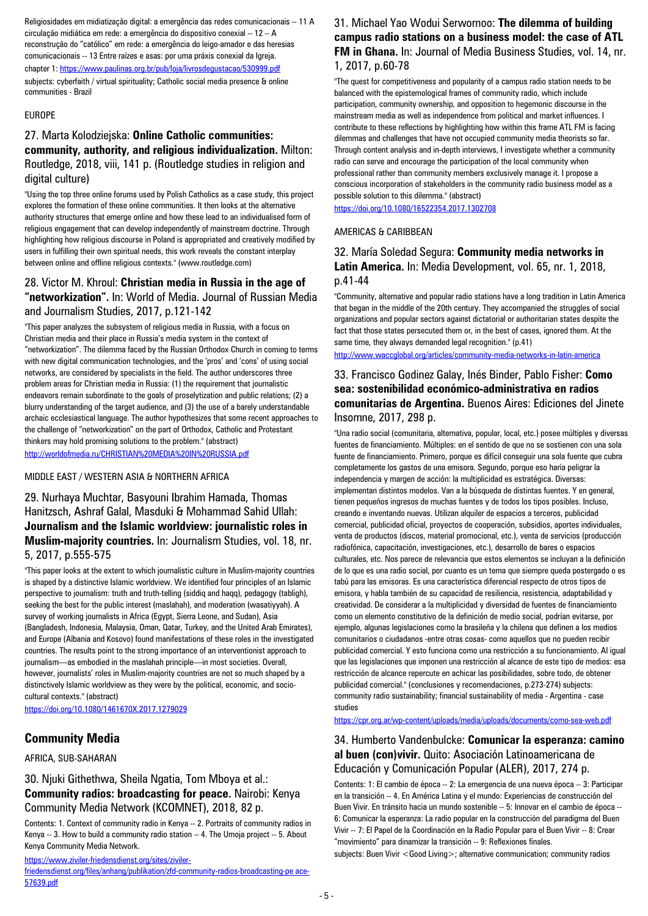Religiosidades em midiatização digital: a emergência das redes comunicacionais -- 11 A circulação midiática em rede: a emergência do dispositivo conexial -- 12 – A reconstrução do "católico" em rede: a emergência do leigo-amador e das heresias comunicacionais -- 13 Entre raízes e asas: por uma práxis conexial da Igreja.

chapter 1: https://www.paulinas.org.br/pub/loja/livrosdegustacao/530999.pdf

subjects: cyberfaith / virtual spirituality; Catholic social media presence & online communities - Brazil

EUROPE

### 27. Marta Kolodziejska: **Online Catholic communities: community, authority, and religious individualization.** Milton: Routledge, 2018, viii, 141 p. (Routledge studies in religion and digital culture)

"Using the top three online forums used by Polish Catholics as a case study, this project explores the formation of these online communities. It then looks at the alternative authority structures that emerge online and how these lead to an individualised form of religious engagement that can develop independently of mainstream doctrine. Through highlighting how religious discourse in Poland is appropriated and creatively modified by users in fulfilling their own spiritual needs, this work reveals the constant interplay between online and offline religious contexts." (www.routledge.com)

### 28. Victor M. Khroul: **Christian media in Russia in the age of "networkization".** In: World of Media. Journal of Russian Media and Journalism Studies, 2017, p.121-142

"This paper analyzes the subsystem of religious media in Russia, with a focus on Christian media and their place in Russia's media system in the context of "networkization". The dilemma faced by the Russian Orthodox Church in coming to terms with new digital communication technologies, and the 'pros' and 'cons' of using social networks, are considered by specialists in the field. The author underscores three problem areas for Christian media in Russia: (1) the requirement that journalistic endeavors remain subordinate to the goals of proselytization and public relations; (2) a blurry understanding of the target audience, and (3) the use of a barely understandable archaic ecclesiastical language. The author hypothesizes that some recent approaches to the challenge of "networkization" on the part of Orthodox, Catholic and Protestant thinkers may hold promising solutions to the problem." (abstract)

http://worldofmedia.ru/CHRISTIAN%20MEDIA%20IN%20RUSSIA.pdf

MIDDLE EAST / WESTERN ASIA & NORTHERN AFRICA

### 29. Nurhaya Muchtar, Basyouni Ibrahim Hamada, Thomas Hanitzsch, Ashraf Galal, Masduki & Mohammad Sahid Ullah: **Journalism and the Islamic worldview: journalistic roles in Muslim-majority countries.** In: Journalism Studies, vol. 18, nr. 5, 2017, p.555-575

"This paper looks at the extent to which journalistic culture in Muslim-majority countries is shaped by a distinctive Islamic worldview. We identified four principles of an Islamic perspective to journalism: truth and truth-telling (siddiq and haqq), pedagogy (tabligh), seeking the best for the public interest (maslahah), and moderation (wasatiyyah). A survey of working journalists in Africa (Egypt, Sierra Leone, and Sudan), Asia (Bangladesh, Indonesia, Malaysia, Oman, Qatar, Turkey, and the United Arab Emirates), and Europe (Albania and Kosovo) found manifestations of these roles in the investigated countries. The results point to the strong importance of an interventionist approach to journalism—as embodied in the maslahah principle—in most societies. Overall, however, journalists' roles in Muslim-majority countries are not so much shaped by a distinctively Islamic worldview as they were by the political, economic, and socio-cultural contexts." (abstract)

https://doi.org/10.1080/1461670X.2017.1279029

## Community Media

AFRICA, SUB-SAHARAN

### 30. Njuki Githethwa, Sheila Ngatia, Tom Mboya et al.: **Community radios: broadcasting for peace.** Nairobi: Kenya Community Media Network (KCOMNET), 2018, 82 p.

Contents: 1. Context of community radio in Kenya -- 2. Portraits of community radios in Kenya -- 3. How to build a community radio station -- 4. The Umoja project -- 5. About Kenya Community Media Network.

https://www.ziviler-friedensdienst.org/sites/ziviler-friedensdienst.org/files/anhang/publikation/zfd-community-radios-broadcasting-peace-57639.pdf

### 31. Michael Yao Wodui Serwornoo: **The dilemma of building campus radio stations as a business model: the case of ATL FM in Ghana.** In: Journal of Media Business Studies, vol. 14, nr. 1, 2017, p.60-78

"The quest for competitiveness and popularity of a campus radio station needs to be balanced with the epistemological frames of community radio, which include participation, community ownership, and opposition to hegemonic discourse in the mainstream media as well as independence from political and market influences. I contribute to these reflections by highlighting how within this frame ATL FM is facing dilemmas and challenges that have not occupied community media theorists so far. Through content analysis and in-depth interviews, I investigate whether a community radio can serve and encourage the participation of the local community when professional rather than community members exclusively manage it. I propose a conscious incorporation of stakeholders in the community radio business model as a possible solution to this dilemma." (abstract)

https://doi.org/10.1080/16522354.2017.1302708

AMERICAS & CARIBBEAN

### 32. María Soledad Segura: **Community media networks in Latin America.** In: Media Development, vol. 65, nr. 1, 2018, p.41-44

"Community, alternative and popular radio stations have a long tradition in Latin America that began in the middle of the 20th century. They accompanied the struggles of social organizations and popular sectors against dictatorial or authoritarian states despite the fact that those states persecuted them or, in the best of cases, ignored them. At the same time, they always demanded legal recognition." (p.41)

http://www.waccglobal.org/articles/community-media-networks-in-latin-america

### 33. Francisco Godinez Galay, Inés Binder, Pablo Fisher: **Como sea: sostenibilidad económico-administrativa en radios comunitarias de Argentina.** Buenos Aires: Ediciones del Jinete Insomne, 2017, 298 p.

"Una radio social (comunitaria, alternativa, popular, local, etc.) posee múltiples y diversas fuentes de financiamiento. Múltiples: en el sentido de que no se sostienen con una sola fuente de financiamiento. Primero, porque es difícil conseguir una sola fuente que cubra completamente los gastos de una emisora. Segundo, porque eso haría peligrar la independencia y margen de acción: la multiplicidad es estratégica. Diversas: implementan distintos modelos. Van a la búsqueda de distintas fuentes. Y en general, tienen pequeños ingresos de muchas fuentes y de todos los tipos posibles. Incluso, creando e inventando nuevas. Utilizan alquiler de espacios a terceros, publicidad comercial, publicidad oficial, proyectos de cooperación, subsidios, aportes individuales, venta de productos (discos, material promocional, etc.), venta de servicios (producción radiofónica, capacitación, investigaciones, etc.), desarrollo de bares o espacios culturales, etc. Nos parece de relevancia que estos elementos se incluyan a la definición de lo que es una radio social, por cuanto es un tema que siempre queda postergado o es tabú para las emisoras. Es una característica diferencial respecto de otros tipos de emisora, y habla también de su capacidad de resiliencia, resistencia, adaptabilidad y creatividad. De considerar a la multiplicidad y diversidad de fuentes de financiamiento como un elemento constitutivo de la definición de medio social, podrían evitarse, por ejemplo, algunas legislaciones como la brasileña y la chilena que definen a los medios comunitarios o ciudadanos -entre otras cosas- como aquellos que no pueden recibir publicidad comercial. Y esto funciona como una restricción a su funcionamiento. Al igual que las legislaciones que imponen una restricción al alcance de este tipo de medios: esa restricción de alcance repercute en achicar las posibilidades, sobre todo, de obtener publicidad comercial." (conclusiones y recomendaciones, p.273-274) subjects: community radio sustainability; financial sustainability of media - Argentina - case studies

https://cpr.org.ar/wp-content/uploads/media/uploads/documents/como-sea-web.pdf

### 34. Humberto Vandenbulcke: **Comunicar la esperanza: camino al buen (con)vivir.** Quito: Asociación Latinoamericana de Educación y Comunicación Popular (ALER), 2017, 274 p.

Contents: 1: El cambio de época -- 2: La emergencia de una nueva época -- 3: Participar en la transición -- 4. En América Latina y el mundo: Experiencias de construcción del Buen Vivir. En tránsito hacia un mundo sostenible -- 5: Innovar en el cambio de época -- 6: Comunicar la esperanza: La radio popular en la construcción del paradigma del Buen Vivir -- 7: El Papel de la Coordinación en la Radio Popular para el Buen Vivir -- 8: Crear "movimiento" para dinamizar la transición -- 9: Reflexiones finales.

subjects: Buen Vivir <Good Living>; alternative communication; community radios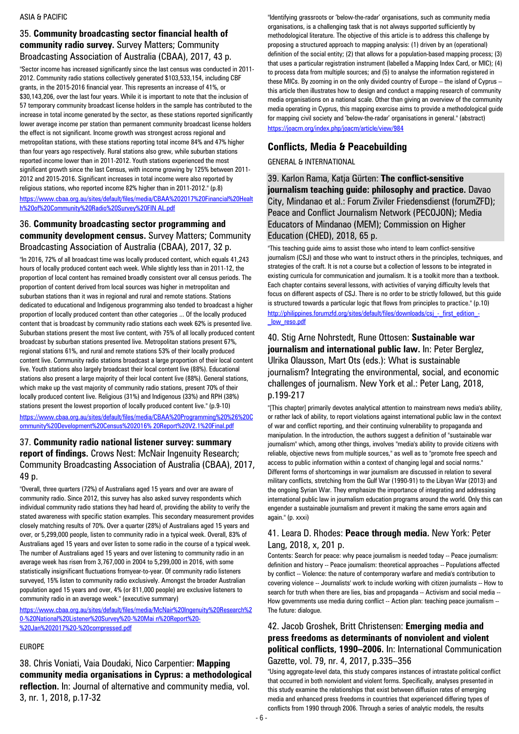ASIA & PACIFIC

### 35. **Community broadcasting sector financial health of community radio survey.** Survey Matters; Community Broadcasting Association of Australia (CBAA), 2017, 43 p.

"Sector income has increased significantly since the last census was conducted in 2011-2012. Community radio stations collectively generated $103,533,154, including CBF grants, in the 2015-2016 financial year. This represents an increase of 41%, or $30,143,206, over the last four years. While it is important to note that the inclusion of 57 temporary community broadcast license holders in the sample has contributed to the increase in total income generated by the sector, as these stations reported significantly lower average income per station than permanent community broadcast license holders the effect is not significant. Income growth was strongest across regional and metropolitan stations, with these stations reporting total income 84% and 47% higher than four years ago respectively. Rural stations also grew, while suburban stations reported income lower than in 2011-2012. Youth stations experienced the most significant growth since the last Census, with income growing by 125% between 2011-2012 and 2015-2016. Significant increases in total income were also reported by religious stations, who reported income 82% higher than in 2011-2012." (p.8)

https://www.cbaa.org.au/sites/default/files/media/CBAA%202017%20Financial%20Health%20of%20Community%20Radio%20Survey%20FIN AL.pdf

### 36. **Community broadcasting sector programming and community development census.** Survey Matters; Community Broadcasting Association of Australia (CBAA), 2017, 32 p.

"In 2016, 72% of all broadcast time was locally produced content, which equals 41,243 hours of locally produced content each week. While slightly less than in 2011-12, the proportion of local content has remained broadly consistent over all census periods. The proportion of content derived from local sources was higher in metropolitan and suburban stations than it was in regional and rural and remote stations. Stations dedicated to educational and Indigenous programming also tended to broadcast a higher proportion of locally produced content than other categories ... Of the locally produced content that is broadcast by community radio stations each week 62% is presented live. Suburban stations present the most live content, with 75% of all locally produced content broadcast by suburban stations presented live. Metropolitan stations present 67%, regional stations 61%, and rural and remote stations 53% of their locally produced content live. Community radio stations broadcast a large proportion of their local content live. Youth stations also largely broadcast their local content live (88%). Educational stations also present a large majority of their local content live (88%). General stations, which make up the vast majority of community radio stations, present 70% of their locally produced content live. Religious (31%) and Indigenous (33%) and RPH (38%) stations present the lowest proportion of locally produced content live." (p.9-10)

https://www.cbaa.org.au/sites/default/files/media/CBAA%20Programming%20%26%20Community%20Development%20Census%202016% 20Report%20V2.1%20Final.pdf

### 37. **Community radio national listener survey: summary report of findings.** Crows Nest: McNair Ingenuity Research; Community Broadcasting Association of Australia (CBAA), 2017, 49 p.

"Overall, three quarters (72%) of Australians aged 15 years and over are aware of community radio. Since 2012, this survey has also asked survey respondents which individual community radio stations they had heard of, providing the ability to verify the stated awareness with specific station examples. This secondary measurement provides closely matching results of 70%. Over a quarter (28%) of Australians aged 15 years and over, or 5,299,000 people, listen to community radio in a typical week. Overall, 83% of Australians aged 15 years and over listen to some radio in the course of a typical week. The number of Australians aged 15 years and over listening to community radio in an average week has risen from 3,767,000 in 2004 to 5,299,000 in 2016, with some statistically insignificant fluctuations fromyear-to-year. Of community radio listeners surveyed, 15% listen to community radio exclusively. Amongst the broader Australian population aged 15 years and over, 4% (or 811,000 people) are exclusive listeners to community radio in an average week." (executive summary)

https://www.cbaa.org.au/sites/default/files/media/McNair%20Ingenuity%20Research%20-%20National%20Listener%20Survey%20-%20Mai n%20Report%20-%20Jan%202017%20-%20compressed.pdf

EUROPE

### 38. Chris Voniati, Vaia Doudaki, Nico Carpentier: **Mapping community media organisations in Cyprus: a methodological reflection.** In: Journal of alternative and community media, vol. 3, nr. 1, 2018, p.17-32

"Identifying grassroots or 'below-the-radar' organisations, such as community media organisations, is a challenging task that is not always supported sufficiently by methodological literature. The objective of this article is to address this challenge by proposing a structured approach to mapping analysis: (1) driven by an (operational) definition of the social entity; (2) that allows for a population-based mapping process; (3) that uses a particular registration instrument (labelled a Mapping Index Card, or MIC); (4) to process data from multiple sources; and (5) to analyse the information registered in these MICs. By zooming in on the only divided country of Europe – the island of Cyprus – this article then illustrates how to design and conduct a mapping research of community media organisations on a national scale. Other than giving an overview of the community media operating in Cyprus, this mapping exercise aims to provide a methodological guide for mapping civil society and 'below-the-radar' organisations in general." (abstract)

https://joacm.org/index.php/joacm/article/view/984

## Conflicts, Media & Peacebuilding

GENERAL & INTERNATIONAL

### 39. Karlon Rama, Katja Gürten: **The conflict-sensitive journalism teaching guide: philosophy and practice.** Davao City, Mindanao et al.: Forum Ziviler Friedensdienst (forumZFD); Peace and Conflict Journalism Network (PECOJON); Media Educators of Mindanao (MEM); Commission on Higher Education (CHED), 2018, 65 p.

"This teaching guide aims to assist those who intend to learn conflict-sensitive journalism (CSJ) and those who want to instruct others in the principles, techniques, and strategies of the craft. It is not a course but a collection of lessons to be integrated in existing curricula for communication and journalism. It is a toolkit more than a textbook. Each chapter contains several lessons, with activities of varying difficulty levels that focus on different aspects of CSJ. There is no order to be strictly followed, but this guide is structured towards a particular logic that flows from principles to practice." (p.10)

http://philippines.forumzfd.org/sites/default/files/downloads/csj_-_first_edition_-_low_reso.pdf

### 40. Stig Arne Nohrstedt, Rune Ottosen: **Sustainable war journalism and international public law.** In: Peter Berglez, Ulrika Olausson, Mart Ots (eds.): What is sustainable journalism? Integrating the environmental, social, and economic challenges of journalism. New York et al.: Peter Lang, 2018, p.199-217

"[This chapter] primarily devotes analytical attention to mainstream news media's ability, or rather lack of ability, to report violations against international public law in the context of war and conflict reporting, and their continuing vulnerability to propaganda and manipulation. In the introduction, the authors suggest a definition of "sustainable war journalism" which, among other things, involves "media's ability to provide citizens with reliable, objective news from multiple sources," as well as to "promote free speech and access to public information within a context of changing legal and social norms." Different forms of shortcomings in war journalism are discussed in relation to several military conflicts, stretching from the Gulf War (1990-91) to the Libyan War (2013) and the ongoing Syrian War. They emphasize the importance of integrating and addressing international public law in journalism education programs around the world. Only this can engender a sustainable journalism and prevent it making the same errors again and again." (p. xxxi)

### 41. Leara D. Rhodes: **Peace through media.** New York: Peter Lang, 2018, x, 201 p.

Contents: Search for peace: why peace journalism is needed today -- Peace journalism: definition and history -- Peace journalism: theoretical approaches -- Populations affected by conflict -- Violence: the nature of contemporary warfare and media's contribution to covering violence -- Journalists' work to include working with citizen journalists -- How to search for truth when there are lies, bias and propaganda -- Activism and social media -- How governments use media during conflict -- Action plan: teaching peace journalism -- The future: dialogue.

### 42. Jacob Groshek, Britt Christensen: **Emerging media and press freedoms as determinants of nonviolent and violent political conflicts, 1990–2006.** In: International Communication Gazette, vol. 79, nr. 4, 2017, p.335–356

"Using aggregate-level data, this study compares instances of intrastate political conflict that occurred in both nonviolent and violent forms. Specifically, analyses presented in this study examine the relationships that exist between diffusion rates of emerging media and enhanced press freedoms in countries that experienced differing types of conflicts from 1990 through 2006. Through a series of analytic models, the results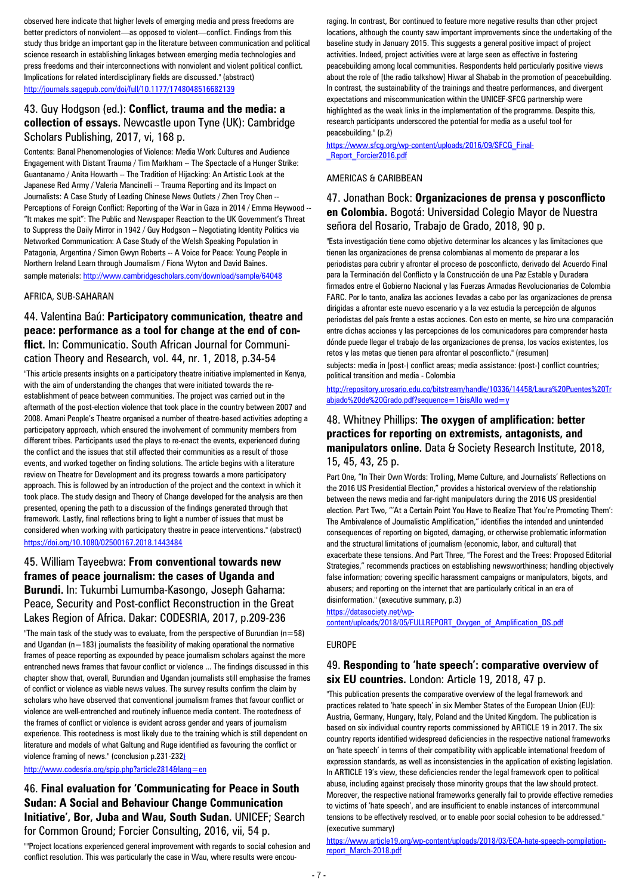observed here indicate that higher levels of emerging media and press freedoms are better predictors of nonviolent—as opposed to violent—conflict. Findings from this study thus bridge an important gap in the literature between communication and political science research in establishing linkages between emerging media technologies and press freedoms and their interconnections with nonviolent and violent political conflict. Implications for related interdisciplinary fields are discussed." (abstract)
http://journals.sagepub.com/doi/full/10.1177/1748048516682139

## 43. Guy Hodgson (ed.): **Conflict, trauma and the media: a collection of essays.** Newcastle upon Tyne (UK): Cambridge Scholars Publishing, 2017, vi, 168 p.

Contents: Banal Phenomenologies of Violence: Media Work Cultures and Audience Engagement with Distant Trauma / Tim Markham -- The Spectacle of a Hunger Strike: Guantanamo / Anita Howarth -- The Tradition of Hijacking: An Artistic Look at the Japanese Red Army / Valeria Mancinelli -- Trauma Reporting and its Impact on Journalists: A Case Study of Leading Chinese News Outlets / Zhen Troy Chen -- Perceptions of Foreign Conflict: Reporting of the War in Gaza in 2014 / Emma Heywood -- "It makes me spit": The Public and Newspaper Reaction to the UK Government's Threat to Suppress the Daily Mirror in 1942 / Guy Hodgson -- Negotiating Identity Politics via Networked Communication: A Case Study of the Welsh Speaking Population in Patagonia, Argentina / Simon Gwyn Roberts -- A Voice for Peace: Young People in Northern Ireland Learn through Journalism / Fiona Wyton and David Baines.
sample materials: http://www.cambridgescholars.com/download/sample/64048

AFRICA, SUB-SAHARAN

## 44. Valentina Baú: **Participatory communication, theatre and peace: performance as a tool for change at the end of conflict.** In: Communicatio. South African Journal for Communication Theory and Research, vol. 44, nr. 1, 2018, p.34-54

"This article presents insights on a participatory theatre initiative implemented in Kenya, with the aim of understanding the changes that were initiated towards the re-establishment of peace between communities. The project was carried out in the aftermath of the post-election violence that took place in the country between 2007 and 2008. Amani People's Theatre organised a number of theatre-based activities adopting a participatory approach, which ensured the involvement of community members from different tribes. Participants used the plays to re-enact the events, experienced during the conflict and the issues that still affected their communities as a result of those events, and worked together on finding solutions. The article begins with a literature review on Theatre for Development and its progress towards a more participatory approach. This is followed by an introduction of the project and the context in which it took place. The study design and Theory of Change developed for the analysis are then presented, opening the path to a discussion of the findings generated through that framework. Lastly, final reflections bring to light a number of issues that must be considered when working with participatory theatre in peace interventions." (abstract)
https://doi.org/10.1080/02500167.2018.1443484

## 45. William Tayeebwa: **From conventional towards new frames of peace journalism: the cases of Uganda and Burundi.** In: Tukumbi Lumumba-Kasongo, Joseph Gahama: Peace, Security and Post-conflict Reconstruction in the Great Lakes Region of Africa. Dakar: CODESRIA, 2017, p.209-236

"The main task of the study was to evaluate, from the perspective of Burundian (n=58) and Ugandan (n=183) journalists the feasibility of making operational the normative frames of peace reporting as expounded by peace journalism scholars against the more entrenched news frames that favour conflict or violence ... The findings discussed in this chapter show that, overall, Burundian and Ugandan journalists still emphasise the frames of conflict or violence as viable news values. The survey results confirm the claim by scholars who have observed that conventional journalism frames that favour conflict or violence are well-entrenched and routinely influence media content. The rootedness of the frames of conflict or violence is evident across gender and years of journalism experience. This rootedness is most likely due to the training which is still dependent on literature and models of what Galtung and Ruge identified as favouring the conflict or violence framing of news." (conclusion p.231-232)
http://www.codesria.org/spip.php?article2814&lang=en

## 46. **Final evaluation for 'Communicating for Peace in South Sudan: A Social and Behaviour Change Communication Initiative', Bor, Juba and Wau, South Sudan.** UNICEF; Search for Common Ground; Forcier Consulting, 2016, vii, 54 p.

""Project locations experienced general improvement with regards to social cohesion and conflict resolution. This was particularly the case in Wau, where results were encouraging. In contrast, Bor continued to feature more negative results than other project locations, although the county saw important improvements since the undertaking of the baseline study in January 2015. This suggests a general positive impact of project activities. Indeed, project activities were at large seen as effective in fostering peacebuilding among local communities. Respondents held particularly positive views about the role of [the radio talkshow] Hiwar al Shabab in the promotion of peacebuilding. In contrast, the sustainability of the trainings and theatre performances, and divergent expectations and miscommunication within the UNICEF-SFCG partnership were highlighted as the weak links in the implementation of the programme. Despite this, research participants underscored the potential for media as a useful tool for peacebuilding." (p.2)
https://www.sfcg.org/wp-content/uploads/2016/09/SFCG_Final-_Report_Forcier2016.pdf

AMERICAS & CARIBBEAN

## 47. Jonathan Bock: **Organizaciones de prensa y posconflicto en Colombia.** Bogotá: Universidad Colegio Mayor de Nuestra señora del Rosario, Trabajo de Grado, 2018, 90 p.

"Esta investigación tiene como objetivo determinar los alcances y las limitaciones que tienen las organizaciones de prensa colombianas al momento de preparar a los periodistas para cubrir y afrontar el proceso de posconflicto, derivado del Acuerdo Final para la Terminación del Conflicto y la Construcción de una Paz Estable y Duradera firmados entre el Gobierno Nacional y las Fuerzas Armadas Revolucionarias de Colombia FARC. Por lo tanto, analiza las acciones llevadas a cabo por las organizaciones de prensa dirigidas a afrontar este nuevo escenario y a la vez estudia la percepción de algunos periodistas del país frente a estas acciones. Con esto en mente, se hizo una comparación entre dichas acciones y las percepciones de los comunicadores para comprender hasta dónde puede llegar el trabajo de las organizaciones de prensa, los vacíos existentes, los retos y las metas que tienen para afrontar el posconflicto." (resumen)
subjects: media in (post-) conflict areas; media assistance: (post-) conflict countries; political transition and media - Colombia
http://repository.urosario.edu.co/bitstream/handle/10336/14458/Laura%20Puentes%20Trabajo%20de%20Grado.pdf?sequence=1&isAllo wed=y

## 48. Whitney Phillips: **The oxygen of amplification: better practices for reporting on extremists, antagonists, and manipulators online.** Data & Society Research Institute, 2018, 15, 45, 43, 25 p.

Part One, "In Their Own Words: Trolling, Meme Culture, and Journalists' Reflections on the 2016 US Presidential Election," provides a historical overview of the relationship between the news media and far-right manipulators during the 2016 US presidential election. Part Two, "'At a Certain Point You Have to Realize That You're Promoting Them': The Ambivalence of Journalistic Amplification," identifies the intended and unintended consequences of reporting on bigoted, damaging, or otherwise problematic information and the structural limitations of journalism (economic, labor, and cultural) that exacerbate these tensions. And Part Three, "The Forest and the Trees: Proposed Editorial Strategies," recommends practices on establishing newsworthiness; handling objectively false information; covering specific harassment campaigns or manipulators, bigots, and abusers; and reporting on the internet that are particularly critical in an era of disinformation." (executive summary, p.3)
https://datasociety.net/wp-content/uploads/2018/05/FULLREPORT_Oxygen_of_Amplification_DS.pdf

EUROPE

## 49. **Responding to 'hate speech': comparative overview of six EU countries.** London: Article 19, 2018, 47 p.

"This publication presents the comparative overview of the legal framework and practices related to 'hate speech' in six Member States of the European Union (EU): Austria, Germany, Hungary, Italy, Poland and the United Kingdom. The publication is based on six individual country reports commissioned by ARTICLE 19 in 2017. The six country reports identified widespread deficiencies in the respective national frameworks on 'hate speech' in terms of their compatibility with applicable international freedom of expression standards, as well as inconsistencies in the application of existing legislation. In ARTICLE 19's view, these deficiencies render the legal framework open to political abuse, including against precisely those minority groups that the law should protect. Moreover, the respective national frameworks generally fail to provide effective remedies to victims of 'hate speech', and are insufficient to enable instances of intercommunal tensions to be effectively resolved, or to enable poor social cohesion to be addressed." (executive summary)
https://www.article19.org/wp-content/uploads/2018/03/ECA-hate-speech-compilation-report_March-2018.pdf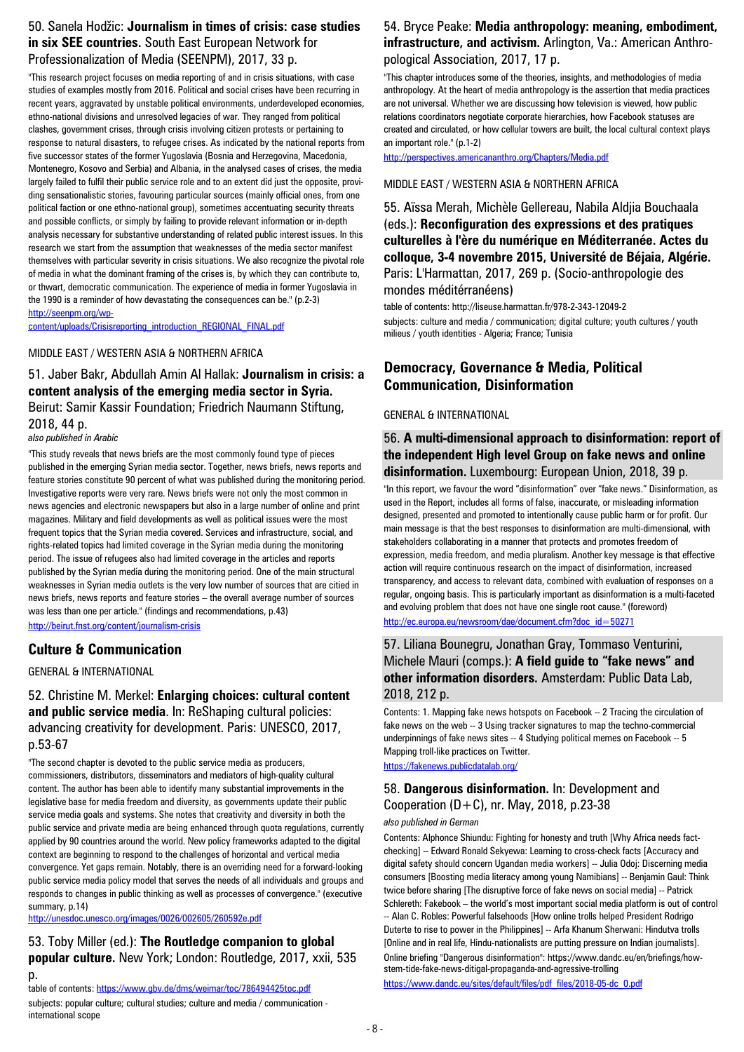## 50. Sanela Hodžic: **Journalism in times of crisis: case studies in six SEE countries.** South East European Network for Professionalization of Media (SEENPM), 2017, 33 p.

"This research project focuses on media reporting of and in crisis situations, with case studies of examples mostly from 2016. Political and social crises have been recurring in recent years, aggravated by unstable political environments, underdeveloped economies, ethno-national divisions and unresolved legacies of war. They ranged from political clashes, government crises, through crisis involving citizen protests or pertaining to response to natural disasters, to refugee crises. As indicated by the national reports from five successor states of the former Yugoslavia (Bosnia and Herzegovina, Macedonia, Montenegro, Kosovo and Serbia) and Albania, in the analysed cases of crises, the media largely failed to fulfil their public service role and to an extent did just the opposite, providing sensationalistic stories, favouring particular sources (mainly official ones, from one political faction or one ethno-national group), sometimes accentuating security threats and possible conflicts, or simply by failing to provide relevant information or in-depth analysis necessary for substantive understanding of related public interest issues. In this research we start from the assumption that weaknesses of the media sector manifest themselves with particular severity in crisis situations. We also recognize the pivotal role of media in what the dominant framing of the crises is, by which they can contribute to, or thwart, democratic communication. The experience of media in former Yugoslavia in the 1990 is a reminder of how devastating the consequences can be." (p.2-3)
http://seenpm.org/wp-content/uploads/Crisisreporting_introduction_REGIONAL_FINAL.pdf

MIDDLE EAST / WESTERN ASIA & NORTHERN AFRICA

## 51. Jaber Bakr, Abdullah Amin Al Hallak: **Journalism in crisis: a content analysis of the emerging media sector in Syria.** Beirut: Samir Kassir Foundation; Friedrich Naumann Stiftung, 2018, 44 p.

*also published in Arabic*

"This study reveals that news briefs are the most commonly found type of pieces published in the emerging Syrian media sector. Together, news briefs, news reports and feature stories constitute 90 percent of what was published during the monitoring period. Investigative reports were very rare. News briefs were not only the most common in news agencies and electronic newspapers but also in a large number of online and print magazines. Military and field developments as well as political issues were the most frequent topics that the Syrian media covered. Services and infrastructure, social, and rights-related topics had limited coverage in the Syrian media during the monitoring period. The issue of refugees also had limited coverage in the articles and reports published by the Syrian media during the monitoring period. One of the main structural weaknesses in Syrian media outlets is the very low number of sources that are citied in news briefs, news reports and feature stories – the overall average number of sources was less than one per article." (findings and recommendations, p.43)
http://beirut.fnst.org/content/journalism-crisis

# Culture & Communication

GENERAL & INTERNATIONAL

## 52. Christine M. Merkel: **Enlarging choices: cultural content and public service media**. In: ReShaping cultural policies: advancing creativity for development. Paris: UNESCO, 2017, p.53-67

"The second chapter is devoted to the public service media as producers, commissioners, distributors, disseminators and mediators of high-quality cultural content. The author has been able to identify many substantial improvements in the legislative base for media freedom and diversity, as governments update their public service media goals and systems. She notes that creativity and diversity in both the public service and private media are being enhanced through quota regulations, currently applied by 90 countries around the world. New policy frameworks adapted to the digital context are beginning to respond to the challenges of horizontal and vertical media convergence. Yet gaps remain. Notably, there is an overriding need for a forward-looking public service media policy model that serves the needs of all individuals and groups and responds to changes in public thinking as well as processes of convergence." (executive summary, p.14)
http://unesdoc.unesco.org/images/0026/002605/260592e.pdf

## 53. Toby Miller (ed.): **The Routledge companion to global popular culture.** New York; London: Routledge, 2017, xxii, 535 p.

table of contents: https://www.gbv.de/dms/weimar/toc/786494425toc.pdf
subjects: popular culture; cultural studies; culture and media / communication - international scope

## 54. Bryce Peake: **Media anthropology: meaning, embodiment, infrastructure, and activism.** Arlington, Va.: American Anthropological Association, 2017, 17 p.

"This chapter introduces some of the theories, insights, and methodologies of media anthropology. At the heart of media anthropology is the assertion that media practices are not universal. Whether we are discussing how television is viewed, how public relations coordinators negotiate corporate hierarchies, how Facebook statuses are created and circulated, or how cellular towers are built, the local cultural context plays an important role." (p.1-2)
http://perspectives.americananthro.org/Chapters/Media.pdf

MIDDLE EAST / WESTERN ASIA & NORTHERN AFRICA

## 55. Aïssa Merah, Michèle Gellereau, Nabila Aldjia Bouchaala (eds.): **Reconfiguration des expressions et des pratiques culturelles à l'ère du numérique en Méditerranée. Actes du colloque, 3-4 novembre 2015, Université de Béjaïa, Algérie.** Paris: L'Harmattan, 2017, 269 p. (Socio-anthropologie des mondes méditérranéens)

table of contents: http://liseuse.harmattan.fr/978-2-343-12049-2
subjects: culture and media / communication; digital culture; youth cultures / youth milieus / youth identities - Algeria; France; Tunisia

# Democracy, Governance & Media, Political Communication, Disinformation

GENERAL & INTERNATIONAL

## 56. **A multi-dimensional approach to disinformation: report of the independent High level Group on fake news and online disinformation.** Luxembourg: European Union, 2018, 39 p.

"In this report, we favour the word "disinformation" over "fake news." Disinformation, as used in the Report, includes all forms of false, inaccurate, or misleading information designed, presented and promoted to intentionally cause public harm or for profit. Our main message is that the best responses to disinformation are multi-dimensional, with stakeholders collaborating in a manner that protects and promotes freedom of expression, media freedom, and media pluralism. Another key message is that effective action will require continuous research on the impact of disinformation, increased transparency, and access to relevant data, combined with evaluation of responses on a regular, ongoing basis. This is particularly important as disinformation is a multi-faceted and evolving problem that does not have one single root cause." (foreword)
http://ec.europa.eu/newsroom/dae/document.cfm?doc_id=50271

## 57. Liliana Bounegru, Jonathan Gray, Tommaso Venturini, Michele Mauri (comps.): **A field guide to "fake news" and other information disorders.** Amsterdam: Public Data Lab, 2018, 212 p.

Contents: 1. Mapping fake news hotspots on Facebook -- 2 Tracing the circulation of fake news on the web -- 3 Using tracker signatures to map the techno-commercial underpinnings of fake news sites -- 4 Studying political memes on Facebook -- 5 Mapping troll-like practices on Twitter.
https://fakenews.publicdatalab.org/

## 58. **Dangerous disinformation.** In: Development and Cooperation (D+C), nr. May, 2018, p.23-38

*also published in German*

Contents: Alphonce Shiundu: Fighting for honesty and truth [Why Africa needs fact-checking] -- Edward Ronald Sekyewa: Learning to cross-check facts [Accuracy and digital safety should concern Ugandan media workers] -- Julia Odoj: Discerning media consumers [Boosting media literacy among young Namibians] -- Benjamin Gaul: Think twice before sharing [The disruptive force of fake news on social media] -- Patrick Schlereth: Fakebook – the world's most important social media platform is out of control -- Alan C. Robles: Powerful falsehoods [How online trolls helped President Rodrigo Duterte to rise to power in the Philippines] -- Arfa Khanum Sherwani: Hindutva trolls [Online and in real life, Hindu-nationalists are putting pressure on Indian journalists].
Online briefing "Dangerous disinformation": https://www.dandc.eu/en/briefings/how-stem-tide-fake-news-ditigal-propaganda-and-agressive-trolling
https://www.dandc.eu/sites/default/files/pdf_files/2018-05-dc_0.pdf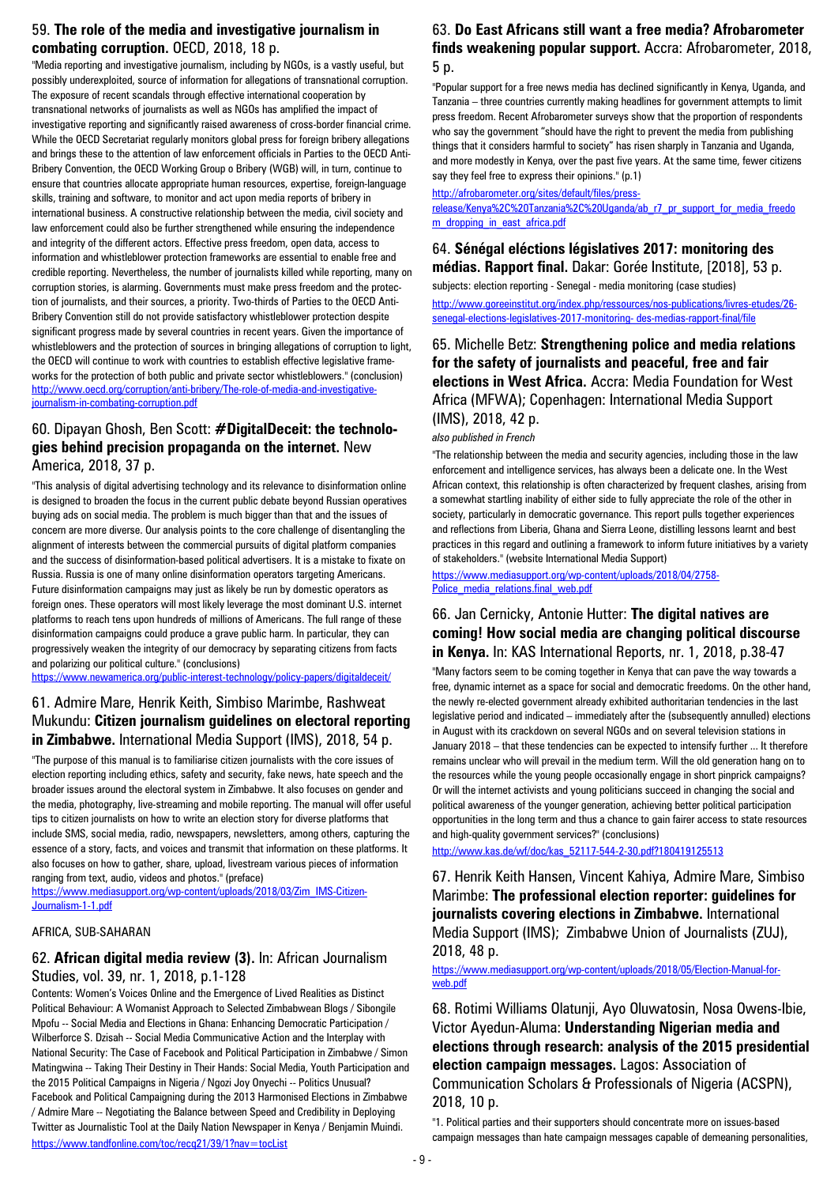59. **The role of the media and investigative journalism in combating corruption.** OECD, 2018, 18 p.

"Media reporting and investigative journalism, including by NGOs, is a vastly useful, but possibly underexploited, source of information for allegations of transnational corruption. The exposure of recent scandals through effective international cooperation by transnational networks of journalists as well as NGOs has amplified the impact of investigative reporting and significantly raised awareness of cross-border financial crime. While the OECD Secretariat regularly monitors global press for foreign bribery allegations and brings these to the attention of law enforcement officials in Parties to the OECD Anti-Bribery Convention, the OECD Working Group o Bribery (WGB) will, in turn, continue to ensure that countries allocate appropriate human resources, expertise, foreign-language skills, training and software, to monitor and act upon media reports of bribery in international business. A constructive relationship between the media, civil society and law enforcement could also be further strengthened while ensuring the independence and integrity of the different actors. Effective press freedom, open data, access to information and whistleblower protection frameworks are essential to enable free and credible reporting. Nevertheless, the number of journalists killed while reporting, many on corruption stories, is alarming. Governments must make press freedom and the protection of journalists, and their sources, a priority. Two-thirds of Parties to the OECD Anti-Bribery Convention still do not provide satisfactory whistleblower protection despite significant progress made by several countries in recent years. Given the importance of whistleblowers and the protection of sources in bringing allegations of corruption to light, the OECD will continue to work with countries to establish effective legislative frameworks for the protection of both public and private sector whistleblowers." (conclusion)
http://www.oecd.org/corruption/anti-bribery/The-role-of-media-and-investigative-journalism-in-combating-corruption.pdf

60. Dipayan Ghosh, Ben Scott: **#DigitalDeceit: the technologies behind precision propaganda on the internet.** New America, 2018, 37 p.

"This analysis of digital advertising technology and its relevance to disinformation online is designed to broaden the focus in the current public debate beyond Russian operatives buying ads on social media. The problem is much bigger than that and the issues of concern are more diverse. Our analysis points to the core challenge of disentangling the alignment of interests between the commercial pursuits of digital platform companies and the success of disinformation-based political advertisers. It is a mistake to fixate on Russia. Russia is one of many online disinformation operators targeting Americans. Future disinformation campaigns may just as likely be run by domestic operators as foreign ones. These operators will most likely leverage the most dominant U.S. internet platforms to reach tens upon hundreds of millions of Americans. The full range of these disinformation campaigns could produce a grave public harm. In particular, they can progressively weaken the integrity of our democracy by separating citizens from facts and polarizing our political culture." (conclusions)
https://www.newamerica.org/public-interest-technology/policy-papers/digitaldeceit/

61. Admire Mare, Henrik Keith, Simbiso Marimbe, Rashweat Mukundu: **Citizen journalism guidelines on electoral reporting in Zimbabwe.** International Media Support (IMS), 2018, 54 p.

"The purpose of this manual is to familiarise citizen journalists with the core issues of election reporting including ethics, safety and security, fake news, hate speech and the broader issues around the electoral system in Zimbabwe. It also focuses on gender and the media, photography, live-streaming and mobile reporting. The manual will offer useful tips to citizen journalists on how to write an election story for diverse platforms that include SMS, social media, radio, newspapers, newsletters, among others, capturing the essence of a story, facts, and voices and transmit that information on these platforms. It also focuses on how to gather, share, upload, livestream various pieces of information ranging from text, audio, videos and photos." (preface)
https://www.mediasupport.org/wp-content/uploads/2018/03/Zim_IMS-Citizen-Journalism-1-1.pdf

## AFRICA, SUB-SAHARAN

62. **African digital media review (3).** In: African Journalism Studies, vol. 39, nr. 1, 2018, p.1-128

Contents: Women's Voices Online and the Emergence of Lived Realities as Distinct Political Behaviour: A Womanist Approach to Selected Zimbabwean Blogs / Sibongile Mpofu -- Social Media and Elections in Ghana: Enhancing Democratic Participation / Wilberforce S. Dzisah -- Social Media Communicative Action and the Interplay with National Security: The Case of Facebook and Political Participation in Zimbabwe / Simon Matingwina -- Taking Their Destiny in Their Hands: Social Media, Youth Participation and the 2015 Political Campaigns in Nigeria / Ngozi Joy Onyechi -- Politics Unusual? Facebook and Political Campaigning during the 2013 Harmonised Elections in Zimbabwe / Admire Mare -- Negotiating the Balance between Speed and Credibility in Deploying Twitter as Journalistic Tool at the Daily Nation Newspaper in Kenya / Benjamin Muindi.
https://www.tandfonline.com/toc/recq21/39/1?nav=tocList

63. **Do East Africans still want a free media? Afrobarometer finds weakening popular support.** Accra: Afrobarometer, 2018, 5 p.

"Popular support for a free news media has declined significantly in Kenya, Uganda, and Tanzania – three countries currently making headlines for government attempts to limit press freedom. Recent Afrobarometer surveys show that the proportion of respondents who say the government "should have the right to prevent the media from publishing things that it considers harmful to society" has risen sharply in Tanzania and Uganda, and more modestly in Kenya, over the past five years. At the same time, fewer citizens say they feel free to express their opinions." (p.1)
http://afrobarometer.org/sites/default/files/press-release/Kenya%2C%20Tanzania%2C%20Uganda/ab_r7_pr_support_for_media_freedom_dropping_in_east_africa.pdf

64. **Sénégal éléctions législatives 2017: monitoring des médias. Rapport final.** Dakar: Gorée Institute, [2018], 53 p.

subjects: election reporting - Senegal - media monitoring (case studies)
http://www.goreeinstitut.org/index.php/ressources/nos-publications/livres-etudes/26-senegal-elections-legislatives-2017-monitoring- des-medias-rapport-final/file

65. Michelle Betz: **Strengthening police and media relations for the safety of journalists and peaceful, free and fair elections in West Africa.** Accra: Media Foundation for West Africa (MFWA); Copenhagen: International Media Support (IMS), 2018, 42 p.

*also published in French*

"The relationship between the media and security agencies, including those in the law enforcement and intelligence services, has always been a delicate one. In the West African context, this relationship is often characterized by frequent clashes, arising from a somewhat startling inability of either side to fully appreciate the role of the other in society, particularly in democratic governance. This report pulls together experiences and reflections from Liberia, Ghana and Sierra Leone, distilling lessons learnt and best practices in this regard and outlining a framework to inform future initiatives by a variety of stakeholders." (website International Media Support)
https://www.mediasupport.org/wp-content/uploads/2018/04/2758-Police_media_relations.final_web.pdf

66. Jan Cernicky, Antonie Hutter: **The digital natives are coming! How social media are changing political discourse in Kenya.** In: KAS International Reports, nr. 1, 2018, p.38-47

"Many factors seem to be coming together in Kenya that can pave the way towards a free, dynamic internet as a space for social and democratic freedoms. On the other hand, the newly re-elected government already exhibited authoritarian tendencies in the last legislative period and indicated – immediately after the (subsequently annulled) elections in August with its crackdown on several NGOs and on several television stations in January 2018 – that these tendencies can be expected to intensify further ... It therefore remains unclear who will prevail in the medium term. Will the old generation hang on to the resources while the young people occasionally engage in short pinprick campaigns? Or will the internet activists and young politicians succeed in changing the social and political awareness of the younger generation, achieving better political participation opportunities in the long term and thus a chance to gain fairer access to state resources and high-quality government services?" (conclusions)
http://www.kas.de/wf/doc/kas_52117-544-2-30.pdf?180419125513

67. Henrik Keith Hansen, Vincent Kahiya, Admire Mare, Simbiso Marimbe: **The professional election reporter: guidelines for journalists covering elections in Zimbabwe.** International Media Support (IMS); Zimbabwe Union of Journalists (ZUJ), 2018, 48 p.

https://www.mediasupport.org/wp-content/uploads/2018/05/Election-Manual-for-web.pdf

68. Rotimi Williams Olatunji, Ayo Oluwatosin, Nosa Owens-Ibie, Victor Ayedun-Aluma: **Understanding Nigerian media and elections through research: analysis of the 2015 presidential election campaign messages.** Lagos: Association of Communication Scholars & Professionals of Nigeria (ACSPN), 2018, 10 p.

"1. Political parties and their supporters should concentrate more on issues-based campaign messages than hate campaign messages capable of demeaning personalities,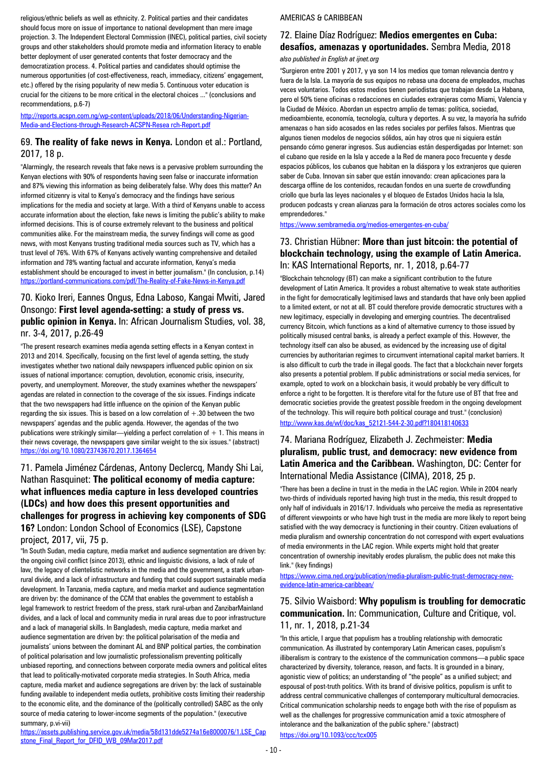religious/ethnic beliefs as well as ethnicity. 2. Political parties and their candidates should focus more on issue of importance to national development than mere image projection. 3. The Independent Electoral Commission (INEC), political parties, civil society groups and other stakeholders should promote media and information literacy to enable better deployment of user generated contents that foster democracy and the democratization process. 4. Political parties and candidates should optimise the numerous opportunities (of cost-effectiveness, reach, immediacy, citizens' engagement, etc.) offered by the rising popularity of new media 5. Continuous voter education is crucial for the citizens to be more critical in the electoral choices ..." (conclusions and recommendations, p.6-7)

http://reports.acspn.com.ng/wp-content/uploads/2018/06/Understanding-Nigerian-Media-and-Elections-through-Research-ACSPN-Resea rch-Report.pdf

## 69. **The reality of fake news in Kenya.** London et al.: Portland, 2017, 18 p.

"Alarmingly, the research reveals that fake news is a pervasive problem surrounding the Kenyan elections with 90% of respondents having seen false or inaccurate information and 87% viewing this information as being deliberately false. Why does this matter? An informed citizenry is vital to Kenya's democracy and the findings have serious implications for the media and society at large. With a third of Kenyans unable to access accurate information about the election, fake news is limiting the public's ability to make informed decisions. This is of course extremely relevant to the business and political communities alike. For the mainstream media, the survey findings will come as good news, with most Kenyans trusting traditional media sources such as TV, which has a trust level of 76%. With 67% of Kenyans actively wanting comprehensive and detailed information and 78% wanting factual and accurate information, Kenya's media establishment should be encouraged to invest in better journalism." (In conclusion, p.14)

https://portland-communications.com/pdf/The-Reality-of-Fake-News-in-Kenya.pdf

## 70. Kioko Ireri, Eannes Ongus, Edna Laboso, Kangai Mwiti, Jared Onsongo: **First level agenda-setting: a study of press vs. public opinion in Kenya.** In: African Journalism Studies, vol. 38, nr. 3-4, 2017, p.26-49

"The present research examines media agenda setting effects in a Kenyan context in 2013 and 2014. Specifically, focusing on the first level of agenda setting, the study investigates whether two national daily newspapers influenced public opinion on six issues of national importance: corruption, devolution, economic crisis, insecurity, poverty, and unemployment. Moreover, the study examines whether the newspapers' agendas are related in connection to the coverage of the six issues. Findings indicate that the two newspapers had little influence on the opinion of the Kenyan public regarding the six issues. This is based on a low correlation of +.30 between the two newspapers' agendas and the public agenda. However, the agendas of the two publications were strikingly similar—yielding a perfect correlation of + 1. This means in their news coverage, the newspapers gave similar weight to the six issues." (abstract)

https://doi.org/10.1080/23743670.2017.1364654

## 71. Pamela Jiménez Cárdenas, Antony Declercq, Mandy Shi Lai, Nathan Rasquinet: **The political economy of media capture: what influences media capture in less developed countries (LDCs) and how does this present opportunities and challenges for progress in achieving key components of SDG 16?** London: London School of Economics (LSE), Capstone project, 2017, vii, 75 p.

"In South Sudan, media capture, media market and audience segmentation are driven by: the ongoing civil conflict (since 2013), ethnic and linguistic divisions, a lack of rule of law, the legacy of clientelistic networks in the media and the government, a stark urban-rural divide, and a lack of infrastructure and funding that could support sustainable media development. In Tanzania, media capture, and media market and audience segmentation are driven by: the dominance of the CCM that enables the government to establish a legal framework to restrict freedom of the press, stark rural-urban and ZanzibarMainland divides, and a lack of local and community media in rural areas due to poor infrastructure and a lack of managerial skills. In Bangladesh, media capture, media market and audience segmentation are driven by: the political polarisation of the media and journalists' unions between the dominant AL and BNP political parties, the combination of political polarisation and low journalistic professionalism preventing politically unbiased reporting, and connections between corporate media owners and political elites that lead to politically-motivated corporate media strategies. In South Africa, media capture, media market and audience segregations are driven by: the lack of sustainable funding available to independent media outlets, prohibitive costs limiting their readership to the economic elite, and the dominance of the (politically controlled) SABC as the only source of media catering to lower-income segments of the population." (executive summary, p.vi-vii)

https://assets.publishing.service.gov.uk/media/58d131dde5274a16e8000076/1.LSE_Capstone_Final_Report_for_DFID_WB_09Mar2017.pdf

# AMERICAS & CARIBBEAN

## 72. Elaine Díaz Rodríguez: **Medios emergentes en Cuba: desafíos, amenazas y oportunidades.** Sembra Media, 2018

*also published in English at ijnet.org*

"Surgieron entre 2001 y 2017, y ya son 14 los medios que toman relevancia dentro y fuera de la Isla. La mayoría de sus equipos no rebasa una docena de empleados, muchas veces voluntarios. Todos estos medios tienen periodistas que trabajan desde La Habana, pero el 50% tiene oficinas o redacciones en ciudades extranjeras como Miami, Valencia y la Ciudad de México. Abordan un espectro amplio de temas: política, sociedad, medioambiente, economía, tecnología, cultura y deportes. A su vez, la mayoría ha sufrido amenazas o han sido acosados en las redes sociales por perfiles falsos. Mientras que algunos tienen modelos de negocios sólidos, aún hay otros que ni siquiera están pensando cómo generar ingresos. Sus audiencias están desperdigadas por Internet: son el cubano que reside en la Isla y accede a la Red de manera poco frecuente y desde espacios públicos, los cubanos que habitan en la diáspora y los extranjeros que quieren saber de Cuba. Innovan sin saber que están innovando: crean aplicaciones para la descarga offline de los contenidos, recaudan fondos en una suerte de crowdfunding criollo que burla las leyes nacionales y el bloqueo de Estados Unidos hacia la Isla, producen podcasts y crean alianzas para la formación de otros actores sociales como los emprendedores."

https://www.sembramedia.org/medios-emergentes-en-cuba/

## 73. Christian Hübner: **More than just bitcoin: the potential of blockchain technology, using the example of Latin America.** In: KAS International Reports, nr. 1, 2018, p.64-77

"Blockchain tehcnology (BT) can make a significant contribution to the future development of Latin America. It provides a robust alternative to weak state authorities in the fight for democratically legitimised laws and standards that have only been applied to a limited extent, or not at all. BT could therefore provide democratic structures with a new legitimacy, especially in developing and emerging countries. The decentralised currency Bitcoin, which functions as a kind of alternative currency to those issued by politically misused central banks, is already a perfect example of this. However, the technology itself can also be abused, as evidenced by the increasing use of digital currencies by authoritarian regimes to circumvent international capital market barriers. It is also difficult to curb the trade in illegal goods. The fact that a blockchain never forgets also presents a potential problem. If public administrations or social media services, for example, opted to work on a blockchain basis, it would probably be very difficult to enforce a right to be forgotten. It is therefore vital for the future use of BT that free and democratic societies provide the greatest possible freedom in the ongoing development of the technology. This will require both political courage and trust." (conclusion)

http://www.kas.de/wf/doc/kas_52121-544-2-30.pdf?180418140633

## 74. Mariana Rodríguez, Elizabeth J. Zechmeister: **Media pluralism, public trust, and democracy: new evidence from Latin America and the Caribbean.** Washington, DC: Center for International Media Assistance (CIMA), 2018, 25 p.

"There has been a decline in trust in the media in the LAC region. While in 2004 nearly two-thirds of individuals reported having high trust in the media, this result dropped to only half of individuals in 2016/17. Individuals who perceive the media as representative of different viewpoints or who have high trust in the media are more likely to report being satisfied with the way democracy is functioning in their country. Citizen evaluations of media pluralism and ownership concentration do not correspond with expert evaluations of media environments in the LAC region. While experts might hold that greater concentration of ownership inevitably erodes pluralism, the public does not make this link." (key findings)

https://www.cima.ned.org/publication/media-pluralism-public-trust-democracy-new-evidence-latin-america-caribbean/

## 75. Silvio Waisbord: **Why populism is troubling for democratic communication.** In: Communication, Culture and Critique, vol. 11, nr. 1, 2018, p.21-34

"In this article, I argue that populism has a troubling relationship with democratic communication. As illustrated by contemporary Latin American cases, populism's illiberalism is contrary to the existence of the communication commons—a public space characterized by diversity, tolerance, reason, and facts. It is grounded in a binary, agonistic view of politics; an understanding of "the people" as a unified subject; and espousal of post-truth politics. With its brand of divisive politics, populism is unfit to address central communicative challenges of contemporary multicultural democracies. Critical communication scholarship needs to engage both with the rise of populism as well as the challenges for progressive communication amid a toxic atmosphere of intolerance and the balkanization of the public sphere." (abstract)

https://doi.org/10.1093/ccc/tcx005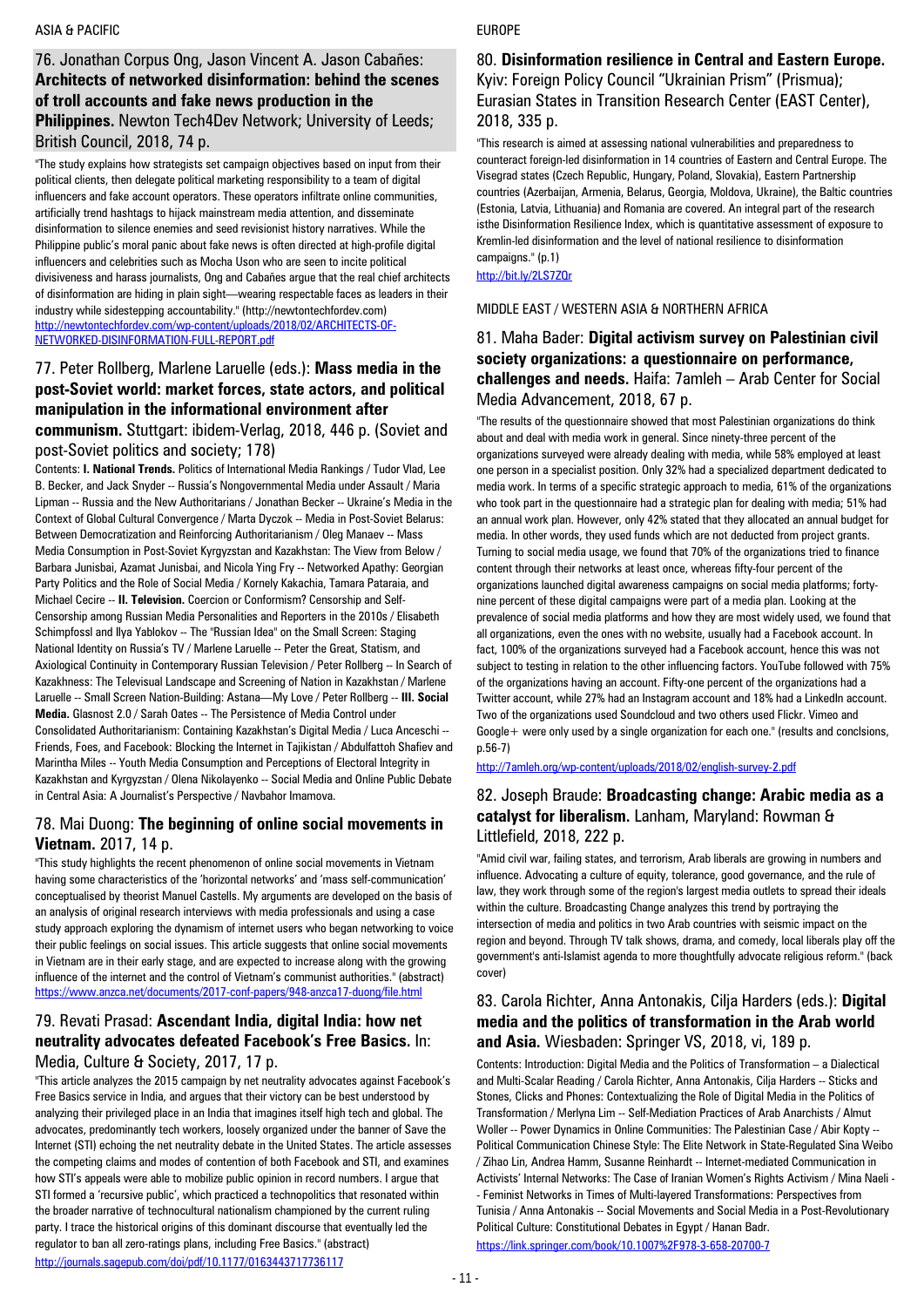## ASIA & PACIFIC

### 76. Jonathan Corpus Ong, Jason Vincent A. Jason Cabañes: **Architects of networked disinformation: behind the scenes of troll accounts and fake news production in the Philippines.** Newton Tech4Dev Network; University of Leeds; British Council, 2018, 74 p.

"The study explains how strategists set campaign objectives based on input from their political clients, then delegate political marketing responsibility to a team of digital influencers and fake account operators. These operators infiltrate online communities, artificially trend hashtags to hijack mainstream media attention, and disseminate disinformation to silence enemies and seed revisionist history narratives. While the Philippine public's moral panic about fake news is often directed at high-profile digital influencers and celebrities such as Mocha Uson who are seen to incite political divisiveness and harass journalists, Ong and Cabañes argue that the real chief architects of disinformation are hiding in plain sight—wearing respectable faces as leaders in their industry while sidestepping accountability." (http://newtontechfordev.com)
http://newtontechfordev.com/wp-content/uploads/2018/02/ARCHITECTS-OF-NETWORKED-DISINFORMATION-FULL-REPORT.pdf

### 77. Peter Rollberg, Marlene Laruelle (eds.): **Mass media in the post-Soviet world: market forces, state actors, and political manipulation in the informational environment after communism.** Stuttgart: ibidem-Verlag, 2018, 446 p. (Soviet and post-Soviet politics and society; 178)

Contents: **I. National Trends.** Politics of International Media Rankings / Tudor Vlad, Lee B. Becker, and Jack Snyder -- Russia's Nongovernmental Media under Assault / Maria Lipman -- Russia and the New Authoritarians / Jonathan Becker -- Ukraine's Media in the Context of Global Cultural Convergence / Marta Dyczok -- Media in Post-Soviet Belarus: Between Democratization and Reinforcing Authoritarianism / Oleg Manaev -- Mass Media Consumption in Post-Soviet Kyrgyzstan and Kazakhstan: The View from Below / Barbara Junisbai, Azamat Junisbai, and Nicola Ying Fry -- Networked Apathy: Georgian Party Politics and the Role of Social Media / Kornely Kakachia, Tamara Pataraia, and Michael Cecire -- **II. Television.** Coercion or Conformism? Censorship and Self-Censorship among Russian Media Personalities and Reporters in the 2010s / Elisabeth Schimpfossl and Ilya Yablokov -- The "Russian Idea" on the Small Screen: Staging National Identity on Russia's TV / Marlene Laruelle -- Peter the Great, Statism, and Axiological Continuity in Contemporary Russian Television / Peter Rollberg -- In Search of Kazakhness: The Televisual Landscape and Screening of Nation in Kazakhstan / Marlene Laruelle -- Small Screen Nation-Building: Astana—My Love / Peter Rollberg -- **III. Social Media.** Glasnost 2.0 / Sarah Oates -- The Persistence of Media Control under Consolidated Authoritarianism: Containing Kazakhstan's Digital Media / Luca Anceschi -- Friends, Foes, and Facebook: Blocking the Internet in Tajikistan / Abdulfattoh Shafiev and Marintha Miles -- Youth Media Consumption and Perceptions of Electoral Integrity in Kazakhstan and Kyrgyzstan / Olena Nikolayenko -- Social Media and Online Public Debate in Central Asia: A Journalist's Perspective / Navbahor Imamova.

### 78. Mai Duong: **The beginning of online social movements in Vietnam.** 2017, 14 p.

"This study highlights the recent phenomenon of online social movements in Vietnam having some characteristics of the 'horizontal networks' and 'mass self-communication' conceptualised by theorist Manuel Castells. My arguments are developed on the basis of an analysis of original research interviews with media professionals and using a case study approach exploring the dynamism of internet users who began networking to voice their public feelings on social issues. This article suggests that online social movements in Vietnam are in their early stage, and are expected to increase along with the growing influence of the internet and the control of Vietnam's communist authorities." (abstract)
https://www.anzca.net/documents/2017-conf-papers/948-anzca17-duong/file.html

### 79. Revati Prasad: **Ascendant India, digital India: how net neutrality advocates defeated Facebook's Free Basics.** In: Media, Culture & Society, 2017, 17 p.

"This article analyzes the 2015 campaign by net neutrality advocates against Facebook's Free Basics service in India, and argues that their victory can be best understood by analyzing their privileged place in an India that imagines itself high tech and global. The advocates, predominantly tech workers, loosely organized under the banner of Save the Internet (STI) echoing the net neutrality debate in the United States. The article assesses the competing claims and modes of contention of both Facebook and STI, and examines how STI's appeals were able to mobilize public opinion in record numbers. I argue that STI formed a 'recursive public', which practiced a technopolitics that resonated within the broader narrative of technocultural nationalism championed by the current ruling party. I trace the historical origins of this dominant discourse that eventually led the regulator to ban all zero-ratings plans, including Free Basics." (abstract)
http://journals.sagepub.com/doi/pdf/10.1177/0163443717736117

## EUROPE

### 80. **Disinformation resilience in Central and Eastern Europe.** Kyiv: Foreign Policy Council "Ukrainian Prism" (Prismua); Eurasian States in Transition Research Center (EAST Center), 2018, 335 p.

"This research is aimed at assessing national vulnerabilities and preparedness to counteract foreign-led disinformation in 14 countries of Eastern and Central Europe. The Visegrad states (Czech Republic, Hungary, Poland, Slovakia), Eastern Partnership countries (Azerbaijan, Armenia, Belarus, Georgia, Moldova, Ukraine), the Baltic countries (Estonia, Latvia, Lithuania) and Romania are covered. An integral part of the research isthe Disinformation Resilience Index, which is quantitative assessment of exposure to Kremlin-led disinformation and the level of national resilience to disinformation campaigns." (p.1)
http://bit.ly/2LS7ZQr

## MIDDLE EAST / WESTERN ASIA & NORTHERN AFRICA

### 81. Maha Bader: **Digital activism survey on Palestinian civil society organizations: a questionnaire on performance, challenges and needs.** Haifa: 7amleh – Arab Center for Social Media Advancement, 2018, 67 p.

"The results of the questionnaire showed that most Palestinian organizations do think about and deal with media work in general. Since ninety-three percent of the organizations surveyed were already dealing with media, while 58% employed at least one person in a specialist position. Only 32% had a specialized department dedicated to media work. In terms of a specific strategic approach to media, 61% of the organizations who took part in the questionnaire had a strategic plan for dealing with media; 51% had an annual work plan. However, only 42% stated that they allocated an annual budget for media. In other words, they used funds which are not deducted from project grants. Turning to social media usage, we found that 70% of the organizations tried to finance content through their networks at least once, whereas fifty-four percent of the organizations launched digital awareness campaigns on social media platforms; forty-nine percent of these digital campaigns were part of a media plan. Looking at the prevalence of social media platforms and how they are most widely used, we found that all organizations, even the ones with no website, usually had a Facebook account. In fact, 100% of the organizations surveyed had a Facebook account, hence this was not subject to testing in relation to the other influencing factors. YouTube followed with 75% of the organizations having an account. Fifty-one percent of the organizations had a Twitter account, while 27% had an Instagram account and 18% had a LinkedIn account. Two of the organizations used Soundcloud and two others used Flickr. Vimeo and Google+ were only used by a single organization for each one." (results and conclsions, p.56-7)
http://7amleh.org/wp-content/uploads/2018/02/english-survey-2.pdf

### 82. Joseph Braude: **Broadcasting change: Arabic media as a catalyst for liberalism.** Lanham, Maryland: Rowman & Littlefield, 2018, 222 p.

"Amid civil war, failing states, and terrorism, Arab liberals are growing in numbers and influence. Advocating a culture of equity, tolerance, good governance, and the rule of law, they work through some of the region's largest media outlets to spread their ideals within the culture. Broadcasting Change analyzes this trend by portraying the intersection of media and politics in two Arab countries with seismic impact on the region and beyond. Through TV talk shows, drama, and comedy, local liberals play off the government's anti-Islamist agenda to more thoughtfully advocate religious reform." (back cover)

### 83. Carola Richter, Anna Antonakis, Cilja Harders (eds.): **Digital media and the politics of transformation in the Arab world and Asia.** Wiesbaden: Springer VS, 2018, vi, 189 p.

Contents: Introduction: Digital Media and the Politics of Transformation – a Dialectical and Multi-Scalar Reading / Carola Richter, Anna Antonakis, Cilja Harders -- Sticks and Stones, Clicks and Phones: Contextualizing the Role of Digital Media in the Politics of Transformation / Merlyna Lim -- Self-Mediation Practices of Arab Anarchists / Almut Woller -- Power Dynamics in Online Communities: The Palestinian Case / Abir Kopty -- Political Communication Chinese Style: The Elite Network in State-Regulated Sina Weibo / Zihao Lin, Andrea Hamm, Susanne Reinhardt -- Internet-mediated Communication in Activists' Internal Networks: The Case of Iranian Women's Rights Activism / Mina Naeli -- Feminist Networks in Times of Multi-layered Transformations: Perspectives from Tunisia / Anna Antonakis -- Social Movements and Social Media in a Post-Revolutionary Political Culture: Constitutional Debates in Egypt / Hanan Badr.
https://link.springer.com/book/10.1007%2F978-3-658-20700-7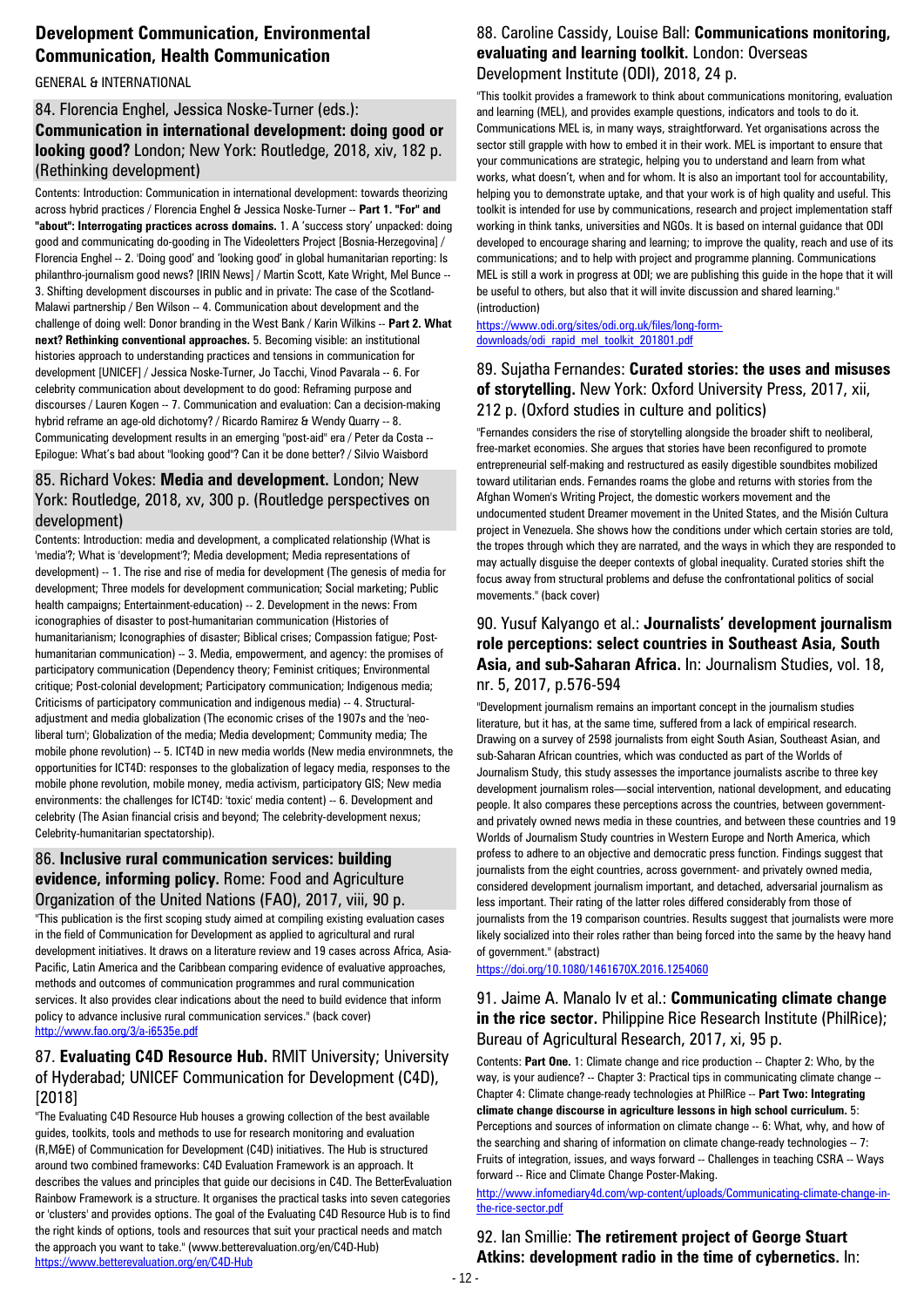## Development Communication, Environmental Communication, Health Communication

GENERAL & INTERNATIONAL

### 84. Florencia Enghel, Jessica Noske-Turner (eds.): **Communication in international development: doing good or looking good?** London; New York: Routledge, 2018, xiv, 182 p. (Rethinking development)

Contents: Introduction: Communication in international development: towards theorizing across hybrid practices / Florencia Enghel & Jessica Noske-Turner -- **Part 1. "For" and "about": Interrogating practices across domains.** 1. A 'success story' unpacked: doing good and communicating do-gooding in The Videoletters Project [Bosnia-Herzegovina] / Florencia Enghel -- 2. 'Doing good' and 'looking good' in global humanitarian reporting: Is philanthro-journalism good news? [IRIN News] / Martin Scott, Kate Wright, Mel Bunce -- 3. Shifting development discourses in public and in private: The case of the Scotland-Malawi partnership / Ben Wilson -- 4. Communication about development and the challenge of doing well: Donor branding in the West Bank / Karin Wilkins -- **Part 2. What next? Rethinking conventional approaches.** 5. Becoming visible: an institutional histories approach to understanding practices and tensions in communication for development [UNICEF] / Jessica Noske-Turner, Jo Tacchi, Vinod Pavarala -- 6. For celebrity communication about development to do good: Reframing purpose and discourses / Lauren Kogen -- 7. Communication and evaluation: Can a decision-making hybrid reframe an age-old dichotomy? / Ricardo Ramirez & Wendy Quarry -- 8. Communicating development results in an emerging "post-aid" era / Peter da Costa -- Epilogue: What's bad about "looking good"? Can it be done better? / Silvio Waisbord

### 85. Richard Vokes: **Media and development.** London; New York: Routledge, 2018, xv, 300 p. (Routledge perspectives on development)

Contents: Introduction: media and development, a complicated relationship (What is 'media'?; What is 'development'?; Media development; Media representations of development) -- 1. The rise and rise of media for development (The genesis of media for development; Three models for development communication; Social marketing; Public health campaigns; Entertainment-education) -- 2. Development in the news: From iconographies of disaster to post-humanitarian communication (Histories of humanitarianism; Iconographies of disaster; Biblical crises; Compassion fatigue; Post-humanitarian communication) -- 3. Media, empowerment, and agency: the promises of participatory communication (Dependency theory; Feminist critiques; Environmental critique; Post-colonial development; Participatory communication; Indigenous media; Criticisms of participatory communication and indigenous media) -- 4. Structural-adjustment and media globalization (The economic crises of the 1907s and the 'neo-liberal turn'; Globalization of the media; Media development; Community media; The mobile phone revolution) -- 5. ICT4D in new media worlds (New media environnmets, the opportunities for ICT4D: responses to the globalization of legacy media, responses to the mobile phone revolution, mobile money, media activism, participatory GIS; New media environments: the challenges for ICT4D: 'toxic' media content) -- 6. Development and celebrity (The Asian financial crisis and beyond; The celebrity-development nexus; Celebrity-humanitarian spectatorship).

### 86. **Inclusive rural communication services: building evidence, informing policy.** Rome: Food and Agriculture Organization of the United Nations (FAO), 2017, viii, 90 p.

"This publication is the first scoping study aimed at compiling existing evaluation cases in the field of Communication for Development as applied to agricultural and rural development initiatives. It draws on a literature review and 19 cases across Africa, Asia-Pacific, Latin America and the Caribbean comparing evidence of evaluative approaches, methods and outcomes of communication programmes and rural communication services. It also provides clear indications about the need to build evidence that inform policy to advance inclusive rural communication services." (back cover)
http://www.fao.org/3/a-i6535e.pdf

### 87. **Evaluating C4D Resource Hub.** RMIT University; University of Hyderabad; UNICEF Communication for Development (C4D), [2018]

"The Evaluating C4D Resource Hub houses a growing collection of the best available guides, toolkits, tools and methods to use for research monitoring and evaluation (R,M&E) of Communication for Development (C4D) initiatives. The Hub is structured around two combined frameworks: C4D Evaluation Framework is an approach. It describes the values and principles that guide our decisions in C4D. The BetterEvaluation Rainbow Framework is a structure. It organises the practical tasks into seven categories or 'clusters' and provides options. The goal of the Evaluating C4D Resource Hub is to find the right kinds of options, tools and resources that suit your practical needs and match the approach you want to take." (www.betterevaluation.org/en/C4D-Hub)
https://www.betterevaluation.org/en/C4D-Hub

### 88. Caroline Cassidy, Louise Ball: **Communications monitoring, evaluating and learning toolkit.** London: Overseas Development Institute (ODI), 2018, 24 p.

"This toolkit provides a framework to think about communications monitoring, evaluation and learning (MEL), and provides example questions, indicators and tools to do it. Communications MEL is, in many ways, straightforward. Yet organisations across the sector still grapple with how to embed it in their work. MEL is important to ensure that your communications are strategic, helping you to understand and learn from what works, what doesn't, when and for whom. It is also an important tool for accountability, helping you to demonstrate uptake, and that your work is of high quality and useful. This toolkit is intended for use by communications, research and project implementation staff working in think tanks, universities and NGOs. It is based on internal guidance that ODI developed to encourage sharing and learning; to improve the quality, reach and use of its communications; and to help with project and programme planning. Communications MEL is still a work in progress at ODI; we are publishing this guide in the hope that it will be useful to others, but also that it will invite discussion and shared learning." (introduction)
https://www.odi.org/sites/odi.org.uk/files/long-form-downloads/odi_rapid_mel_toolkit_201801.pdf

### 89. Sujatha Fernandes: **Curated stories: the uses and misuses of storytelling.** New York: Oxford University Press, 2017, xii, 212 p. (Oxford studies in culture and politics)

"Fernandes considers the rise of storytelling alongside the broader shift to neoliberal, free-market economies. She argues that stories have been reconfigured to promote entrepreneurial self-making and restructured as easily digestible soundbites mobilized toward utilitarian ends. Fernandes roams the globe and returns with stories from the Afghan Women's Writing Project, the domestic workers movement and the undocumented student Dreamer movement in the United States, and the Misión Cultura project in Venezuela. She shows how the conditions under which certain stories are told, the tropes through which they are narrated, and the ways in which they are responded to may actually disguise the deeper contexts of global inequality. Curated stories shift the focus away from structural problems and defuse the confrontational politics of social movements." (back cover)

### 90. Yusuf Kalyango et al.: **Journalists' development journalism role perceptions: select countries in Southeast Asia, South Asia, and sub-Saharan Africa.** In: Journalism Studies, vol. 18, nr. 5, 2017, p.576-594

"Development journalism remains an important concept in the journalism studies literature, but it has, at the same time, suffered from a lack of empirical research. Drawing on a survey of 2598 journalists from eight South Asian, Southeast Asian, and sub-Saharan African countries, which was conducted as part of the Worlds of Journalism Study, this study assesses the importance journalists ascribe to three key development journalism roles—social intervention, national development, and educating people. It also compares these perceptions across the countries, between government- and privately owned news media in these countries, and between these countries and 19 Worlds of Journalism Study countries in Western Europe and North America, which profess to adhere to an objective and democratic press function. Findings suggest that journalists from the eight countries, across government- and privately owned media, considered development journalism important, and detached, adversarial journalism as less important. Their rating of the latter roles differed considerably from those of journalists from the 19 comparison countries. Results suggest that journalists were more likely socialized into their roles rather than being forced into the same by the heavy hand of government." (abstract)
https://doi.org/10.1080/1461670X.2016.1254060

### 91. Jaime A. Manalo Iv et al.: **Communicating climate change in the rice sector.** Philippine Rice Research Institute (PhilRice); Bureau of Agricultural Research, 2017, xi, 95 p.

Contents: **Part One.** 1: Climate change and rice production -- Chapter 2: Who, by the way, is your audience? -- Chapter 3: Practical tips in communicating climate change -- Chapter 4: Climate change-ready technologies at PhilRice -- **Part Two: Integrating climate change discourse in agriculture lessons in high school curriculum.** 5: Perceptions and sources of information on climate change -- 6: What, why, and how of the searching and sharing of information on climate change-ready technologies -- 7: Fruits of integration, issues, and ways forward -- Challenges in teaching CSRA -- Ways forward -- Rice and Climate Change Poster-Making.
http://www.infomediary4d.com/wp-content/uploads/Communicating-climate-change-in-the-rice-sector.pdf

### 92. Ian Smillie: **The retirement project of George Stuart Atkins: development radio in the time of cybernetics.** In: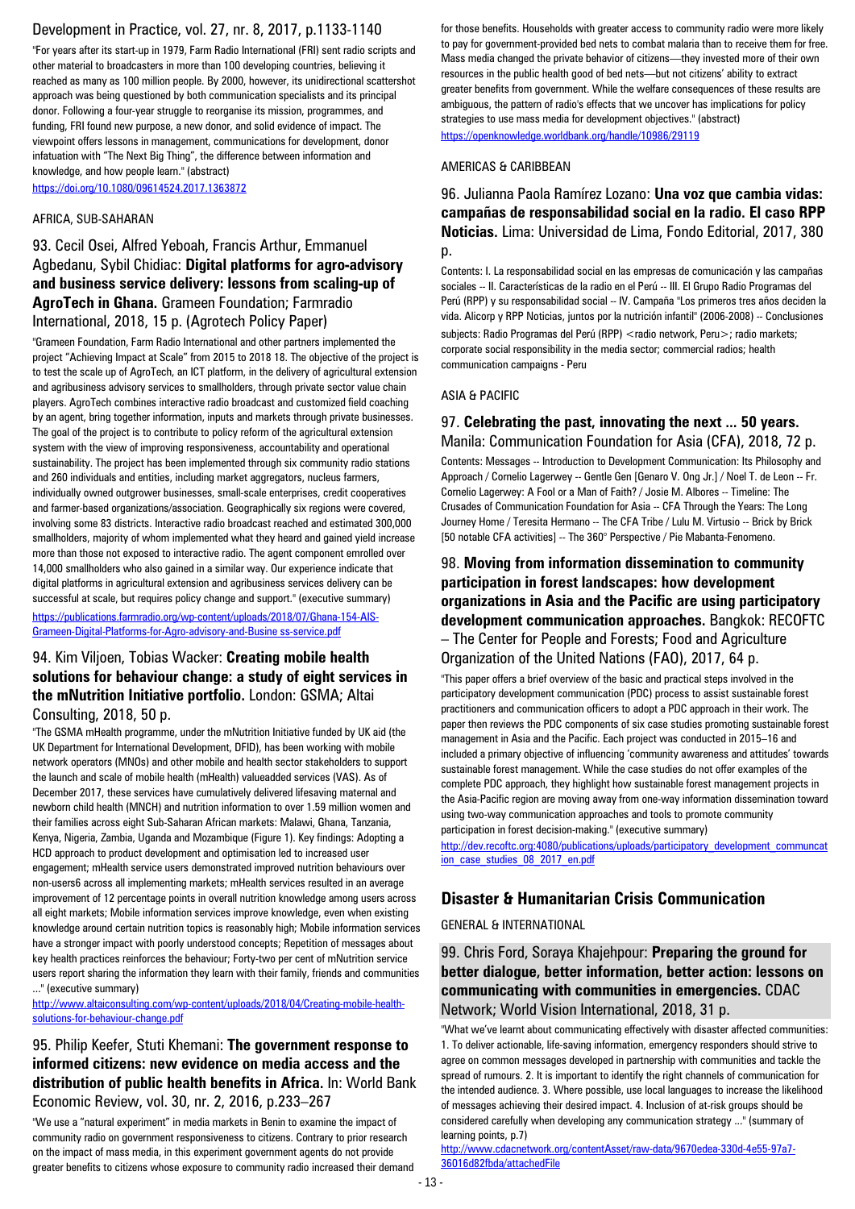## Development in Practice, vol. 27, nr. 8, 2017, p.1133-1140

"For years after its start-up in 1979, Farm Radio International (FRI) sent radio scripts and other material to broadcasters in more than 100 developing countries, believing it reached as many as 100 million people. By 2000, however, its unidirectional scattershot approach was being questioned by both communication specialists and its principal donor. Following a four-year struggle to reorganise its mission, programmes, and funding, FRI found new purpose, a new donor, and solid evidence of impact. The viewpoint offers lessons in management, communications for development, donor infatuation with "The Next Big Thing", the difference between information and knowledge, and how people learn." (abstract)

https://doi.org/10.1080/09614524.2017.1363872

AFRICA, SUB-SAHARAN

### 93. Cecil Osei, Alfred Yeboah, Francis Arthur, Emmanuel Agbedanu, Sybil Chidiac: **Digital platforms for agro-advisory and business service delivery: lessons from scaling-up of AgroTech in Ghana.** Grameen Foundation; Farmradio International, 2018, 15 p. (Agrotech Policy Paper)

"Grameen Foundation, Farm Radio International and other partners implemented the project "Achieving Impact at Scale" from 2015 to 2018 18. The objective of the project is to test the scale up of AgroTech, an ICT platform, in the delivery of agricultural extension and agribusiness advisory services to smallholders, through private sector value chain players. AgroTech combines interactive radio broadcast and customized field coaching by an agent, bring together information, inputs and markets through private businesses. The goal of the project is to contribute to policy reform of the agricultural extension system with the view of improving responsiveness, accountability and operational sustainability. The project has been implemented through six community radio stations and 260 individuals and entities, including market aggregators, nucleus farmers, individually owned outgrower businesses, small-scale enterprises, credit cooperatives and farmer-based organizations/association. Geographically six regions were covered, involving some 83 districts. Interactive radio broadcast reached and estimated 300,000 smallholders, majority of whom implemented what they heard and gained yield increase more than those not exposed to interactive radio. The agent component emrolled over 14,000 smallholders who also gained in a similar way. Our experience indicate that digital platforms in agricultural extension and agribusiness services delivery can be successful at scale, but requires policy change and support." (executive summary)

https://publications.farmradio.org/wp-content/uploads/2018/07/Ghana-154-AIS-Grameen-Digital-Platforms-for-Agro-advisory-and-Busine ss-service.pdf

### 94. Kim Viljoen, Tobias Wacker: **Creating mobile health solutions for behaviour change: a study of eight services in the mNutrition Initiative portfolio.** London: GSMA; Altai Consulting, 2018, 50 p.

"The GSMA mHealth programme, under the mNutrition Initiative funded by UK aid (the UK Department for International Development, DFID), has been working with mobile network operators (MNOs) and other mobile and health sector stakeholders to support the launch and scale of mobile health (mHealth) valueadded services (VAS). As of December 2017, these services have cumulatively delivered lifesaving maternal and newborn child health (MNCH) and nutrition information to over 1.59 million women and their families across eight Sub-Saharan African markets: Malawi, Ghana, Tanzania, Kenya, Nigeria, Zambia, Uganda and Mozambique (Figure 1). Key findings: Adopting a HCD approach to product development and optimisation led to increased user engagement; mHealth service users demonstrated improved nutrition behaviours over non-users6 across all implementing markets; mHealth services resulted in an average improvement of 12 percentage points in overall nutrition knowledge among users across all eight markets; Mobile information services improve knowledge, even when existing knowledge around certain nutrition topics is reasonably high; Mobile information services have a stronger impact with poorly understood concepts; Repetition of messages about key health practices reinforces the behaviour; Forty-two per cent of mNutrition service users report sharing the information they learn with their family, friends and communities ..." (executive summary)

http://www.altaiconsulting.com/wp-content/uploads/2018/04/Creating-mobile-health-solutions-for-behaviour-change.pdf

### 95. Philip Keefer, Stuti Khemani: **The government response to informed citizens: new evidence on media access and the distribution of public health benefits in Africa.** In: World Bank Economic Review, vol. 30, nr. 2, 2016, p.233–267

"We use a "natural experiment" in media markets in Benin to examine the impact of community radio on government responsiveness to citizens. Contrary to prior research on the impact of mass media, in this experiment government agents do not provide greater benefits to citizens whose exposure to community radio increased their demand for those benefits. Households with greater access to community radio were more likely to pay for government-provided bed nets to combat malaria than to receive them for free. Mass media changed the private behavior of citizens—they invested more of their own resources in the public health good of bed nets—but not citizens' ability to extract greater benefits from government. While the welfare consequences of these results are ambiguous, the pattern of radio's effects that we uncover has implications for policy strategies to use mass media for development objectives." (abstract)

https://openknowledge.worldbank.org/handle/10986/29119

AMERICAS & CARIBBEAN

### 96. Julianna Paola Ramírez Lozano: **Una voz que cambia vidas: campañas de responsabilidad social en la radio. El caso RPP Noticias.** Lima: Universidad de Lima, Fondo Editorial, 2017, 380 p.

Contents: I. La responsabilidad social en las empresas de comunicación y las campañas sociales -- II. Características de la radio en el Perú -- III. El Grupo Radio Programas del Perú (RPP) y su responsabilidad social -- IV. Campaña "Los primeros tres años deciden la vida. Alicorp y RPP Noticias, juntos por la nutrición infantil" (2006-2008) -- Conclusiones

subjects: Radio Programas del Perú (RPP) <radio network, Peru>; radio markets; corporate social responsibility in the media sector; commercial radios; health communication campaigns - Peru

ASIA & PACIFIC

### 97. **Celebrating the past, innovating the next ... 50 years.** Manila: Communication Foundation for Asia (CFA), 2018, 72 p.

Contents: Messages -- Introduction to Development Communication: Its Philosophy and Approach / Cornelio Lagerwey -- Gentle Gen [Genaro V. Ong Jr.] / Noel T. de Leon -- Fr. Cornelio Lagerwey: A Fool or a Man of Faith? / Josie M. Albores -- Timeline: The Crusades of Communication Foundation for Asia -- CFA Through the Years: The Long Journey Home / Teresita Hermano -- The CFA Tribe / Lulu M. Virtusio -- Brick by Brick [50 notable CFA activities] -- The 360° Perspective / Pie Mabanta-Fenomeno.

### 98. **Moving from information dissemination to community participation in forest landscapes: how development organizations in Asia and the Pacific are using participatory development communication approaches.** Bangkok: RECOFTC – The Center for People and Forests; Food and Agriculture Organization of the United Nations (FAO), 2017, 64 p.

"This paper offers a brief overview of the basic and practical steps involved in the participatory development communication (PDC) process to assist sustainable forest practitioners and communication officers to adopt a PDC approach in their work. The paper then reviews the PDC components of six case studies promoting sustainable forest management in Asia and the Pacific. Each project was conducted in 2015–16 and included a primary objective of influencing 'community awareness and attitudes' towards sustainable forest management. While the case studies do not offer examples of the complete PDC approach, they highlight how sustainable forest management projects in the Asia-Pacific region are moving away from one-way information dissemination toward using two-way communication approaches and tools to promote community participation in forest decision-making." (executive summary)

http://dev.recoftc.org:4080/publications/uploads/participatory_development_communcation_case_studies_08_2017_en.pdf

## Disaster & Humanitarian Crisis Communication

GENERAL & INTERNATIONAL

### 99. Chris Ford, Soraya Khajehpour: **Preparing the ground for better dialogue, better information, better action: lessons on communicating with communities in emergencies.** CDAC Network; World Vision International, 2018, 31 p.

"What we've learnt about communicating effectively with disaster affected communities: 1. To deliver actionable, life-saving information, emergency responders should strive to agree on common messages developed in partnership with communities and tackle the spread of rumours. 2. It is important to identify the right channels of communication for the intended audience. 3. Where possible, use local languages to increase the likelihood of messages achieving their desired impact. 4. Inclusion of at-risk groups should be considered carefully when developing any communication strategy ..." (summary of learning points, p.7)

http://www.cdacnetwork.org/contentAsset/raw-data/9670edea-330d-4e55-97a7-36016d82fbda/attachedFile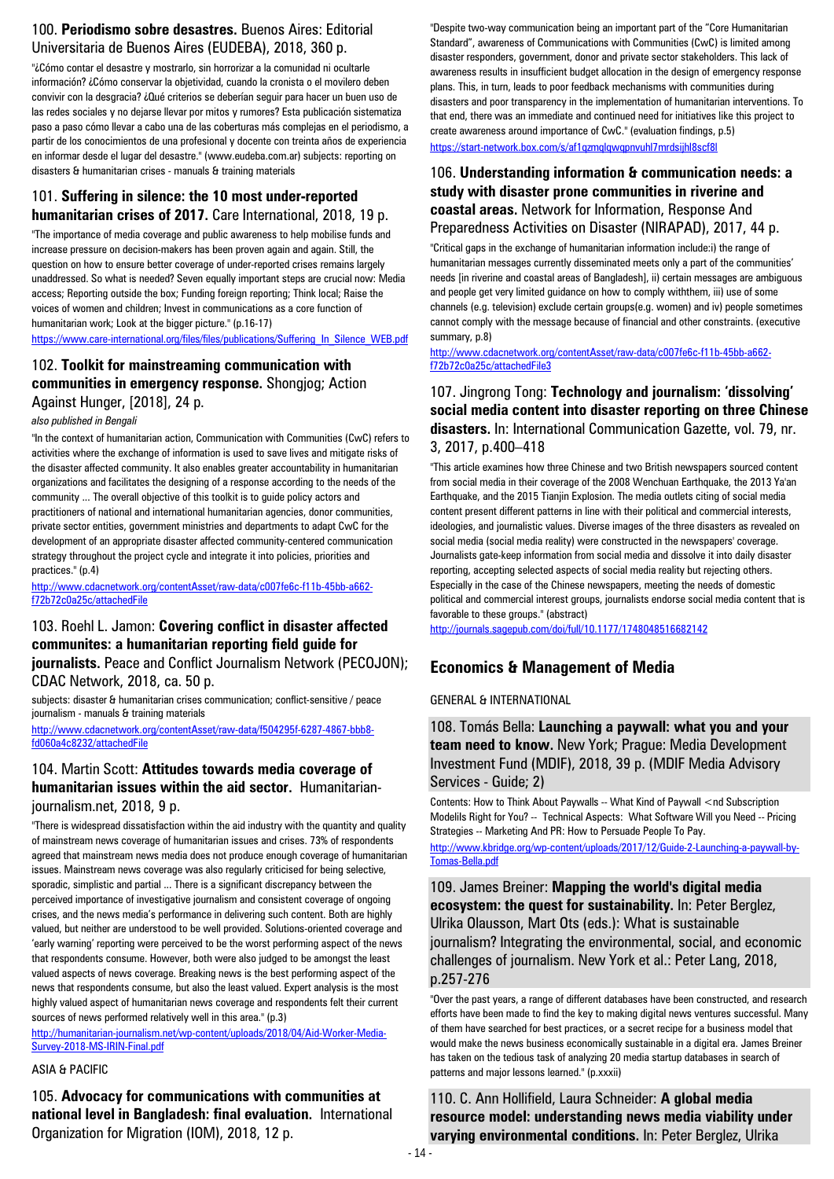### 100. **Periodismo sobre desastres.** Buenos Aires: Editorial Universitaria de Buenos Aires (EUDEBA), 2018, 360 p.

"¿Cómo contar el desastre y mostrarlo, sin horrorizar a la comunidad ni ocultarle información? ¿Cómo conservar la objetividad, cuando la cronista o el movilero deben convivir con la desgracia? ¿Qué criterios se deberían seguir para hacer un buen uso de las redes sociales y no dejarse llevar por mitos y rumores? Esta publicación sistematiza paso a paso cómo llevar a cabo una de las coberturas más complejas en el periodismo, a partir de los conocimientos de una profesional y docente con treinta años de experiencia en informar desde el lugar del desastre." (www.eudeba.com.ar) subjects: reporting on disasters & humanitarian crises - manuals & training materials

### 101. **Suffering in silence: the 10 most under-reported humanitarian crises of 2017.** Care International, 2018, 19 p.

"The importance of media coverage and public awareness to help mobilise funds and increase pressure on decision-makers has been proven again and again. Still, the question on how to ensure better coverage of under-reported crises remains largely unaddressed. So what is needed? Seven equally important steps are crucial now: Media access; Reporting outside the box; Funding foreign reporting; Think local; Raise the voices of women and children; Invest in communications as a core function of humanitarian work; Look at the bigger picture." (p.16-17)

https://www.care-international.org/files/files/publications/Suffering_In_Silence_WEB.pdf

### 102. **Toolkit for mainstreaming communication with communities in emergency response.** Shongjog; Action Against Hunger, [2018], 24 p.

*also published in Bengali*

"In the context of humanitarian action, Communication with Communities (CwC) refers to activities where the exchange of information is used to save lives and mitigate risks of the disaster affected community. It also enables greater accountability in humanitarian organizations and facilitates the designing of a response according to the needs of the community ... The overall objective of this toolkit is to guide policy actors and practitioners of national and international humanitarian agencies, donor communities, private sector entities, government ministries and departments to adapt CwC for the development of an appropriate disaster affected community-centered communication strategy throughout the project cycle and integrate it into policies, priorities and practices." (p.4)

http://www.cdacnetwork.org/contentAsset/raw-data/c007fe6c-f11b-45bb-a662-f72b72c0a25c/attachedFile

### 103. Roehl L. Jamon: **Covering conflict in disaster affected communites: a humanitarian reporting field guide for journalists.** Peace and Conflict Journalism Network (PECOJON); CDAC Network, 2018, ca. 50 p.

subjects: disaster & humanitarian crises communication; conflict-sensitive / peace journalism - manuals & training materials

http://www.cdacnetwork.org/contentAsset/raw-data/f504295f-6287-4867-bbb8-fd060a4c8232/attachedFile

### 104. Martin Scott: **Attitudes towards media coverage of humanitarian issues within the aid sector.** Humanitarian-journalism.net, 2018, 9 p.

"There is widespread dissatisfaction within the aid industry with the quantity and quality of mainstream news coverage of humanitarian issues and crises. 73% of respondents agreed that mainstream news media does not produce enough coverage of humanitarian issues. Mainstream news coverage was also regularly criticised for being selective, sporadic, simplistic and partial ... There is a significant discrepancy between the perceived importance of investigative journalism and consistent coverage of ongoing crises, and the news media's performance in delivering such content. Both are highly valued, but neither are understood to be well provided. Solutions-oriented coverage and 'early warning' reporting were perceived to be the worst performing aspect of the news that respondents consume. However, both were also judged to be amongst the least valued aspects of news coverage. Breaking news is the best performing aspect of the news that respondents consume, but also the least valued. Expert analysis is the most highly valued aspect of humanitarian news coverage and respondents felt their current sources of news performed relatively well in this area." (p.3)

http://humanitarian-journalism.net/wp-content/uploads/2018/04/Aid-Worker-Media-Survey-2018-MS-IRIN-Final.pdf

ASIA & PACIFIC

### 105. **Advocacy for communications with communities at national level in Bangladesh: final evaluation.** International Organization for Migration (IOM), 2018, 12 p.

"Despite two-way communication being an important part of the "Core Humanitarian Standard", awareness of Communications with Communities (CwC) is limited among disaster responders, government, donor and private sector stakeholders. This lack of awareness results in insufficient budget allocation in the design of emergency response plans. This, in turn, leads to poor feedback mechanisms with communities during disasters and poor transparency in the implementation of humanitarian interventions. To that end, there was an immediate and continued need for initiatives like this project to create awareness around importance of CwC." (evaluation findings, p.5)

https://start-network.box.com/s/af1qzmqlqwqpnvuhl7mrdsijhl8scf8l

### 106. **Understanding information & communication needs: a study with disaster prone communities in riverine and coastal areas.** Network for Information, Response And Preparedness Activities on Disaster (NIRAPAD), 2017, 44 p.

"Critical gaps in the exchange of humanitarian information include:i) the range of humanitarian messages currently disseminated meets only a part of the communities' needs [in riverine and coastal areas of Bangladesh], ii) certain messages are ambiguous and people get very limited guidance on how to comply withthem, iii) use of some channels (e.g. television) exclude certain groups(e.g. women) and iv) people sometimes cannot comply with the message because of financial and other constraints. (executive summary, p.8)

http://www.cdacnetwork.org/contentAsset/raw-data/c007fe6c-f11b-45bb-a662-f72b72c0a25c/attachedFile3

### 107. Jingrong Tong: **Technology and journalism: 'dissolving' social media content into disaster reporting on three Chinese disasters.** In: International Communication Gazette, vol. 79, nr. 3, 2017, p.400–418

"This article examines how three Chinese and two British newspapers sourced content from social media in their coverage of the 2008 Wenchuan Earthquake, the 2013 Ya'an Earthquake, and the 2015 Tianjin Explosion. The media outlets citing of social media content present different patterns in line with their political and commercial interests, ideologies, and journalistic values. Diverse images of the three disasters as revealed on social media (social media reality) were constructed in the newspapers' coverage. Journalists gate-keep information from social media and dissolve it into daily disaster reporting, accepting selected aspects of social media reality but rejecting others. Especially in the case of the Chinese newspapers, meeting the needs of domestic political and commercial interest groups, journalists endorse social media content that is favorable to these groups." (abstract)

http://journals.sagepub.com/doi/full/10.1177/1748048516682142

## Economics & Management of Media

GENERAL & INTERNATIONAL

### 108. Tomás Bella: **Launching a paywall: what you and your team need to know.** New York; Prague: Media Development Investment Fund (MDIF), 2018, 39 p. (MDIF Media Advisory Services - Guide; 2)

Contents: How to Think About Paywalls -- What Kind of Paywall <nd Subscription Modelils Right for You? -- Technical Aspects: What Software Will you Need -- Pricing Strategies -- Marketing And PR: How to Persuade People To Pay.

http://www.kbridge.org/wp-content/uploads/2017/12/Guide-2-Launching-a-paywall-by-Tomas-Bella.pdf

### 109. James Breiner: **Mapping the world's digital media ecosystem: the quest for sustainability.** In: Peter Berglez, Ulrika Olausson, Mart Ots (eds.): What is sustainable journalism? Integrating the environmental, social, and economic challenges of journalism. New York et al.: Peter Lang, 2018, p.257-276

"Over the past years, a range of different databases have been constructed, and research efforts have been made to find the key to making digital news ventures successful. Many of them have searched for best practices, or a secret recipe for a business model that would make the news business economically sustainable in a digital era. James Breiner has taken on the tedious task of analyzing 20 media startup databases in search of patterns and major lessons learned." (p.xxxii)

### 110. C. Ann Hollifield, Laura Schneider: **A global media resource model: understanding news media viability under varying environmental conditions.** In: Peter Berglez, Ulrika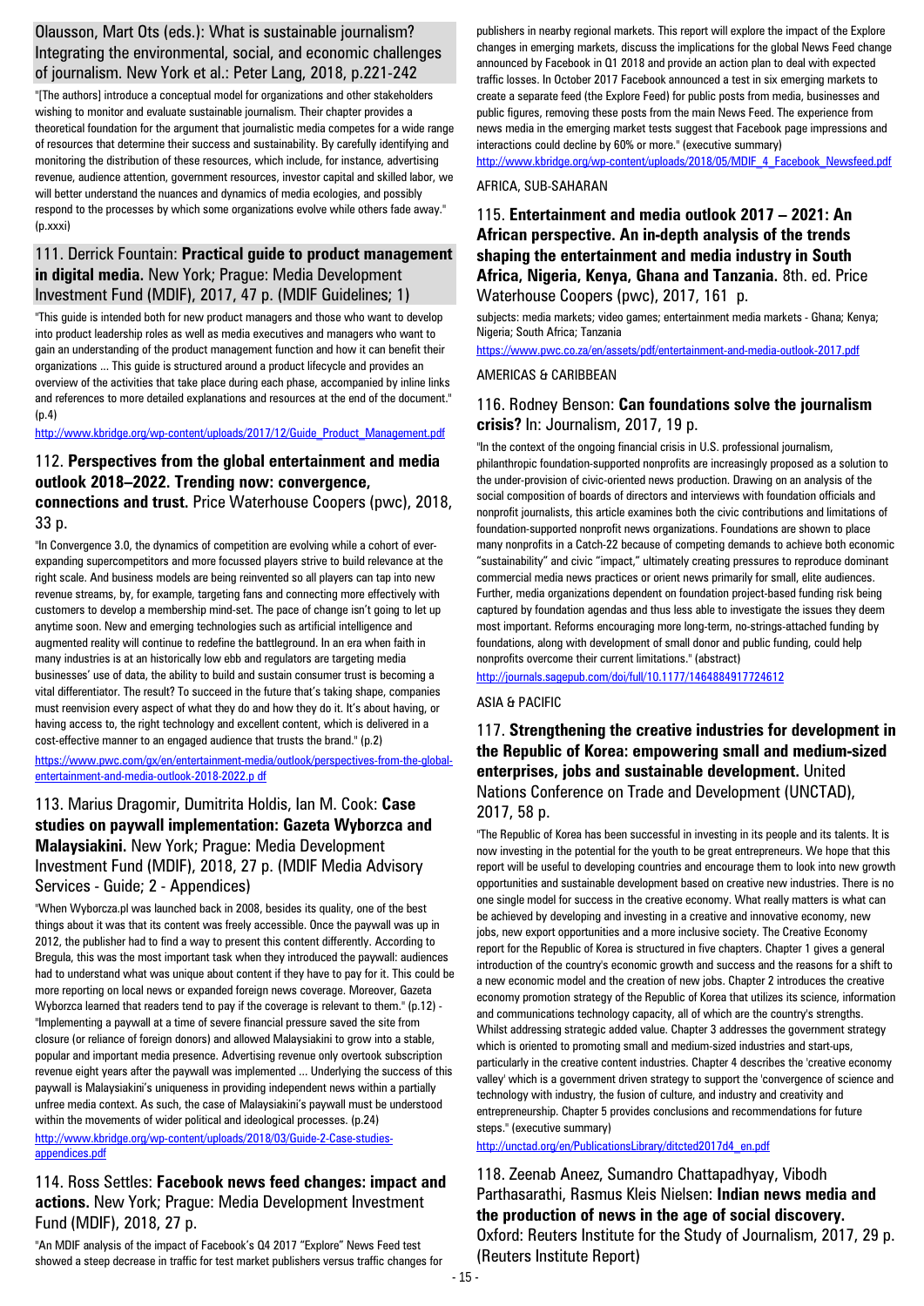Olausson, Mart Ots (eds.): What is sustainable journalism? Integrating the environmental, social, and economic challenges of journalism. New York et al.: Peter Lang, 2018, p.221-242

"[The authors] introduce a conceptual model for organizations and other stakeholders wishing to monitor and evaluate sustainable journalism. Their chapter provides a theoretical foundation for the argument that journalistic media competes for a wide range of resources that determine their success and sustainability. By carefully identifying and monitoring the distribution of these resources, which include, for instance, advertising revenue, audience attention, government resources, investor capital and skilled labor, we will better understand the nuances and dynamics of media ecologies, and possibly respond to the processes by which some organizations evolve while others fade away." (p.xxxi)

### 111. Derrick Fountain: **Practical guide to product management in digital media.** New York; Prague: Media Development Investment Fund (MDIF), 2017, 47 p. (MDIF Guidelines; 1)

"This guide is intended both for new product managers and those who want to develop into product leadership roles as well as media executives and managers who want to gain an understanding of the product management function and how it can benefit their organizations ... This guide is structured around a product lifecycle and provides an overview of the activities that take place during each phase, accompanied by inline links and references to more detailed explanations and resources at the end of the document." (p.4)

http://www.kbridge.org/wp-content/uploads/2017/12/Guide_Product_Management.pdf

### 112. **Perspectives from the global entertainment and media outlook 2018–2022. Trending now: convergence, connections and trust.** Price Waterhouse Coopers (pwc), 2018, 33 p.

"In Convergence 3.0, the dynamics of competition are evolving while a cohort of ever-expanding supercompetitors and more focussed players strive to build relevance at the right scale. And business models are being reinvented so all players can tap into new revenue streams, by, for example, targeting fans and connecting more effectively with customers to develop a membership mind-set. The pace of change isn't going to let up anytime soon. New and emerging technologies such as artificial intelligence and augmented reality will continue to redefine the battleground. In an era when faith in many industries is at an historically low ebb and regulators are targeting media businesses' use of data, the ability to build and sustain consumer trust is becoming a vital differentiator. The result? To succeed in the future that's taking shape, companies must reenvision every aspect of what they do and how they do it. It's about having, or having access to, the right technology and excellent content, which is delivered in a cost-effective manner to an engaged audience that trusts the brand." (p.2)

https://www.pwc.com/gx/en/entertainment-media/outlook/perspectives-from-the-global-entertainment-and-media-outlook-2018-2022.p df

### 113. Marius Dragomir, Dumitrita Holdis, Ian M. Cook: **Case studies on paywall implementation: Gazeta Wyborzca and Malaysiakini.** New York; Prague: Media Development Investment Fund (MDIF), 2018, 27 p. (MDIF Media Advisory Services - Guide; 2 - Appendices)

"When Wyborcza.pl was launched back in 2008, besides its quality, one of the best things about it was that its content was freely accessible. Once the paywall was up in 2012, the publisher had to find a way to present this content differently. According to Bregula, this was the most important task when they introduced the paywall: audiences had to understand what was unique about content if they have to pay for it. This could be more reporting on local news or expanded foreign news coverage. Moreover, Gazeta Wyborzca learned that readers tend to pay if the coverage is relevant to them." (p.12) - "Implementing a paywall at a time of severe financial pressure saved the site from closure (or reliance of foreign donors) and allowed Malaysiakini to grow into a stable, popular and important media presence. Advertising revenue only overtook subscription revenue eight years after the paywall was implemented ... Underlying the success of this paywall is Malaysiakini's uniqueness in providing independent news within a partially unfree media context. As such, the case of Malaysiakini's paywall must be understood within the movements of wider political and ideological processes. (p.24)

http://www.kbridge.org/wp-content/uploads/2018/03/Guide-2-Case-studies-appendices.pdf

### 114. Ross Settles: **Facebook news feed changes: impact and actions.** New York; Prague: Media Development Investment Fund (MDIF), 2018, 27 p.

"An MDIF analysis of the impact of Facebook's Q4 2017 "Explore" News Feed test showed a steep decrease in traffic for test market publishers versus traffic changes for publishers in nearby regional markets. This report will explore the impact of the Explore changes in emerging markets, discuss the implications for the global News Feed change announced by Facebook in Q1 2018 and provide an action plan to deal with expected traffic losses. In October 2017 Facebook announced a test in six emerging markets to create a separate feed (the Explore Feed) for public posts from media, businesses and public figures, removing these posts from the main News Feed. The experience from news media in the emerging market tests suggest that Facebook page impressions and interactions could decline by 60% or more." (executive summary)

http://www.kbridge.org/wp-content/uploads/2018/05/MDIF_4_Facebook_Newsfeed.pdf

AFRICA, SUB-SAHARAN

### 115. **Entertainment and media outlook 2017 – 2021: An African perspective. An in-depth analysis of the trends shaping the entertainment and media industry in South Africa, Nigeria, Kenya, Ghana and Tanzania.** 8th. ed. Price Waterhouse Coopers (pwc), 2017, 161 p.

subjects: media markets; video games; entertainment media markets - Ghana; Kenya; Nigeria; South Africa; Tanzania

https://www.pwc.co.za/en/assets/pdf/entertainment-and-media-outlook-2017.pdf

AMERICAS & CARIBBEAN

### 116. Rodney Benson: **Can foundations solve the journalism crisis?** In: Journalism, 2017, 19 p.

"In the context of the ongoing financial crisis in U.S. professional journalism, philanthropic foundation-supported nonprofits are increasingly proposed as a solution to the under-provision of civic-oriented news production. Drawing on an analysis of the social composition of boards of directors and interviews with foundation officials and nonprofit journalists, this article examines both the civic contributions and limitations of foundation-supported nonprofit news organizations. Foundations are shown to place many nonprofits in a Catch-22 because of competing demands to achieve both economic "sustainability" and civic "impact," ultimately creating pressures to reproduce dominant commercial media news practices or orient news primarily for small, elite audiences. Further, media organizations dependent on foundation project-based funding risk being captured by foundation agendas and thus less able to investigate the issues they deem most important. Reforms encouraging more long-term, no-strings-attached funding by foundations, along with development of small donor and public funding, could help nonprofits overcome their current limitations." (abstract)

http://journals.sagepub.com/doi/full/10.1177/1464884917724612

ASIA & PACIFIC

### 117. **Strengthening the creative industries for development in the Republic of Korea: empowering small and medium-sized enterprises, jobs and sustainable development.** United Nations Conference on Trade and Development (UNCTAD), 2017, 58 p.

"The Republic of Korea has been successful in investing in its people and its talents. It is now investing in the potential for the youth to be great entrepreneurs. We hope that this report will be useful to developing countries and encourage them to look into new growth opportunities and sustainable development based on creative new industries. There is no one single model for success in the creative economy. What really matters is what can be achieved by developing and investing in a creative and innovative economy, new jobs, new export opportunities and a more inclusive society. The Creative Economy report for the Republic of Korea is structured in five chapters. Chapter 1 gives a general introduction of the country's economic growth and success and the reasons for a shift to a new economic model and the creation of new jobs. Chapter 2 introduces the creative economy promotion strategy of the Republic of Korea that utilizes its science, information and communications technology capacity, all of which are the country's strengths. Whilst addressing strategic added value. Chapter 3 addresses the government strategy which is oriented to promoting small and medium-sized industries and start-ups, particularly in the creative content industries. Chapter 4 describes the 'creative economy valley' which is a government driven strategy to support the 'convergence of science and technology with industry, the fusion of culture, and industry and creativity and entrepreneurship. Chapter 5 provides conclusions and recommendations for future steps." (executive summary)

http://unctad.org/en/PublicationsLibrary/ditcted2017d4_en.pdf

### 118. Zeenab Aneez, Sumandro Chattapadhyay, Vibodh Parthasarathi, Rasmus Kleis Nielsen: **Indian news media and the production of news in the age of social discovery.** Oxford: Reuters Institute for the Study of Journalism, 2017, 29 p. (Reuters Institute Report)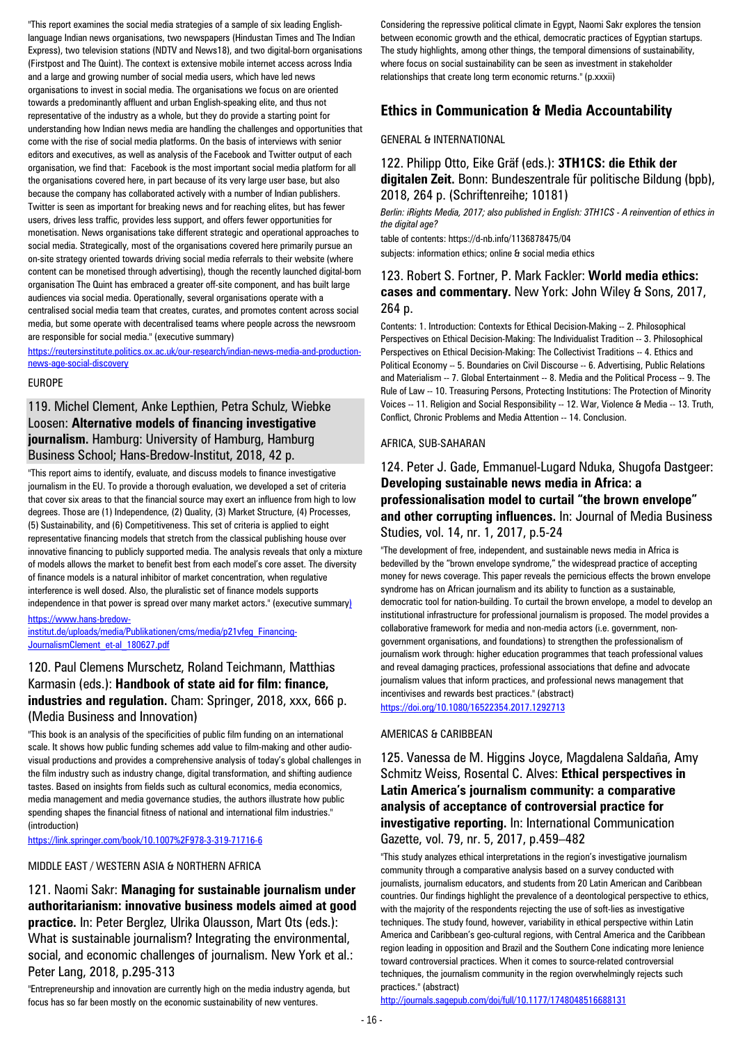"This report examines the social media strategies of a sample of six leading English-language Indian news organisations, two newspapers (Hindustan Times and The Indian Express), two television stations (NDTV and News18), and two digital-born organisations (Firstpost and The Quint). The context is extensive mobile internet access across India and a large and growing number of social media users, which have led news organisations to invest in social media. The organisations we focus on are oriented towards a predominantly affluent and urban English-speaking elite, and thus not representative of the industry as a whole, but they do provide a starting point for understanding how Indian news media are handling the challenges and opportunities that come with the rise of social media platforms. On the basis of interviews with senior editors and executives, as well as analysis of the Facebook and Twitter output of each organisation, we find that: Facebook is the most important social media platform for all the organisations covered here, in part because of its very large user base, but also because the company has collaborated actively with a number of Indian publishers. Twitter is seen as important for breaking news and for reaching elites, but has fewer users, drives less traffic, provides less support, and offers fewer opportunities for monetisation. News organisations take different strategic and operational approaches to social media. Strategically, most of the organisations covered here primarily pursue an on-site strategy oriented towards driving social media referrals to their website (where content can be monetised through advertising), though the recently launched digital-born organisation The Quint has embraced a greater off-site component, and has built large audiences via social media. Operationally, several organisations operate with a centralised social media team that creates, curates, and promotes content across social media, but some operate with decentralised teams where people across the newsroom are responsible for social media." (executive summary)

https://reutersinstitute.politics.ox.ac.uk/our-research/indian-news-media-and-production-news-age-social-discovery

EUROPE

### 119. Michel Clement, Anke Lepthien, Petra Schulz, Wiebke Loosen: **Alternative models of financing investigative journalism.** Hamburg: University of Hamburg, Hamburg Business School; Hans-Bredow-Institut, 2018, 42 p.

"This report aims to identify, evaluate, and discuss models to finance investigative journalism in the EU. To provide a thorough evaluation, we developed a set of criteria that cover six areas to that the financial source may exert an influence from high to low degrees. Those are (1) Independence, (2) Quality, (3) Market Structure, (4) Processes, (5) Sustainability, and (6) Competitiveness. This set of criteria is applied to eight representative financing models that stretch from the classical publishing house over innovative financing to publicly supported media. The analysis reveals that only a mixture of models allows the market to benefit best from each model's core asset. The diversity of finance models is a natural inhibitor of market concentration, when regulative interference is well dosed. Also, the pluralistic set of finance models supports independence in that power is spread over many market actors." (executive summary)

https://www.hans-bredow-institut.de/uploads/media/Publikationen/cms/media/p21vfeg_Financing-JournalismClement_et-al_180627.pdf

### 120. Paul Clemens Murschetz, Roland Teichmann, Matthias Karmasin (eds.): **Handbook of state aid for film: finance, industries and regulation.** Cham: Springer, 2018, xxx, 666 p. (Media Business and Innovation)

"This book is an analysis of the specificities of public film funding on an international scale. It shows how public funding schemes add value to film-making and other audio-visual productions and provides a comprehensive analysis of today's global challenges in the film industry such as industry change, digital transformation, and shifting audience tastes. Based on insights from fields such as cultural economics, media economics, media management and media governance studies, the authors illustrate how public spending shapes the financial fitness of national and international film industries." (introduction)

https://link.springer.com/book/10.1007%2F978-3-319-71716-6

MIDDLE EAST / WESTERN ASIA & NORTHERN AFRICA

### 121. Naomi Sakr: **Managing for sustainable journalism under authoritarianism: innovative business models aimed at good practice.** In: Peter Berglez, Ulrika Olausson, Mart Ots (eds.): What is sustainable journalism? Integrating the environmental, social, and economic challenges of journalism. New York et al.: Peter Lang, 2018, p.295-313

"Entrepreneurship and innovation are currently high on the media industry agenda, but focus has so far been mostly on the economic sustainability of new ventures. Considering the repressive political climate in Egypt, Naomi Sakr explores the tension between economic growth and the ethical, democratic practices of Egyptian startups. The study highlights, among other things, the temporal dimensions of sustainability, where focus on social sustainability can be seen as investment in stakeholder relationships that create long term economic returns." (p.xxxii)

## Ethics in Communication & Media Accountability

GENERAL & INTERNATIONAL

### 122. Philipp Otto, Eike Gräf (eds.): **3TH1CS: die Ethik der digitalen Zeit.** Bonn: Bundeszentrale für politische Bildung (bpb), 2018, 264 p. (Schriftenreihe; 10181)

*Berlin: iRights Media, 2017; also published in English: 3TH1CS - A reinvention of ethics in the digital age?*

table of contents: https://d-nb.info/1136878475/04

subjects: information ethics; online & social media ethics

### 123. Robert S. Fortner, P. Mark Fackler: **World media ethics: cases and commentary.** New York: John Wiley & Sons, 2017, 264 p.

Contents: 1. Introduction: Contexts for Ethical Decision-Making -- 2. Philosophical Perspectives on Ethical Decision-Making: The Individualist Tradition -- 3. Philosophical Perspectives on Ethical Decision-Making: The Collectivist Traditions -- 4. Ethics and Political Economy -- 5. Boundaries on Civil Discourse -- 6. Advertising, Public Relations and Materialism -- 7. Global Entertainment -- 8. Media and the Political Process -- 9. The Rule of Law -- 10. Treasuring Persons, Protecting Institutions: The Protection of Minority Voices -- 11. Religion and Social Responsibility -- 12. War, Violence & Media -- 13. Truth, Conflict, Chronic Problems and Media Attention -- 14. Conclusion.

AFRICA, SUB-SAHARAN

### 124. Peter J. Gade, Emmanuel-Lugard Nduka, Shugofa Dastgeer: **Developing sustainable news media in Africa: a professionalisation model to curtail "the brown envelope" and other corrupting influences.** In: Journal of Media Business Studies, vol. 14, nr. 1, 2017, p.5-24

"The development of free, independent, and sustainable news media in Africa is bedevilled by the "brown envelope syndrome," the widespread practice of accepting money for news coverage. This paper reveals the pernicious effects the brown envelope syndrome has on African journalism and its ability to function as a sustainable, democratic tool for nation-building. To curtail the brown envelope, a model to develop an institutional infrastructure for professional journalism is proposed. The model provides a collaborative framework for media and non-media actors (i.e. government, non-government organisations, and foundations) to strengthen the professionalism of journalism work through: higher education programmes that teach professional values and reveal damaging practices, professional associations that define and advocate journalism values that inform practices, and professional news management that incentivises and rewards best practices." (abstract)

https://doi.org/10.1080/16522354.2017.1292713

AMERICAS & CARIBBEAN

### 125. Vanessa de M. Higgins Joyce, Magdalena Saldaña, Amy Schmitz Weiss, Rosental C. Alves: **Ethical perspectives in Latin America's journalism community: a comparative analysis of acceptance of controversial practice for investigative reporting.** In: International Communication Gazette, vol. 79, nr. 5, 2017, p.459–482

"This study analyzes ethical interpretations in the region's investigative journalism community through a comparative analysis based on a survey conducted with journalists, journalism educators, and students from 20 Latin American and Caribbean countries. Our findings highlight the prevalence of a deontological perspective to ethics, with the majority of the respondents rejecting the use of soft-lies as investigative techniques. The study found, however, variability in ethical perspective within Latin America and Caribbean's geo-cultural regions, with Central America and the Caribbean region leading in opposition and Brazil and the Southern Cone indicating more lenience toward controversial practices. When it comes to source-related controversial techniques, the journalism community in the region overwhelmingly rejects such practices." (abstract)

http://journals.sagepub.com/doi/full/10.1177/1748048516688131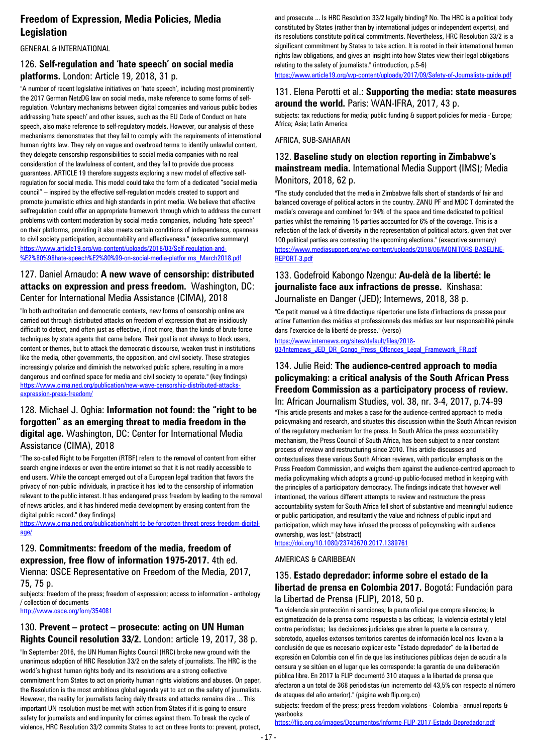## Freedom of Expression, Media Policies, Media Legislation

GENERAL & INTERNATIONAL

### 126. **Self-regulation and 'hate speech' on social media platforms.** London: Article 19, 2018, 31 p.

"A number of recent legislative initiatives on 'hate speech', including most prominently the 2017 German NetzDG law on social media, make reference to some forms of self-regulation. Voluntary mechanisms between digital companies and various public bodies addressing 'hate speech' and other issues, such as the EU Code of Conduct on hate speech, also make reference to self-regulatory models. However, our analysis of these mechanisms demonstrates that they fail to comply with the requirements of international human rights law. They rely on vague and overbroad terms to identify unlawful content, they delegate censorship responsibilities to social media companies with no real consideration of the lawfulness of content, and they fail to provide due process guarantees. ARTICLE 19 therefore suggests exploring a new model of effective self-regulation for social media. This model could take the form of a dedicated "social media council" – inspired by the effective self-regulation models created to support and promote journalistic ethics and high standards in print media. We believe that effective selfregulation could offer an appropriate framework through which to address the current problems with content moderation by social media companies, including 'hate speech' on their platforms, providing it also meets certain conditions of independence, openness to civil society participation, accountability and effectiveness." (executive summary)
https://www.article19.org/wp-content/uploads/2018/03/Self-regulation-and-%E2%80%98hate-speech%E2%80%99-on-social-media-platfor ms_March2018.pdf

### 127. Daniel Arnaudo: **A new wave of censorship: distributed attacks on expression and press freedom.** Washington, DC: Center for International Media Assistance (CIMA), 2018

"In both authoritarian and democratic contexts, new forms of censorship online are carried out through distributed attacks on freedom of expression that are insidiously difficult to detect, and often just as effective, if not more, than the kinds of brute force techniques by state agents that came before. Their goal is not always to block users, content or themes, but to attack the democratic discourse, weaken trust in institutions like the media, other governments, the opposition, and civil society. These strategies increasingly polarize and diminish the networked public sphere, resulting in a more dangerous and confined space for media and civil society to operate." (key findings)
https://www.cima.ned.org/publication/new-wave-censorship-distributed-attacks-expression-press-freedom/

### 128. Michael J. Oghia: **Information not found: the "right to be forgotten" as an emerging threat to media freedom in the digital age.** Washington, DC: Center for International Media Assistance (CIMA), 2018

"The so-called Right to be Forgotten (RTBF) refers to the removal of content from either search engine indexes or even the entire internet so that it is not readily accessible to end users. While the concept emerged out of a European legal tradition that favors the privacy of non-public individuals, in practice it has led to the censorship of information relevant to the public interest. It has endangered press freedom by leading to the removal of news articles, and it has hindered media development by erasing content from the digital public record." (key findings)
https://www.cima.ned.org/publication/right-to-be-forgotten-threat-press-freedom-digital-age/

### 129. **Commitments: freedom of the media, freedom of expression, free flow of information 1975-2017.** 4th ed. Vienna: OSCE Representative on Freedom of the Media, 2017, 75, 75 p.

subjects: freedom of the press; freedom of expression; access to information - anthology / collection of documents
http://www.osce.org/fom/354081

### 130. **Prevent – protect – prosecute: acting on UN Human Rights Council resolution 33/2.** London: article 19, 2017, 38 p.

"In September 2016, the UN Human Rights Council (HRC) broke new ground with the unanimous adoption of HRC Resolution 33/2 on the safety of journalists. The HRC is the world's highest human rights body and its resolutions are a strong collective commitment from States to act on priority human rights violations and abuses. On paper, the Resolution is the most ambitious global agenda yet to act on the safety of journalists. However, the reality for journalists facing daily threats and attacks remains dire ... This important UN resolution must be met with action from States if it is going to ensure safety for journalists and end impunity for crimes against them. To break the cycle of violence, HRC Resolution 33/2 commits States to act on three fronts to: prevent, protect, and prosecute ... Is HRC Resolution 33/2 legally binding? No. The HRC is a political body constituted by States (rather than by international judges or independent experts), and its resolutions constitute political commitments. Nevertheless, HRC Resolution 33/2 is a significant commitment by States to take action. It is rooted in their international human rights law obligations, and gives an insight into how States view their legal obligations relating to the safety of journalists." (introduction, p.5-6)
https://www.article19.org/wp-content/uploads/2017/09/Safety-of-Journalists-guide.pdf

### 131. Elena Perotti et al.: **Supporting the media: state measures around the world.** Paris: WAN-IFRA, 2017, 43 p.

subjects: tax reductions for media; public funding & support policies for media - Europe; Africa; Asia; Latin America

AFRICA, SUB-SAHARAN

### 132. **Baseline study on election reporting in Zimbabwe's mainstream media.** International Media Support (IMS); Media Monitors, 2018, 62 p.

"The study concluded that the media in Zimbabwe falls short of standards of fair and balanced coverage of political actors in the country. ZANU PF and MDC T dominated the media's coverage and combined for 94% of the space and time dedicated to political parties whilst the remaining 15 parties accounted for 6% of the coverage. This is a reflection of the lack of diversity in the representation of political actors, given that over 100 political parties are contesting the upcoming elections." (executive summary)
https://www.mediasupport.org/wp-content/uploads/2018/06/MONITORS-BASELINE-REPORT-3.pdf

### 133. Godefroid Kabongo Nzengu: **Au-delà de la liberté: le journaliste face aux infractions de presse.** Kinshasa: Journaliste en Danger (JED); Internews, 2018, 38 p.

"Ce petit manuel va à titre didactique répertorier une liste d'infractions de presse pour attirer l'attention des médias et professionnels des médias sur leur responsabilité pénale dans l'exercice de la liberté de presse." (verso)
https://www.internews.org/sites/default/files/2018-03/Internews_JED_DR_Congo_Press_Offences_Legal_Framework_FR.pdf

### 134. Julie Reid: **The audience-centred approach to media policymaking: a critical analysis of the South African Press Freedom Commission as a participatory process of review.** In: African Journalism Studies, vol. 38, nr. 3-4, 2017, p.74-99

"This article presents and makes a case for the audience-centred approach to media policymaking and research, and situates this discussion within the South African revision of the regulatory mechanism for the press. In South Africa the press accountability mechanism, the Press Council of South Africa, has been subject to a near constant process of review and restructuring since 2010. This article discusses and contextualises these various South African reviews, with particular emphasis on the Press Freedom Commission, and weighs them against the audience-centred approach to media policymaking which adopts a ground-up public-focused method in keeping with the principles of a participatory democracy. The findings indicate that however well intentioned, the various different attempts to review and restructure the press accountability system for South Africa fell short of substantive and meaningful audience or public participation, and resultantly the value and richness of public input and participation, which may have infused the process of policymaking with audience ownership, was lost." (abstract)
https://doi.org/10.1080/23743670.2017.1389761

AMERICAS & CARIBBEAN

### 135. **Estado depredador: informe sobre el estado de la libertad de prensa en Colombia 2017.** Bogotá: Fundación para la Libertad de Prensa (FLIP), 2018, 50 p.

"La violencia sin protección ni sanciones; la pauta oficial que compra silencios; la estigmatización de la prensa como respuesta a las críticas; la violencia estatal y letal contra periodistas; las decisiones judiciales que abren la puerta a la censura y, sobretodo, aquellos extensos territorios carentes de información local nos llevan a la conclusión de que es necesario explicar este "Estado depredador" de la libertad de expresión en Colombia con el fin de que las instituciones públicas dejen de acudir a la censura y se sitúen en el lugar que les corresponde: la garantía de una deliberación pública libre. En 2017 la FLIP documentó 310 ataques a la libertad de prensa que afectaron a un total de 368 periodistas (un incremento del 43,5% con respecto al número de ataques del año anterior)." (página web flip.org.co)

subjects: freedom of the press; press freedom violations - Colombia - annual reports & yearbooks
https://flip.org.co/images/Documentos/Informe-FLIP-2017-Estado-Depredador.pdf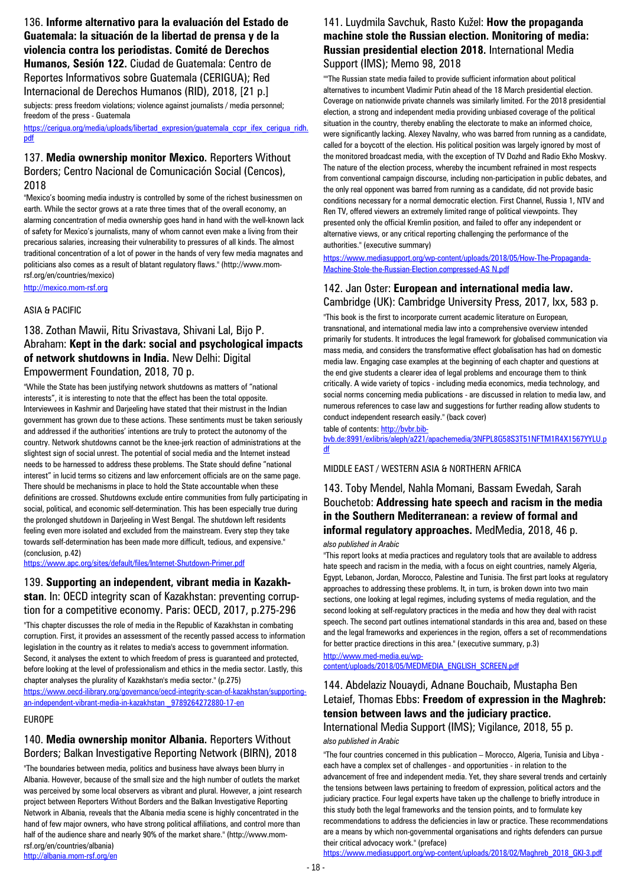### 136. **Informe alternativo para la evaluación del Estado de Guatemala: la situación de la libertad de prensa y de la violencia contra los periodistas. Comité de Derechos Humanos, Sesión 122.** Ciudad de Guatemala: Centro de Reportes Informativos sobre Guatemala (CERIGUA); Red Internacional de Derechos Humanos (RID), 2018, [21 p.]

subjects: press freedom violations; violence against journalists / media personnel; freedom of the press - Guatemala

https://cerigua.org/media/uploads/libertad_expresion/guatemala_ccpr_ifex_cerigua_ridh.pdf

### 137. **Media ownership monitor Mexico.** Reporters Without Borders; Centro Nacional de Comunicación Social (Cencos), 2018

"Mexico's booming media industry is controlled by some of the richest businessmen on earth. While the sector grows at a rate three times that of the overall economy, an alarming concentration of media ownership goes hand in hand with the well-known lack of safety for Mexico's journalists, many of whom cannot even make a living from their precarious salaries, increasing their vulnerability to pressures of all kinds. The almost traditional concentration of a lot of power in the hands of very few media magnates and politicians also comes as a result of blatant regulatory flaws." (http://www.mom-rsf.org/en/countries/mexico)

http://mexico.mom-rsf.org

ASIA & PACIFIC

### 138. Zothan Mawii, Ritu Srivastava, Shivani Lal, Bijo P. Abraham: **Kept in the dark: social and psychological impacts of network shutdowns in India.** New Delhi: Digital Empowerment Foundation, 2018, 70 p.

"While the State has been justifying network shutdowns as matters of "national interests", it is interesting to note that the effect has been the total opposite. Interviewees in Kashmir and Darjeeling have stated that their mistrust in the Indian government has grown due to these actions. These sentiments must be taken seriously and addressed if the authorities' intentions are truly to protect the autonomy of the country. Network shutdowns cannot be the knee-jerk reaction of administrations at the slightest sign of social unrest. The potential of social media and the Internet instead needs to be harnessed to address these problems. The State should define "national interest" in lucid terms so citizens and law enforcement officials are on the same page. There should be mechanisms in place to hold the State accountable when these definitions are crossed. Shutdowns exclude entire communities from fully participating in social, political, and economic self-determination. This has been especially true during the prolonged shutdown in Darjeeling in West Bengal. The shutdown left residents feeling even more isolated and excluded from the mainstream. Every step they take towards self-determination has been made more difficult, tedious, and expensive." (conclusion, p.42)

https://www.apc.org/sites/default/files/Internet-Shutdown-Primer.pdf

### 139. **Supporting an independent, vibrant media in Kazakhstan.** In: OECD integrity scan of Kazakhstan: preventing corruption for a competitive economy. Paris: OECD, 2017, p.275-296

"This chapter discusses the role of media in the Republic of Kazakhstan in combating corruption. First, it provides an assessment of the recently passed access to information legislation in the country as it relates to media's access to government information. Second, it analyses the extent to which freedom of press is guaranteed and protected, before looking at the level of professionalism and ethics in the media sector. Lastly, this chapter analyses the plurality of Kazakhstan's media sector." (p.275)

https://www.oecd-ilibrary.org/governance/oecd-integrity-scan-of-kazakhstan/supporting-an-independent-vibrant-media-in-kazakhstan_9789264272880-17-en

EUROPE

### 140. **Media ownership monitor Albania.** Reporters Without Borders; Balkan Investigative Reporting Network (BIRN), 2018

"The boundaries between media, politics and business have always been blurry in Albania. However, because of the small size and the high number of outlets the market was perceived by some local observers as vibrant and plural. However, a joint research project between Reporters Without Borders and the Balkan Investigative Reporting Network in Albania, reveals that the Albania media scene is highly concentrated in the hand of few major owners, who have strong political affiliations, and control more than half of the audience share and nearly 90% of the market share." (http://www.mom-rsf.org/en/countries/albania)

http://albania.mom-rsf.org/en

### 141. Luydmila Savchuk, Rasto Kužel: **How the propaganda machine stole the Russian election. Monitoring of media: Russian presidential election 2018.** International Media Support (IMS); Memo 98, 2018

""The Russian state media failed to provide sufficient information about political alternatives to incumbent Vladimir Putin ahead of the 18 March presidential election. Coverage on nationwide private channels was similarly limited. For the 2018 presidential election, a strong and independent media providing unbiased coverage of the political situation in the country, thereby enabling the electorate to make an informed choice, were significantly lacking. Alexey Navalny, who was barred from running as a candidate, called for a boycott of the election. His political position was largely ignored by most of the monitored broadcast media, with the exception of TV Dozhd and Radio Ekho Moskvy. The nature of the election process, whereby the incumbent refrained in most respects from conventional campaign discourse, including non-participation in public debates, and the only real opponent was barred from running as a candidate, did not provide basic conditions necessary for a normal democratic election. First Channel, Russia 1, NTV and Ren TV, offered viewers an extremely limited range of political viewpoints. They presented only the official Kremlin position, and failed to offer any independent or alternative views, or any critical reporting challenging the performance of the authorities." (executive summary)

https://www.mediasupport.org/wp-content/uploads/2018/05/How-The-Propaganda-Machine-Stole-the-Russian-Election.compressed-AS N.pdf

### 142. Jan Oster: **European and international media law.** Cambridge (UK): Cambridge University Press, 2017, lxx, 583 p.

"This book is the first to incorporate current academic literature on European, transnational, and international media law into a comprehensive overview intended primarily for students. It introduces the legal framework for globalised communication via mass media, and considers the transformative effect globalisation has had on domestic media law. Engaging case examples at the beginning of each chapter and questions at the end give students a clearer idea of legal problems and encourage them to think critically. A wide variety of topics - including media economics, media technology, and social norms concerning media publications - are discussed in relation to media law, and numerous references to case law and suggestions for further reading allow students to conduct independent research easily." (back cover)

table of contents: http://bvbr.bib-bvb.de:8991/exlibris/aleph/a221/apachemedia/3NFPL8G58S3T51NFTM1R4X1567YYLU.pdf

MIDDLE EAST / WESTERN ASIA & NORTHERN AFRICA

### 143. Toby Mendel, Nahla Momani, Bassam Ewedah, Sarah Bouchetob: **Addressing hate speech and racism in the media in the Southern Mediterranean: a review of formal and informal regulatory approaches.** MedMedia, 2018, 46 p.

*also published in Arabic*

"This report looks at media practices and regulatory tools that are available to address hate speech and racism in the media, with a focus on eight countries, namely Algeria, Egypt, Lebanon, Jordan, Morocco, Palestine and Tunisia. The first part looks at regulatory approaches to addressing these problems. It, in turn, is broken down into two main sections, one looking at legal regimes, including systems of media regulation, and the second looking at self-regulatory practices in the media and how they deal with racist speech. The second part outlines international standards in this area and, based on these and the legal frameworks and experiences in the region, offers a set of recommendations for better practice directions in this area." (executive summary, p.3)

http://www.med-media.eu/wp-content/uploads/2018/05/MEDMEDIA_ENGLISH_SCREEN.pdf

### 144. Abdelaziz Nouaydi, Adnane Bouchaib, Mustapha Ben Letaief, Thomas Ebbs: **Freedom of expression in the Maghreb: tension between laws and the judiciary practice.** International Media Support (IMS); Vigilance, 2018, 55 p.

*also published in Arabic*

"The four countries concerned in this publication – Morocco, Algeria, Tunisia and Libya - each have a complex set of challenges - and opportunities - in relation to the advancement of free and independent media. Yet, they share several trends and certainly the tensions between laws pertaining to freedom of expression, political actors and the judiciary practice. Four legal experts have taken up the challenge to briefly introduce in this study both the legal frameworks and the tension points, and to formulate key recommendations to address the deficiencies in law or practice. These recommendations are a means by which non-governmental organisations and rights defenders can pursue their critical advocacy work." (preface)

https://www.mediasupport.org/wp-content/uploads/2018/02/Maghreb_2018_GKI-3.pdf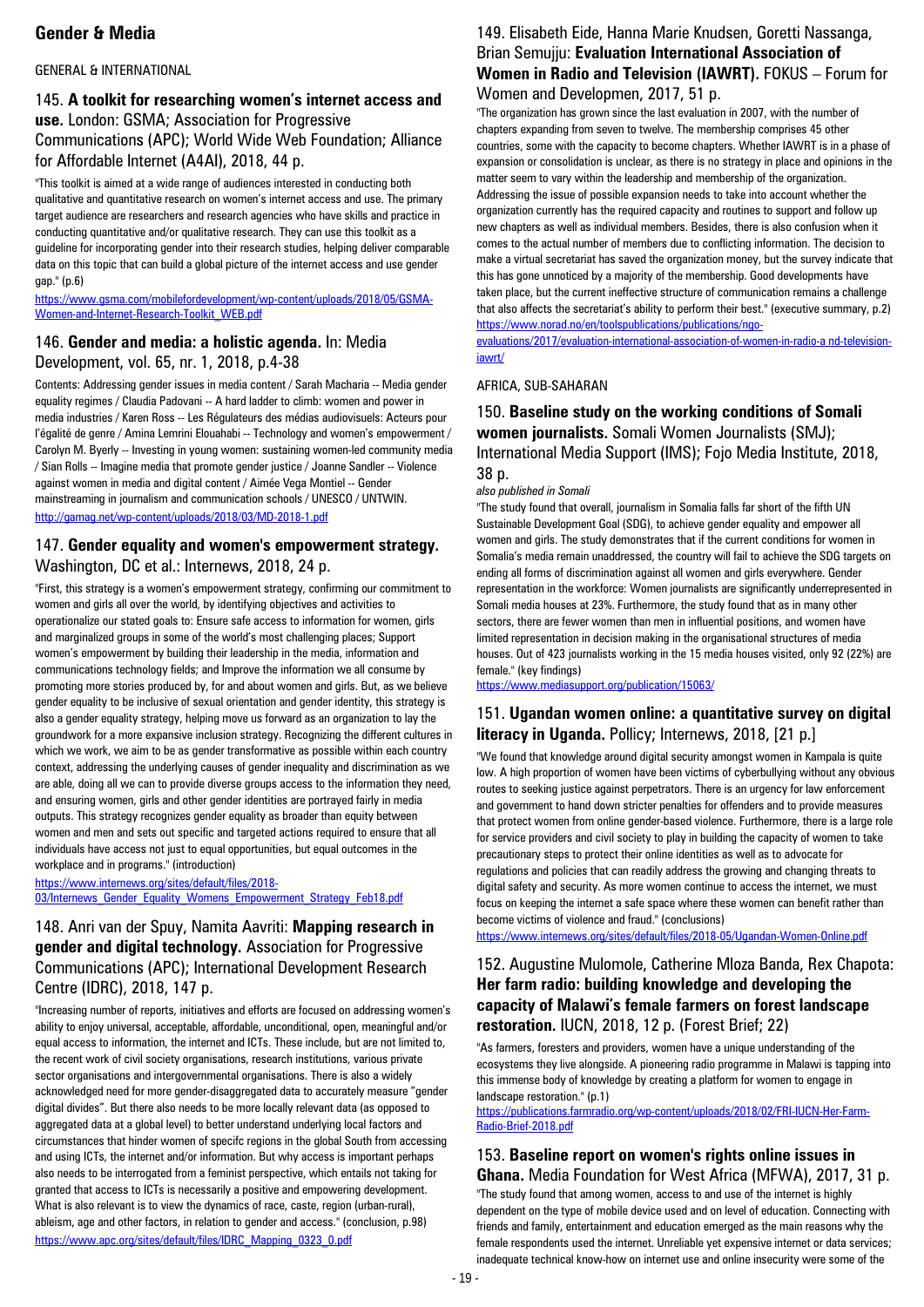# Gender & Media

GENERAL & INTERNATIONAL

### 145. **A toolkit for researching women's internet access and use.** London: GSMA; Association for Progressive Communications (APC); World Wide Web Foundation; Alliance for Affordable Internet (A4AI), 2018, 44 p.

"This toolkit is aimed at a wide range of audiences interested in conducting both qualitative and quantitative research on women's internet access and use. The primary target audience are researchers and research agencies who have skills and practice in conducting quantitative and/or qualitative research. They can use this toolkit as a guideline for incorporating gender into their research studies, helping deliver comparable data on this topic that can build a global picture of the internet access and use gender gap." (p.6)

https://www.gsma.com/mobilefordevelopment/wp-content/uploads/2018/05/GSMA-Women-and-Internet-Research-Toolkit_WEB.pdf

### 146. **Gender and media: a holistic agenda.** In: Media Development, vol. 65, nr. 1, 2018, p.4-38

Contents: Addressing gender issues in media content / Sarah Macharia -- Media gender equality regimes / Claudia Padovani -- A hard ladder to climb: women and power in media industries / Karen Ross -- Les Régulateurs des médias audiovisuels: Acteurs pour l'égalité de genre / Amina Lemrini Elouahabi -- Technology and women's empowerment / Carolyn M. Byerly -- Investing in young women: sustaining women-led community media / Sian Rolls -- Imagine media that promote gender justice / Joanne Sandler -- Violence against women in media and digital content / Aimée Vega Montiel -- Gender mainstreaming in journalism and communication schools / UNESCO / UNTWIN.

http://gamag.net/wp-content/uploads/2018/03/MD-2018-1.pdf

### 147. **Gender equality and women's empowerment strategy.** Washington, DC et al.: Internews, 2018, 24 p.

"First, this strategy is a women's empowerment strategy, confirming our commitment to women and girls all over the world, by identifying objectives and activities to operationalize our stated goals to: Ensure safe access to information for women, girls and marginalized groups in some of the world's most challenging places; Support women's empowerment by building their leadership in the media, information and communications technology fields; and Improve the information we all consume by promoting more stories produced by, for and about women and girls. But, as we believe gender equality to be inclusive of sexual orientation and gender identity, this strategy is also a gender equality strategy, helping move us forward as an organization to lay the groundwork for a more expansive inclusion strategy. Recognizing the different cultures in which we work, we aim to be as gender transformative as possible within each country context, addressing the underlying causes of gender inequality and discrimination as we are able, doing all we can to provide diverse groups access to the information they need, and ensuring women, girls and other gender identities are portrayed fairly in media outputs. This strategy recognizes gender equality as broader than equity between women and men and sets out specific and targeted actions required to ensure that all individuals have access not just to equal opportunities, but equal outcomes in the workplace and in programs." (introduction)

https://www.internews.org/sites/default/files/2018-03/Internews_Gender_Equality_Womens_Empowerment_Strategy_Feb18.pdf

### 148. Anri van der Spuy, Namita Aavriti: **Mapping research in gender and digital technology.** Association for Progressive Communications (APC); International Development Research Centre (IDRC), 2018, 147 p.

"Increasing number of reports, initiatives and efforts are focused on addressing women's ability to enjoy universal, acceptable, affordable, unconditional, open, meaningful and/or equal access to information, the internet and ICTs. These include, but are not limited to, the recent work of civil society organisations, research institutions, various private sector organisations and intergovernmental organisations. There is also a widely acknowledged need for more gender-disaggregated data to accurately measure "gender digital divides". But there also needs to be more locally relevant data (as opposed to aggregated data at a global level) to better understand underlying local factors and circumstances that hinder women of specifc regions in the global South from accessing and using ICTs, the internet and/or information. But why access is important perhaps also needs to be interrogated from a feminist perspective, which entails not taking for granted that access to ICTs is necessarily a positive and empowering development. What is also relevant is to view the dynamics of race, caste, region (urban-rural), ableism, age and other factors, in relation to gender and access." (conclusion, p.98)

https://www.apc.org/sites/default/files/IDRC_Mapping_0323_0.pdf

### 149. Elisabeth Eide, Hanna Marie Knudsen, Goretti Nassanga, Brian Semujju: **Evaluation International Association of Women in Radio and Television (IAWRT).** FOKUS – Forum for Women and Developmen, 2017, 51 p.

"The organization has grown since the last evaluation in 2007, with the number of chapters expanding from seven to twelve. The membership comprises 45 other countries, some with the capacity to become chapters. Whether IAWRT is in a phase of expansion or consolidation is unclear, as there is no strategy in place and opinions in the matter seem to vary within the leadership and membership of the organization. Addressing the issue of possible expansion needs to take into account whether the organization currently has the required capacity and routines to support and follow up new chapters as well as individual members. Besides, there is also confusion when it comes to the actual number of members due to conflicting information. The decision to make a virtual secretariat has saved the organization money, but the survey indicate that this has gone unnoticed by a majority of the membership. Good developments have taken place, but the current ineffective structure of communication remains a challenge that also affects the secretariat's ability to perform their best." (executive summary, p.2)

https://www.norad.no/en/toolspublications/publications/ngo-evaluations/2017/evaluation-international-association-of-women-in-radio-a nd-television-iawrt/

AFRICA, SUB-SAHARAN

### 150. **Baseline study on the working conditions of Somali women journalists.** Somali Women Journalists (SMJ); International Media Support (IMS); Fojo Media Institute, 2018, 38 p.

*also published in Somali*

"The study found that overall, journalism in Somalia falls far short of the fifth UN Sustainable Development Goal (SDG), to achieve gender equality and empower all women and girls. The study demonstrates that if the current conditions for women in Somalia's media remain unaddressed, the country will fail to achieve the SDG targets on ending all forms of discrimination against all women and girls everywhere. Gender representation in the workforce: Women journalists are significantly underrepresented in Somali media houses at 23%. Furthermore, the study found that as in many other sectors, there are fewer women than men in influential positions, and women have limited representation in decision making in the organisational structures of media houses. Out of 423 journalists working in the 15 media houses visited, only 92 (22%) are female." (key findings)

https://www.mediasupport.org/publication/15063/

### 151. **Ugandan women online: a quantitative survey on digital literacy in Uganda.** Pollicy; Internews, 2018, [21 p.]

"We found that knowledge around digital security amongst women in Kampala is quite low. A high proportion of women have been victims of cyberbullying without any obvious routes to seeking justice against perpetrators. There is an urgency for law enforcement and government to hand down stricter penalties for offenders and to provide measures that protect women from online gender-based violence. Furthermore, there is a large role for service providers and civil society to play in building the capacity of women to take precautionary steps to protect their online identities as well as to advocate for regulations and policies that can readily address the growing and changing threats to digital safety and security. As more women continue to access the internet, we must focus on keeping the internet a safe space where these women can benefit rather than become victims of violence and fraud." (conclusions)

https://www.internews.org/sites/default/files/2018-05/Ugandan-Women-Online.pdf

### 152. Augustine Mulomole, Catherine Mloza Banda, Rex Chapota: **Her farm radio: building knowledge and developing the capacity of Malawi's female farmers on forest landscape restoration.** IUCN, 2018, 12 p. (Forest Brief; 22)

"As farmers, foresters and providers, women have a unique understanding of the ecosystems they live alongside. A pioneering radio programme in Malawi is tapping into this immense body of knowledge by creating a platform for women to engage in landscape restoration." (p.1)

https://publications.farmradio.org/wp-content/uploads/2018/02/FRI-IUCN-Her-Farm-Radio-Brief-2018.pdf

### 153. **Baseline report on women's rights online issues in Ghana.** Media Foundation for West Africa (MFWA), 2017, 31 p.

"The study found that among women, access to and use of the internet is highly dependent on the type of mobile device used and on level of education. Connecting with friends and family, entertainment and education emerged as the main reasons why the female respondents used the internet. Unreliable yet expensive internet or data services; inadequate technical know-how on internet use and online insecurity were some of the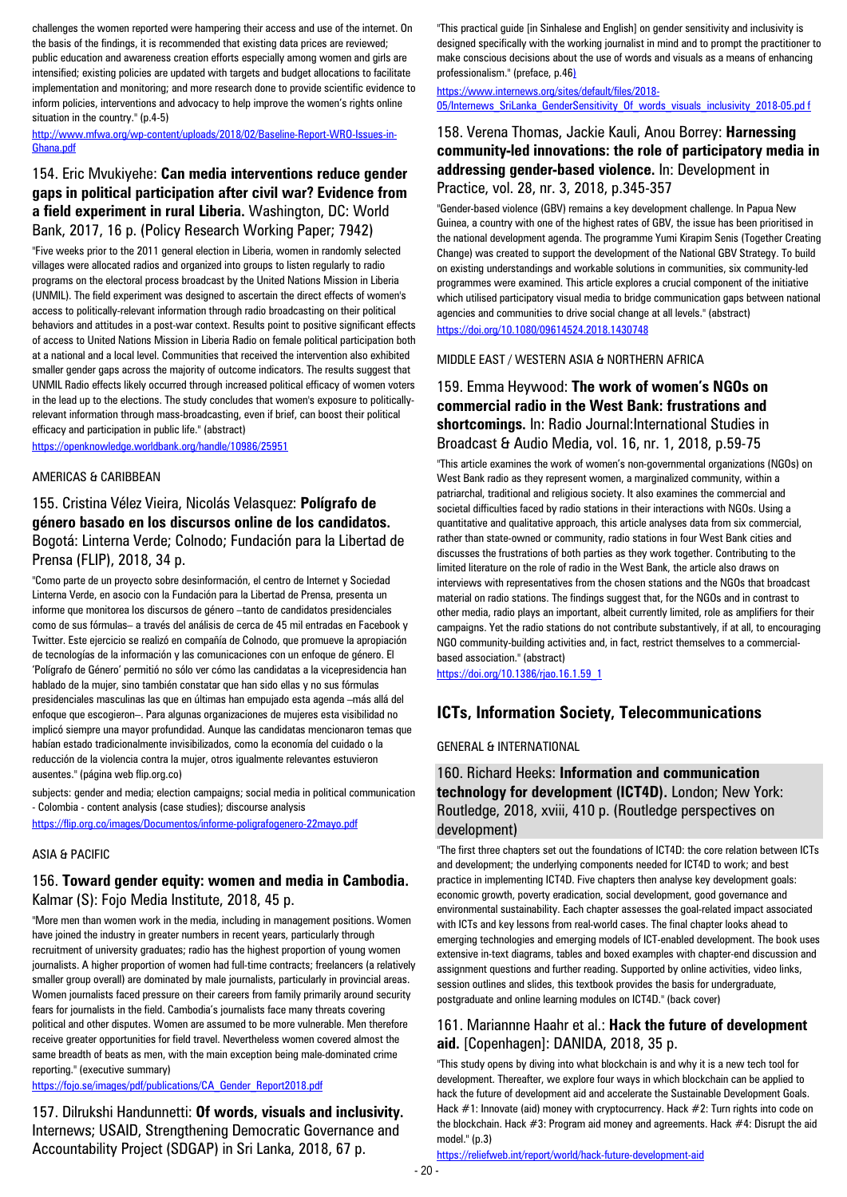challenges the women reported were hampering their access and use of the internet. On the basis of the findings, it is recommended that existing data prices are reviewed; public education and awareness creation efforts especially among women and girls are intensified; existing policies are updated with targets and budget allocations to facilitate implementation and monitoring; and more research done to provide scientific evidence to inform policies, interventions and advocacy to help improve the women's rights online situation in the country." (p.4-5)

http://www.mfwa.org/wp-content/uploads/2018/02/Baseline-Report-WRO-Issues-in-Ghana.pdf

### 154. Eric Mvukiyehe: **Can media interventions reduce gender gaps in political participation after civil war? Evidence from a field experiment in rural Liberia.** Washington, DC: World Bank, 2017, 16 p. (Policy Research Working Paper; 7942)

"Five weeks prior to the 2011 general election in Liberia, women in randomly selected villages were allocated radios and organized into groups to listen regularly to radio programs on the electoral process broadcast by the United Nations Mission in Liberia (UNMIL). The field experiment was designed to ascertain the direct effects of women's access to politically-relevant information through radio broadcasting on their political behaviors and attitudes in a post-war context. Results point to positive significant effects of access to United Nations Mission in Liberia Radio on female political participation both at a national and a local level. Communities that received the intervention also exhibited smaller gender gaps across the majority of outcome indicators. The results suggest that UNMIL Radio effects likely occurred through increased political efficacy of women voters in the lead up to the elections. The study concludes that women's exposure to politically-relevant information through mass-broadcasting, even if brief, can boost their political efficacy and participation in public life." (abstract)

https://openknowledge.worldbank.org/handle/10986/25951

AMERICAS & CARIBBEAN

### 155. Cristina Vélez Vieira, Nicolás Velasquez: **Polígrafo de género basado en los discursos online de los candidatos.** Bogotá: Linterna Verde; Colnodo; Fundación para la Libertad de Prensa (FLIP), 2018, 34 p.

"Como parte de un proyecto sobre desinformación, el centro de Internet y Sociedad Linterna Verde, en asocio con la Fundación para la Libertad de Prensa, presenta un informe que monitorea los discursos de género –tanto de candidatos presidenciales como de sus fórmulas– a través del análisis de cerca de 45 mil entradas en Facebook y Twitter. Este ejercicio se realizó en compañía de Colnodo, que promueve la apropiación de tecnologías de la información y las comunicaciones con un enfoque de género. El 'Polígrafo de Género' permitió no sólo ver cómo las candidatas a la vicepresidencia han hablado de la mujer, sino también constatar que han sido ellas y no sus fórmulas presidenciales masculinas las que en últimas han empujado esta agenda –más allá del enfoque que escogieron–. Para algunas organizaciones de mujeres esta visibilidad no implicó siempre una mayor profundidad. Aunque las candidatas mencionaron temas que habían estado tradicionalmente invisibilizados, como la economía del cuidado o la reducción de la violencia contra la mujer, otros igualmente relevantes estuvieron ausentes." (página web flip.org.co)

subjects: gender and media; election campaigns; social media in political communication - Colombia - content analysis (case studies); discourse analysis

https://flip.org.co/images/Documentos/informe-poligrafogenero-22mayo.pdf

ASIA & PACIFIC

### 156. **Toward gender equity: women and media in Cambodia.** Kalmar (S): Fojo Media Institute, 2018, 45 p.

"More men than women work in the media, including in management positions. Women have joined the industry in greater numbers in recent years, particularly through recruitment of university graduates; radio has the highest proportion of young women journalists. A higher proportion of women had full-time contracts; freelancers (a relatively smaller group overall) are dominated by male journalists, particularly in provincial areas. Women journalists faced pressure on their careers from family primarily around security fears for journalists in the field. Cambodia's journalists face many threats covering political and other disputes. Women are assumed to be more vulnerable. Men therefore receive greater opportunities for field travel. Nevertheless women covered almost the same breadth of beats as men, with the main exception being male-dominated crime reporting." (executive summary)

https://fojo.se/images/pdf/publications/CA_Gender_Report2018.pdf

### 157. Dilrukshi Handunnetti: **Of words, visuals and inclusivity.** Internews; USAID, Strengthening Democratic Governance and Accountability Project (SDGAP) in Sri Lanka, 2018, 67 p.

"This practical guide [in Sinhalese and English] on gender sensitivity and inclusivity is designed specifically with the working journalist in mind and to prompt the practitioner to make conscious decisions about the use of words and visuals as a means of enhancing professionalism." (preface, p.46)

https://www.internews.org/sites/default/files/2018-05/Internews_SriLanka_GenderSensitivity_Of_words_visuals_inclusivity_2018-05.pdf

### 158. Verena Thomas, Jackie Kauli, Anou Borrey: **Harnessing community-led innovations: the role of participatory media in addressing gender-based violence.** In: Development in Practice, vol. 28, nr. 3, 2018, p.345-357

"Gender-based violence (GBV) remains a key development challenge. In Papua New Guinea, a country with one of the highest rates of GBV, the issue has been prioritised in the national development agenda. The programme Yumi Kirapim Senis (Together Creating Change) was created to support the development of the National GBV Strategy. To build on existing understandings and workable solutions in communities, six community-led programmes were examined. This article explores a crucial component of the initiative which utilised participatory visual media to bridge communication gaps between national agencies and communities to drive social change at all levels." (abstract)

https://doi.org/10.1080/09614524.2018.1430748

MIDDLE EAST / WESTERN ASIA & NORTHERN AFRICA

### 159. Emma Heywood: **The work of women's NGOs on commercial radio in the West Bank: frustrations and shortcomings.** In: Radio Journal:International Studies in Broadcast & Audio Media, vol. 16, nr. 1, 2018, p.59-75

"This article examines the work of women's non-governmental organizations (NGOs) on West Bank radio as they represent women, a marginalized community, within a patriarchal, traditional and religious society. It also examines the commercial and societal difficulties faced by radio stations in their interactions with NGOs. Using a quantitative and qualitative approach, this article analyses data from six commercial, rather than state-owned or community, radio stations in four West Bank cities and discusses the frustrations of both parties as they work together. Contributing to the limited literature on the role of radio in the West Bank, the article also draws on interviews with representatives from the chosen stations and the NGOs that broadcast material on radio stations. The findings suggest that, for the NGOs and in contrast to other media, radio plays an important, albeit currently limited, role as amplifiers for their campaigns. Yet the radio stations do not contribute substantively, if at all, to encouraging NGO community-building activities and, in fact, restrict themselves to a commercial-based association." (abstract)

https://doi.org/10.1386/rjao.16.1.59_1

## ICTs, Information Society, Telecommunications

GENERAL & INTERNATIONAL

### 160. Richard Heeks: **Information and communication technology for development (ICT4D).** London; New York: Routledge, 2018, xviii, 410 p. (Routledge perspectives on development)

"The first three chapters set out the foundations of ICT4D: the core relation between ICTs and development; the underlying components needed for ICT4D to work; and best practice in implementing ICT4D. Five chapters then analyse key development goals: economic growth, poverty eradication, social development, good governance and environmental sustainability. Each chapter assesses the goal-related impact associated with ICTs and key lessons from real-world cases. The final chapter looks ahead to emerging technologies and emerging models of ICT-enabled development. The book uses extensive in-text diagrams, tables and boxed examples with chapter-end discussion and assignment questions and further reading. Supported by online activities, video links, session outlines and slides, this textbook provides the basis for undergraduate, postgraduate and online learning modules on ICT4D." (back cover)

### 161. Mariannne Haahr et al.: **Hack the future of development aid.** [Copenhagen]: DANIDA, 2018, 35 p.

"This study opens by diving into what blockchain is and why it is a new tech tool for development. Thereafter, we explore four ways in which blockchain can be applied to hack the future of development aid and accelerate the Sustainable Development Goals. Hack #1: Innovate (aid) money with cryptocurrency. Hack #2: Turn rights into code on the blockchain. Hack #3: Program aid money and agreements. Hack #4: Disrupt the aid model." (p.3)

https://reliefweb.int/report/world/hack-future-development-aid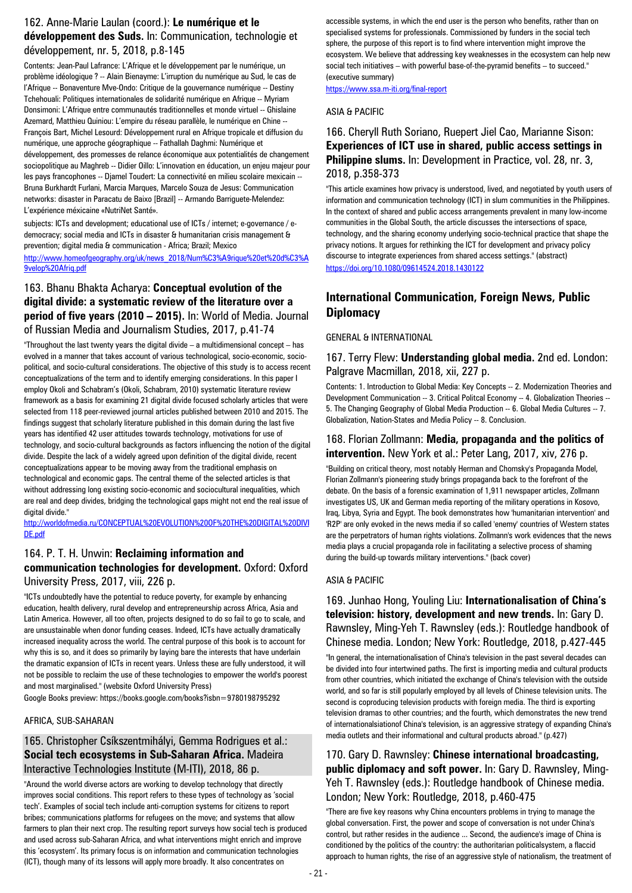### 162. Anne-Marie Laulan (coord.): **Le numérique et le développement des Suds.** In: Communication, technologie et développement, nr. 5, 2018, p.8-145

Contents: Jean-Paul Lafrance: L'Afrique et le développement par le numérique, un problème idéologique ? -- Alain Bienayme: L'irruption du numérique au Sud, le cas de l'Afrique -- Bonaventure Mve-Ondo: Critique de la gouvernance numérique -- Destiny Tchehouali: Politiques internationales de solidarité numérique en Afrique -- Myriam Donsimoni: L'Afrique entre communautés traditionnelles et monde virtuel -- Ghislaine Azemard, Matthieu Quiniou: L'empire du réseau parallèle, le numérique en Chine -- François Bart, Michel Lesourd: Développement rural en Afrique tropicale et diffusion du numérique, une approche géographique -- Fathallah Daghmi: Numérique et développement, des promesses de relance économique aux potentialités de changement sociopolitique au Maghreb -- Didier Oillo: L'innovation en éducation, un enjeu majeur pour les pays francophones -- Djamel Toudert: La connectivité en milieu scolaire mexicain -- Bruna Burkhardt Furlani, Marcia Marques, Marcelo Souza de Jesus: Communication networks: disaster in Paracatu de Baixo [Brazil] -- Armando Barriguete-Melendez: L'expérience méxicaine «NutriNet Santé».

subjects: ICTs and development; educational use of ICTs / internet; e-governance / e-democracy; social media and ICTs in disaster & humanitarian crisis management & prevention; digital media & communication - Africa; Brazil; Mexico

http://www.homeofgeography.org/uk/news_2018/Num%C3%A9rique%20et%20d%C3%A9velop%20Afriq.pdf

### 163. Bhanu Bhakta Acharya: **Conceptual evolution of the digital divide: a systematic review of the literature over a period of five years (2010 – 2015).** In: World of Media. Journal of Russian Media and Journalism Studies, 2017, p.41-74

"Throughout the last twenty years the digital divide – a multidimensional concept – has evolved in a manner that takes account of various technological, socio-economic, socio-political, and socio-cultural considerations. The objective of this study is to access recent conceptualizations of the term and to identify emerging considerations. In this paper I employ Okoli and Schabram's (Okoli, Schabram, 2010) systematic literature review framework as a basis for examining 21 digital divide focused scholarly articles that were selected from 118 peer-reviewed journal articles published between 2010 and 2015. The findings suggest that scholarly literature published in this domain during the last five years has identified 42 user attitudes towards technology, motivations for use of technology, and socio-cultural backgrounds as factors influencing the notion of the digital divide. Despite the lack of a widely agreed upon definition of the digital divide, recent conceptualizations appear to be moving away from the traditional emphasis on technological and economic gaps. The central theme of the selected articles is that without addressing long existing socio-economic and sociocultural inequalities, which are real and deep divides, bridging the technological gaps might not end the real issue of digital divide."

http://worldofmedia.ru/CONCEPTUAL%20EVOLUTION%20OF%20THE%20DIGITAL%20DIVIDE.pdf

### 164. P. T. H. Unwin: **Reclaiming information and communication technologies for development.** Oxford: Oxford University Press, 2017, viii, 226 p.

"ICTs undoubtedly have the potential to reduce poverty, for example by enhancing education, health delivery, rural develop and entrepreneurship across Africa, Asia and Latin America. However, all too often, projects designed to do so fail to go to scale, and are unsustainable when donor funding ceases. Indeed, ICTs have actually dramatically increased inequality across the world. The central purpose of this book is to account for why this is so, and it does so primarily by laying bare the interests that have underlain the dramatic expansion of ICTs in recent years. Unless these are fully understood, it will not be possible to reclaim the use of these technologies to empower the world's poorest and most marginalised." (website Oxford University Press)

Google Books preview: https://books.google.com/books?isbn=9780198795292

AFRICA, SUB-SAHARAN

### 165. Christopher Csíkszentmihályi, Gemma Rodrigues et al.: **Social tech ecosystems in Sub-Saharan Africa.** Madeira Interactive Technologies Institute (M-ITI), 2018, 86 p.

"Around the world diverse actors are working to develop technology that directly improves social conditions. This report refers to these types of technology as 'social tech'. Examples of social tech include anti-corruption systems for citizens to report bribes; communications platforms for refugees on the move; and systems that allow farmers to plan their next crop. The resulting report surveys how social tech is produced and used across sub-Saharan Africa, and what interventions might enrich and improve this 'ecosystem'. Its primary focus is on information and communication technologies (ICT), though many of its lessons will apply more broadly. It also concentrates on accessible systems, in which the end user is the person who benefits, rather than on specialised systems for professionals. Commissioned by funders in the social tech sphere, the purpose of this report is to find where intervention might improve the ecosystem. We believe that addressing key weaknesses in the ecosystem can help new social tech initiatives – with powerful base-of-the-pyramid benefits – to succeed." (executive summary)

https://www.ssa.m-iti.org/final-report

ASIA & PACIFIC

### 166. Cheryll Ruth Soriano, Ruepert Jiel Cao, Marianne Sison: **Experiences of ICT use in shared, public access settings in Philippine slums.** In: Development in Practice, vol. 28, nr. 3, 2018, p.358-373

"This article examines how privacy is understood, lived, and negotiated by youth users of information and communication technology (ICT) in slum communities in the Philippines. In the context of shared and public access arrangements prevalent in many low-income communities in the Global South, the article discusses the intersections of space, technology, and the sharing economy underlying socio-technical practice that shape the privacy notions. It argues for rethinking the ICT for development and privacy policy discourse to integrate experiences from shared access settings." (abstract)

https://doi.org/10.1080/09614524.2018.1430122

## International Communication, Foreign News, Public Diplomacy

GENERAL & INTERNATIONAL

### 167. Terry Flew: **Understanding global media.** 2nd ed. London: Palgrave Macmillan, 2018, xii, 227 p.

Contents: 1. Introduction to Global Media: Key Concepts -- 2. Modernization Theories and Development Communication -- 3. Critical Politcal Economy -- 4. Globalization Theories -- 5. The Changing Geography of Global Media Production -- 6. Global Media Cultures -- 7. Globalization, Nation-States and Media Policy -- 8. Conclusion.

### 168. Florian Zollmann: **Media, propaganda and the politics of intervention.** New York et al.: Peter Lang, 2017, xiv, 276 p.

"Building on critical theory, most notably Herman and Chomsky's Propaganda Model, Florian Zollmann's pioneering study brings propaganda back to the forefront of the debate. On the basis of a forensic examination of 1,911 newspaper articles, Zollmann investigates US, UK and German media reporting of the military operations in Kosovo, Iraq, Libya, Syria and Egypt. The book demonstrates how 'humanitarian intervention' and 'R2P' are only evoked in the news media if so called 'enemy' countries of Western states are the perpetrators of human rights violations. Zollmann's work evidences that the news media plays a crucial propaganda role in facilitating a selective process of shaming during the build-up towards military interventions." (back cover)

ASIA & PACIFIC

### 169. Junhao Hong, Youling Liu: **Internationalisation of China's television: history, development and new trends.** In: Gary D. Rawnsley, Ming-Yeh T. Rawnsley (eds.): Routledge handbook of Chinese media. London; New York: Routledge, 2018, p.427-445

"In general, the internationalisation of China's television in the past several decades can be divided into four intertwined paths. The first is importing media and cultural products from other countries, which initiated the exchange of China's television with the outside world, and so far is still popularly employed by all levels of Chinese television units. The second is coproducing television products with foreign media. The third is exporting television dramas to other countries; and the fourth, which demonstrates the new trend of internationalsiationof China's television, is an aggressive strategy of expanding China's media outlets and their informational and cultural products abroad." (p.427)

### 170. Gary D. Rawnsley: **Chinese international broadcasting, public diplomacy and soft power.** In: Gary D. Rawnsley, Ming-Yeh T. Rawnsley (eds.): Routledge handbook of Chinese media. London; New York: Routledge, 2018, p.460-475

"There are five key reasons why China encounters problems in trying to manage the global conversation. First, the power and scope of conversation is not under China's control, but rather resides in the audience ... Second, the audience's image of China is conditioned by the politics of the country: the authoritarian politicalsystem, a flaccid approach to human rights, the rise of an aggressive style of nationalism, the treatment of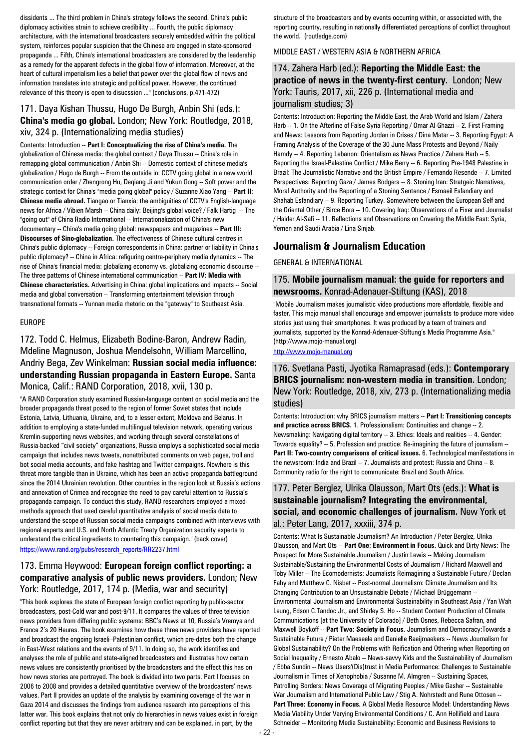dissidents ... The third problem in China's strategy follows the second. China's public diplomacy activities strain to achieve credibility ... Fourth, the public diplomacy architecture, with the international broadcasters securely embedded within the political system, reinforces popular suspicion that the Chinese are engaged in state-sponsored propaganda ... Fifth, China's international broadcasters are considered by the leadership as a remedy for the apparent defects in the global flow of information. Moreover, at the heart of cultural imperialism lies a belief that power over the global flow of news and information translates into strategic and political power. However, the continued relevance of this theory is open to disucssion ..." (conclusions, p.471-472)

### 171. Daya Kishan Thussu, Hugo De Burgh, Anbin Shi (eds.): **China's media go global.** London; New York: Routledge, 2018, xiv, 324 p. (Internationalizing media studies)

Contents: Introduction -- **Part I: Conceptualizing the rise of China's media.** The globalization of Chinese media: the global context / Daya Thussu -- China's role in remapping global communication / Anbin Shi -- Domestic context of chinese media's globalization / Hugo de Burgh -- From the outside in: CCTV going global in a new world communication order / Zhengrong Hu, Deqiang Ji and Yukun Gong -- Soft power and the strategic context for China's "media going global" policy / Suzanne Xiao Yang -- **Part II: Chinese media abroad.** Tiangao or Tianxia: the ambiguities of CCTV's English-language news for Africa / Vibien Marsh -- China daily: Beijing's global voice? / Falk Hartig -- The "going out" of China Radio International -- Internationalization of China's new documentary -- China's media going global: newspapers and magazines -- **Part III: Disocurses of Sino-globalization.** The effectiveness of Chinese cultural centres in China's public diplomacy -- Foreign correspondents in China: partner or liability in China's public diplomacy? -- China in Africa: refiguring centre-periphery media dynamics -- The rise of China's financial media: globalizing economy vs. globalizing economic discourse -- The three patterns of Chinese international communication -- **Part IV: Media with Chinese characteristics.** Advertising in China: global implications and impacts -- Social media and global conversation -- Transforming entertainment television through transnational formats -- Yunnan media rhetoric on the "gateway" to Southeast Asia.

EUROPE

### 172. Todd C. Helmus, Elizabeth Bodine-Baron, Andrew Radin, Mdeline Magnuson, Joshua Mendelsohn, William Marcellino, Andriy Bega, Zev Winkelman: **Russian social media influence: understanding Russian propaganda in Eastern Europe.** Santa Monica, Calif.: RAND Corporation, 2018, xvii, 130 p.

"A RAND Corporation study examined Russian-language content on social media and the broader propaganda threat posed to the region of former Soviet states that include Estonia, Latvia, Lithuania, Ukraine, and, to a lesser extent, Moldova and Belarus. In addition to employing a state-funded multilingual television network, operating various Kremlin-supporting news websites, and working through several constellations of Russia-backed "civil society" organizations, Russia employs a sophisticated social media campaign that includes news tweets, nonattributed comments on web pages, troll and bot social media accounts, and fake hashtag and Twitter campaigns. Nowhere is this threat more tangible than in Ukraine, which has been an active propaganda battleground since the 2014 Ukrainian revolution. Other countries in the region look at Russia's actions and annexation of Crimea and recognize the need to pay careful attention to Russia's propaganda campaign. To conduct this study, RAND researchers employed a mixed-methods approach that used careful quantitative analysis of social media data to understand the scope of Russian social media campaigns combined with interviews with regional experts and U.S. and North Atlantic Treaty Organization security experts to understand the critical ingredients to countering this campaign." (back cover)
https://www.rand.org/pubs/research_reports/RR2237.html

### 173. Emma Heywood: **European foreign conflict reporting: a comparative analysis of public news providers.** London; New York: Routledge, 2017, 174 p. (Media, war and security)

"This book explores the state of European foreign conflict reporting by public-sector broadcasters, post-Cold war and post-9/11. It compares the values of three television news providers from differing public systems: BBC's News at 10, Russia's Vremya and France 2's 20 Heures. The book examines how these three news providers have reported and broadcast the ongoing Israeli–Palestinian conflict, which pre-dates both the change in East-West relations and the events of 9/11. In doing so, the work identifies and analyses the role of public and state-aligned broadcasters and illustrates how certain news values are consistently prioritised by the broadcasters and the effect this has on how news stories are portrayed. The book is divided into two parts. Part I focuses on 2006 to 2008 and provides a detailed quantitative overview of the broadcasters' news values. Part II provides an update of the analysis by examining coverage of the war in Gaza 2014 and discusses the findings from audience research into perceptions of this latter war. This book explains that not only do hierarchies in news values exist in foreign conflict reporting but that they are never arbitrary and can be explained, in part, by the structure of the broadcasters and by events occurring within, or associated with, the reporting country, resulting in nationally differentiated perceptions of conflict throughout the world." (routledge.com)

MIDDLE EAST / WESTERN ASIA & NORTHERN AFRICA

### 174. Zahera Harb (ed.): **Reporting the Middle East: the practice of news in the twenty-first century.** London; New York: Tauris, 2017, xii, 226 p. (International media and journalism studies; 3)

Contents: Introduction: Reporting the Middle East, the Arab World and Islam / Zahera Harb -- 1. On the Afterline of False Syria Reporting / Omar Al-Ghazzi -- 2. First Framing and News: Lessons from Reporting Jordan in Crises / Dina Matar -- 3. Reporting Egypt: A Framing Analysis of the Coverage of the 30 June Mass Protests and Beyond / Naily Hamdy -- 4. Reporting Lebanon: Orientalism as News Practice / Zahera Harb -- 5. Reporting the Israel-Palestine Conflict / Mike Berry -- 6. Reporting Pre-1948 Palestine in Brazil: The Journalistic Narrative and the British Empire / Fernando Resende -- 7. Limited Perspectives: Reporting Gaza / James Rodgers -- 8. Stoning Iran: Stratgeic Narratives, Moral Authority and the Reporting of a Stoning Sentence / Esmaeil Esfandiary and Shahab Esfandiary -- 9. Reporting Turkey. Somewhere between the European Self and the Oriental Other / Birce Bora -- 10. Covering Iraq: Observations of a Fixer and Journalist / Haider Al-Safi -- 11. Reflections and Observations on Covering the Middle East: Syria, Yemen and Saudi Arabia / Lina Sinjab.

## Journalism & Journalism Education

GENERAL & INTERNATIONAL

### 175. **Mobile journalism manual: the guide for reporters and newsrooms.** Konrad-Adenauer-Stiftung (KAS), 2018

"Mobile Journalism makes journalistic video productions more affordable, flexible and faster. This mojo manual shall encourage and empower journalists to produce more video stories just using their smartphones. It was produced by a team of trainers and journalists, supported by the Konrad-Adenauer-Stiftung's Media Programme Asia." (http://www.mojo-manual.org)
http://www.mojo-manual.org

### 176. Svetlana Pasti, Jyotika Ramaprasad (eds.): **Contemporary BRICS journalism: non-western media in transition.** London; New York: Routledge, 2018, xiv, 273 p. (Internationalizing media studies)

Contents: Introduction: why BRICS journalism matters -- **Part I: Transitioning concepts and practice across BRICS.** 1. Professionalism: Continuities and change -- 2. Newsmaking: Navigating digital territory -- 3. Ethics: Ideals and realities -- 4. Gender: Towards equality? -- 5. Profession and practice: Re-imagining the future of journalism -- **Part II: Two-country comparisons of critical issues.** 6. Technological manifestations in the newsroom: India and Brazil -- 7. Journalists and protest: Russia and China -- 8. Community radio for the right to communicate: Brazil and South Africa.

### 177. Peter Berglez, Ulrika Olausson, Mart Ots (eds.): **What is sustainable journalism? Integrating the environmental, social, and economic challenges of journalism.** New York et al.: Peter Lang, 2017, xxxiii, 374 p.

Contents: What Is Sustainable Journalism? An Introduction / Peter Berglez, Ulrika Olausson, and Mart Ots -- **Part One: Environment in Focus.** Quick and Dirty News: The Prospect for More Sustainable Journalism / Justin Lewis -- Making Journalism Sustainable/Sustaining the Environmental Costs of Journalism / Richard Maxwell and Toby Miller -- The Ecomodernists: Journalists Reimagining a Sustainable Future / Declan Fahy and Matthew C. Nisbet -- Post-normal Journalism: Climate Journalism and Its Changing Contribution to an Unsustainable Debate / Michael Brüggemann -- Environmental Journalism and Environmental Sustainability in Southeast Asia / Yan Wah Leung, Edson C.Tandoc Jr., and Shirley S. Ho -- Student Content Production of Climate Communications [at the University of Colorado] / Beth Osnes, Rebecca Safran, and Maxwell Boykoff -- **Part Two: Society in Focus.** Journalism and Democracy:Towards a Sustainable Future / Pieter Maeseele and Danielle Raeijmaekers -- News Journalism for Global Sustainability? On the Problems with Reification and Othering when Reporting on Social Inequality / Ernesto Abalo -- News-savvy Kids and the Sustainability of Journalism / Ebba Sundin -- News Users'(Dis)trust in Media Performance: Challenges to Sustainable Journalism in Times of Xenophobia / Susanne M. Almgren -- Sustaining Spaces, Patrolling Borders: News Coverage of Migrating Peoples / Mike Gasher -- Sustainable War Journalism and International Public Law / Stig A. Nohrstedt and Rune Ottosen -- **Part Three: Economy in Focus.** A Global Media Resource Model: Understanding News Media Viability Under Varying Environmental Conditions / C. Ann Hollifield and Laura Schneider -- Monitoring Media Sustainability: Economic and Business Revisions to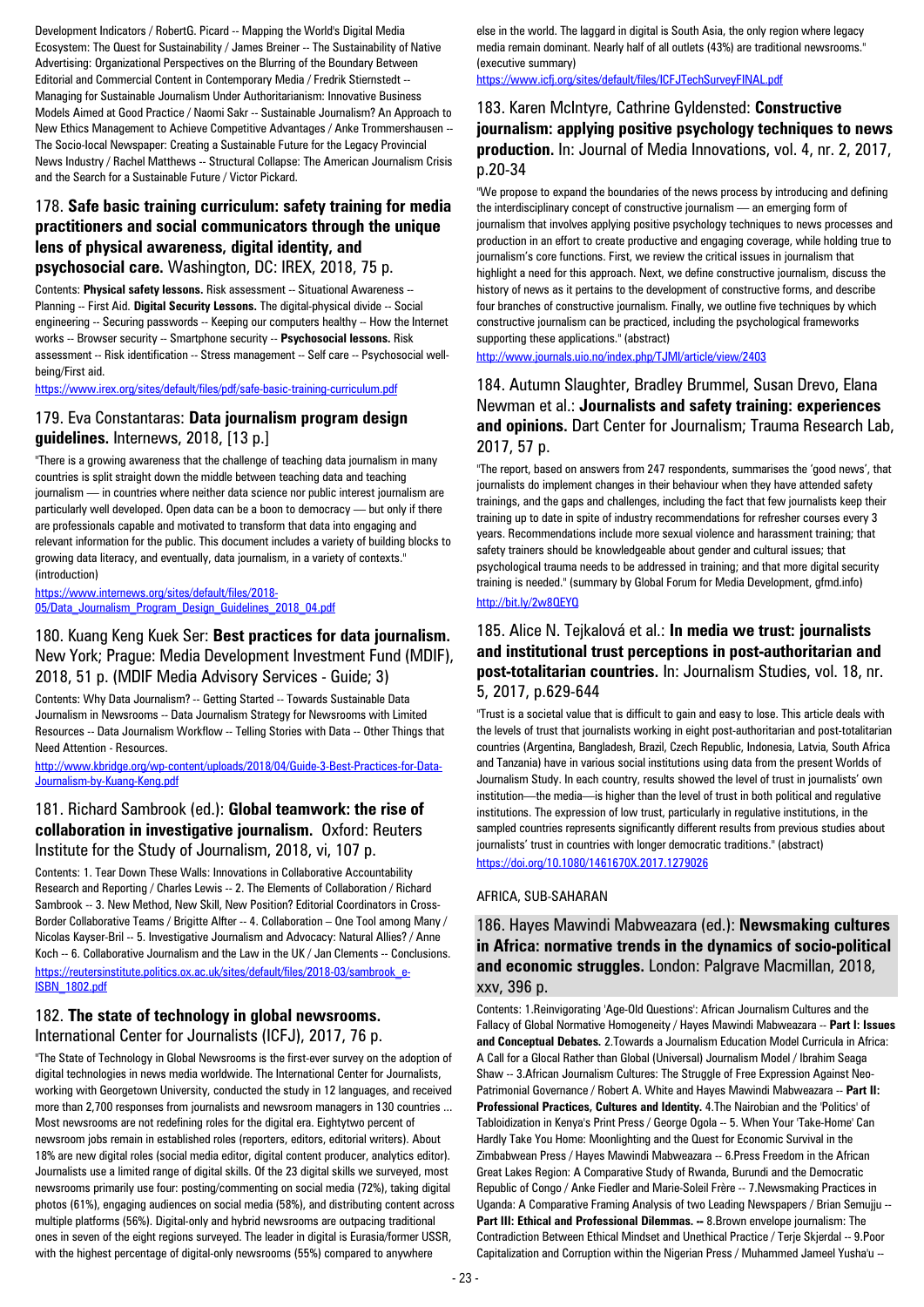Development Indicators / RobertG. Picard -- Mapping the World's Digital Media Ecosystem: The Quest for Sustainability / James Breiner -- The Sustainability of Native Advertising: Organizational Perspectives on the Blurring of the Boundary Between Editorial and Commercial Content in Contemporary Media / Fredrik Stiernstedt -- Managing for Sustainable Journalism Under Authoritarianism: Innovative Business Models Aimed at Good Practice / Naomi Sakr -- Sustainable Journalism? An Approach to New Ethics Management to Achieve Competitive Advantages / Anke Trommershausen -- The Socio-local Newspaper: Creating a Sustainable Future for the Legacy Provincial News Industry / Rachel Matthews -- Structural Collapse: The American Journalism Crisis and the Search for a Sustainable Future / Victor Pickard.

## 178. **Safe basic training curriculum: safety training for media practitioners and social communicators through the unique lens of physical awareness, digital identity, and psychosocial care.** Washington, DC: IREX, 2018, 75 p.

Contents: **Physical safety lessons.** Risk assessment -- Situational Awareness -- Planning -- First Aid. **Digital Security Lessons.** The digital-physical divide -- Social engineering -- Securing passwords -- Keeping our computers healthy -- How the Internet works -- Browser security -- Smartphone security -- **Psychosocial lessons.** Risk assessment -- Risk identification -- Stress management -- Self care -- Psychosocial well-being/First aid.

https://www.irex.org/sites/default/files/pdf/safe-basic-training-curriculum.pdf

## 179. Eva Constantaras: **Data journalism program design guidelines.** Internews, 2018, [13 p.]

"There is a growing awareness that the challenge of teaching data journalism in many countries is split straight down the middle between teaching data and teaching journalism — in countries where neither data science nor public interest journalism are particularly well developed. Open data can be a boon to democracy — but only if there are professionals capable and motivated to transform that data into engaging and relevant information for the public. This document includes a variety of building blocks to growing data literacy, and eventually, data journalism, in a variety of contexts." (introduction)

https://www.internews.org/sites/default/files/2018-05/Data_Journalism_Program_Design_Guidelines_2018_04.pdf

## 180. Kuang Keng Kuek Ser: **Best practices for data journalism.** New York; Prague: Media Development Investment Fund (MDIF), 2018, 51 p. (MDIF Media Advisory Services - Guide; 3)

Contents: Why Data Journalism? -- Getting Started -- Towards Sustainable Data Journalism in Newsrooms -- Data Journalism Strategy for Newsrooms with Limited Resources -- Data Journalism Workflow -- Telling Stories with Data -- Other Things that Need Attention - Resources.

http://www.kbridge.org/wp-content/uploads/2018/04/Guide-3-Best-Practices-for-Data-Journalism-by-Kuang-Keng.pdf

## 181. Richard Sambrook (ed.): **Global teamwork: the rise of collaboration in investigative journalism.** Oxford: Reuters Institute for the Study of Journalism, 2018, vi, 107 p.

Contents: 1. Tear Down These Walls: Innovations in Collaborative Accountability Research and Reporting / Charles Lewis -- 2. The Elements of Collaboration / Richard Sambrook -- 3. New Method, New Skill, New Position? Editorial Coordinators in Cross-Border Collaborative Teams / Brigitte Alfter -- 4. Collaboration – One Tool among Many / Nicolas Kayser-Bril -- 5. Investigative Journalism and Advocacy: Natural Allies? / Anne Koch -- 6. Collaborative Journalism and the Law in the UK / Jan Clements -- Conclusions.

https://reutersinstitute.politics.ox.ac.uk/sites/default/files/2018-03/sambrook_e-ISBN_1802.pdf

## 182. **The state of technology in global newsrooms.** International Center for Journalists (ICFJ), 2017, 76 p.

"The State of Technology in Global Newsrooms is the first-ever survey on the adoption of digital technologies in news media worldwide. The International Center for Journalists, working with Georgetown University, conducted the study in 12 languages, and received more than 2,700 responses from journalists and newsroom managers in 130 countries ... Most newsrooms are not redefining roles for the digital era. Eightytwo percent of newsroom jobs remain in established roles (reporters, editors, editorial writers). About 18% are new digital roles (social media editor, digital content producer, analytics editor). Journalists use a limited range of digital skills. Of the 23 digital skills we surveyed, most newsrooms primarily use four: posting/commenting on social media (72%), taking digital photos (61%), engaging audiences on social media (58%), and distributing content across multiple platforms (56%). Digital-only and hybrid newsrooms are outpacing traditional ones in seven of the eight regions surveyed. The leader in digital is Eurasia/former USSR, with the highest percentage of digital-only newsrooms (55%) compared to anywhere else in the world. The laggard in digital is South Asia, the only region where legacy media remain dominant. Nearly half of all outlets (43%) are traditional newsrooms." (executive summary)

https://www.icfj.org/sites/default/files/ICFJTechSurveyFINAL.pdf

## 183. Karen McIntyre, Cathrine Gyldensted: **Constructive journalism: applying positive psychology techniques to news production.** In: Journal of Media Innovations, vol. 4, nr. 2, 2017, p.20-34

"We propose to expand the boundaries of the news process by introducing and defining the interdisciplinary concept of constructive journalism — an emerging form of journalism that involves applying positive psychology techniques to news processes and production in an effort to create productive and engaging coverage, while holding true to journalism's core functions. First, we review the critical issues in journalism that highlight a need for this approach. Next, we define constructive journalism, discuss the history of news as it pertains to the development of constructive forms, and describe four branches of constructive journalism. Finally, we outline five techniques by which constructive journalism can be practiced, including the psychological frameworks supporting these applications." (abstract)

http://www.journals.uio.no/index.php/TJMI/article/view/2403

## 184. Autumn Slaughter, Bradley Brummel, Susan Drevo, Elana Newman et al.: **Journalists and safety training: experiences and opinions.** Dart Center for Journalism; Trauma Research Lab, 2017, 57 p.

"The report, based on answers from 247 respondents, summarises the 'good news', that journalists do implement changes in their behaviour when they have attended safety trainings, and the gaps and challenges, including the fact that few journalists keep their training up to date in spite of industry recommendations for refresher courses every 3 years. Recommendations include more sexual violence and harassment training; that safety trainers should be knowledgeable about gender and cultural issues; that psychological trauma needs to be addressed in training; and that more digital security training is needed." (summary by Global Forum for Media Development, gfmd.info)

http://bit.ly/2w8QEYQ

## 185. Alice N. Tejkalová et al.: **In media we trust: journalists and institutional trust perceptions in post-authoritarian and post-totalitarian countries.** In: Journalism Studies, vol. 18, nr. 5, 2017, p.629-644

"Trust is a societal value that is difficult to gain and easy to lose. This article deals with the levels of trust that journalists working in eight post-authoritarian and post-totalitarian countries (Argentina, Bangladesh, Brazil, Czech Republic, Indonesia, Latvia, South Africa and Tanzania) have in various social institutions using data from the present Worlds of Journalism Study. In each country, results showed the level of trust in journalists' own institution—the media—is higher than the level of trust in both political and regulative institutions. The expression of low trust, particularly in regulative institutions, in the sampled countries represents significantly different results from previous studies about journalists' trust in countries with longer democratic traditions." (abstract)

https://doi.org/10.1080/1461670X.2017.1279026

AFRICA, SUB-SAHARAN

## 186. Hayes Mawindi Mabweazara (ed.): **Newsmaking cultures in Africa: normative trends in the dynamics of socio-political and economic struggles.** London: Palgrave Macmillan, 2018, xxv, 396 p.

Contents: 1.Reinvigorating 'Age-Old Questions': African Journalism Cultures and the Fallacy of Global Normative Homogeneity / Hayes Mawindi Mabweazara -- **Part I: Issues and Conceptual Debates.** 2.Towards a Journalism Education Model Curricula in Africa: A Call for a Glocal Rather than Global (Universal) Journalism Model / Ibrahim Seaga Shaw -- 3.African Journalism Cultures: The Struggle of Free Expression Against Neo-Patrimonial Governance / Robert A. White and Hayes Mawindi Mabweazara -- **Part II: Professional Practices, Cultures and Identity.** 4.The Nairobian and the 'Politics' of Tabloidization in Kenya's Print Press / George Ogola -- 5. When Your 'Take-Home' Can Hardly Take You Home: Moonlighting and the Quest for Economic Survival in the Zimbabwean Press / Hayes Mawindi Mabweazara -- 6.Press Freedom in the African Great Lakes Region: A Comparative Study of Rwanda, Burundi and the Democratic Republic of Congo / Anke Fiedler and Marie-Soleil Frère -- 7.Newsmaking Practices in Uganda: A Comparative Framing Analysis of two Leading Newspapers / Brian Semujju -- **Part III: Ethical and Professional Dilemmas. --** 8.Brown envelope journalism: The Contradiction Between Ethical Mindset and Unethical Practice / Terje Skjerdal -- 9.Poor Capitalization and Corruption within the Nigerian Press / Muhammed Jameel Yusha'u --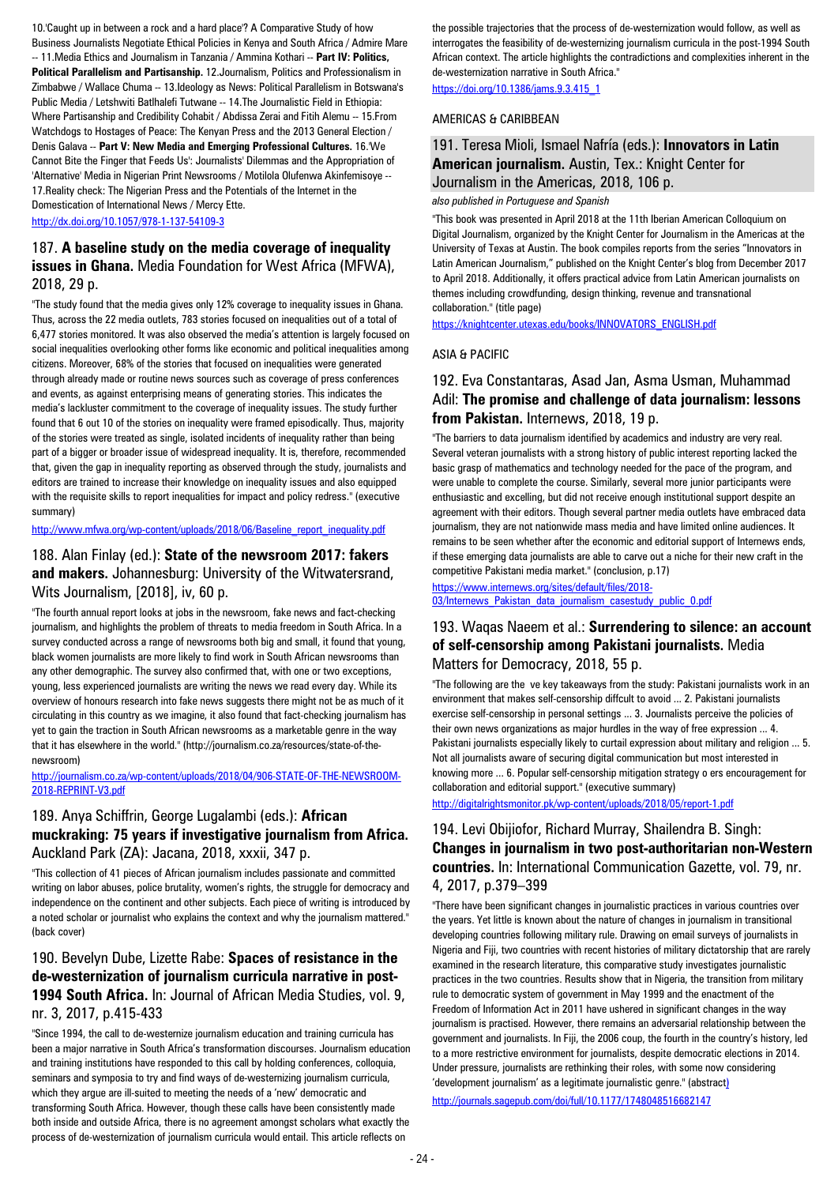10.'Caught up in between a rock and a hard place'? A Comparative Study of how Business Journalists Negotiate Ethical Policies in Kenya and South Africa / Admire Mare -- 11.Media Ethics and Journalism in Tanzania / Ammina Kothari -- **Part IV: Politics, Political Parallelism and Partisanship.** 12.Journalism, Politics and Professionalism in Zimbabwe / Wallace Chuma -- 13.Ideology as News: Political Parallelism in Botswana's Public Media / Letshwiti Batlhalefi Tutwane -- 14.The Journalistic Field in Ethiopia: Where Partisanship and Credibility Cohabit / Abdissa Zerai and Fitih Alemu -- 15.From Watchdogs to Hostages of Peace: The Kenyan Press and the 2013 General Election / Denis Galava -- **Part V: New Media and Emerging Professional Cultures.** 16.'We Cannot Bite the Finger that Feeds Us': Journalists' Dilemmas and the Appropriation of 'Alternative' Media in Nigerian Print Newsrooms / Motilola Olufenwa Akinfemisoye -- 17.Reality check: The Nigerian Press and the Potentials of the Internet in the Domestication of International News / Mercy Ette.

http://dx.doi.org/10.1057/978-1-137-54109-3

## 187. **A baseline study on the media coverage of inequality issues in Ghana.** Media Foundation for West Africa (MFWA), 2018, 29 p.

"The study found that the media gives only 12% coverage to inequality issues in Ghana. Thus, across the 22 media outlets, 783 stories focused on inequalities out of a total of 6,477 stories monitored. It was also observed the media's attention is largely focused on social inequalities overlooking other forms like economic and political inequalities among citizens. Moreover, 68% of the stories that focused on inequalities were generated through already made or routine news sources such as coverage of press conferences and events, as against enterprising means of generating stories. This indicates the media's lackluster commitment to the coverage of inequality issues. The study further found that 6 out 10 of the stories on inequality were framed episodically. Thus, majority of the stories were treated as single, isolated incidents of inequality rather than being part of a bigger or broader issue of widespread inequality. It is, therefore, recommended that, given the gap in inequality reporting as observed through the study, journalists and editors are trained to increase their knowledge on inequality issues and also equipped with the requisite skills to report inequalities for impact and policy redress." (executive summary)

http://www.mfwa.org/wp-content/uploads/2018/06/Baseline_report_inequality.pdf

## 188. Alan Finlay (ed.): **State of the newsroom 2017: fakers and makers.** Johannesburg: University of the Witwatersrand, Wits Journalism, [2018], iv, 60 p.

"The fourth annual report looks at jobs in the newsroom, fake news and fact-checking journalism, and highlights the problem of threats to media freedom in South Africa. In a survey conducted across a range of newsrooms both big and small, it found that young, black women journalists are more likely to find work in South African newsrooms than any other demographic. The survey also confirmed that, with one or two exceptions, young, less experienced journalists are writing the news we read every day. While its overview of honours research into fake news suggests there might not be as much of it circulating in this country as we imagine, it also found that fact-checking journalism has yet to gain the traction in South African newsrooms as a marketable genre in the way that it has elsewhere in the world." (http://journalism.co.za/resources/state-of-the-newsroom)

http://journalism.co.za/wp-content/uploads/2018/04/906-STATE-OF-THE-NEWSROOM-2018-REPRINT-V3.pdf

## 189. Anya Schiffrin, George Lugalambi (eds.): **African muckraking: 75 years if investigative journalism from Africa.** Auckland Park (ZA): Jacana, 2018, xxxii, 347 p.

"This collection of 41 pieces of African journalism includes passionate and committed writing on labor abuses, police brutality, women's rights, the struggle for democracy and independence on the continent and other subjects. Each piece of writing is introduced by a noted scholar or journalist who explains the context and why the journalism mattered." (back cover)

## 190. Bevelyn Dube, Lizette Rabe: **Spaces of resistance in the de-westernization of journalism curricula narrative in post-1994 South Africa.** In: Journal of African Media Studies, vol. 9, nr. 3, 2017, p.415-433

"Since 1994, the call to de-westernize journalism education and training curricula has been a major narrative in South Africa's transformation discourses. Journalism education and training institutions have responded to this call by holding conferences, colloquia, seminars and symposia to try and find ways of de-westernizing journalism curricula, which they argue are ill-suited to meeting the needs of a 'new' democratic and transforming South Africa. However, though these calls have been consistently made both inside and outside Africa, there is no agreement amongst scholars what exactly the process of de-westernization of journalism curricula would entail. This article reflects on the possible trajectories that the process of de-westernization would follow, as well as interrogates the feasibility of de-westernizing journalism curricula in the post-1994 South African context. The article highlights the contradictions and complexities inherent in the de-westernization narrative in South Africa."

https://doi.org/10.1386/jams.9.3.415_1

AMERICAS & CARIBBEAN

## 191. Teresa Mioli, Ismael Nafría (eds.): **Innovators in Latin American journalism.** Austin, Tex.: Knight Center for Journalism in the Americas, 2018, 106 p.

*also published in Portuguese and Spanish*

"This book was presented in April 2018 at the 11th Iberian American Colloquium on Digital Journalism, organized by the Knight Center for Journalism in the Americas at the University of Texas at Austin. The book compiles reports from the series "Innovators in Latin American Journalism," published on the Knight Center's blog from December 2017 to April 2018. Additionally, it offers practical advice from Latin American journalists on themes including crowdfunding, design thinking, revenue and transnational collaboration." (title page)

https://knightcenter.utexas.edu/books/INNOVATORS_ENGLISH.pdf

ASIA & PACIFIC

## 192. Eva Constantaras, Asad Jan, Asma Usman, Muhammad Adil: **The promise and challenge of data journalism: lessons from Pakistan.** Internews, 2018, 19 p.

"The barriers to data journalism identified by academics and industry are very real. Several veteran journalists with a strong history of public interest reporting lacked the basic grasp of mathematics and technology needed for the pace of the program, and were unable to complete the course. Similarly, several more junior participants were enthusiastic and excelling, but did not receive enough institutional support despite an agreement with their editors. Though several partner media outlets have embraced data journalism, they are not nationwide mass media and have limited online audiences. It remains to be seen whether after the economic and editorial support of Internews ends, if these emerging data journalists are able to carve out a niche for their new craft in the competitive Pakistani media market." (conclusion, p.17)

https://www.internews.org/sites/default/files/2018-03/Internews_Pakistan_data_journalism_casestudy_public_0.pdf

## 193. Waqas Naeem et al.: **Surrendering to silence: an account of self-censorship among Pakistani journalists.** Media Matters for Democracy, 2018, 55 p.

"The following are the ve key takeaways from the study: Pakistani journalists work in an environment that makes self-censorship diffcult to avoid ... 2. Pakistani journalists exercise self-censorship in personal settings ... 3. Journalists perceive the policies of their own news organizations as major hurdles in the way of free expression ... 4. Pakistani journalists especially likely to curtail expression about military and religion ... 5. Not all journalists aware of securing digital communication but most interested in knowing more ... 6. Popular self-censorship mitigation strategy o ers encouragement for collaboration and editorial support." (executive summary)

http://digitalrightsmonitor.pk/wp-content/uploads/2018/05/report-1.pdf

## 194. Levi Obijiofor, Richard Murray, Shailendra B. Singh: **Changes in journalism in two post-authoritarian non-Western countries.** In: International Communication Gazette, vol. 79, nr. 4, 2017, p.379–399

"There have been significant changes in journalistic practices in various countries over the years. Yet little is known about the nature of changes in journalism in transitional developing countries following military rule. Drawing on email surveys of journalists in Nigeria and Fiji, two countries with recent histories of military dictatorship that are rarely examined in the research literature, this comparative study investigates journalistic practices in the two countries. Results show that in Nigeria, the transition from military rule to democratic system of government in May 1999 and the enactment of the Freedom of Information Act in 2011 have ushered in significant changes in the way journalism is practised. However, there remains an adversarial relationship between the government and journalists. In Fiji, the 2006 coup, the fourth in the country's history, led to a more restrictive environment for journalists, despite democratic elections in 2014. Under pressure, journalists are rethinking their roles, with some now considering 'development journalism' as a legitimate journalistic genre." (abstract)

http://journals.sagepub.com/doi/full/10.1177/1748048516682147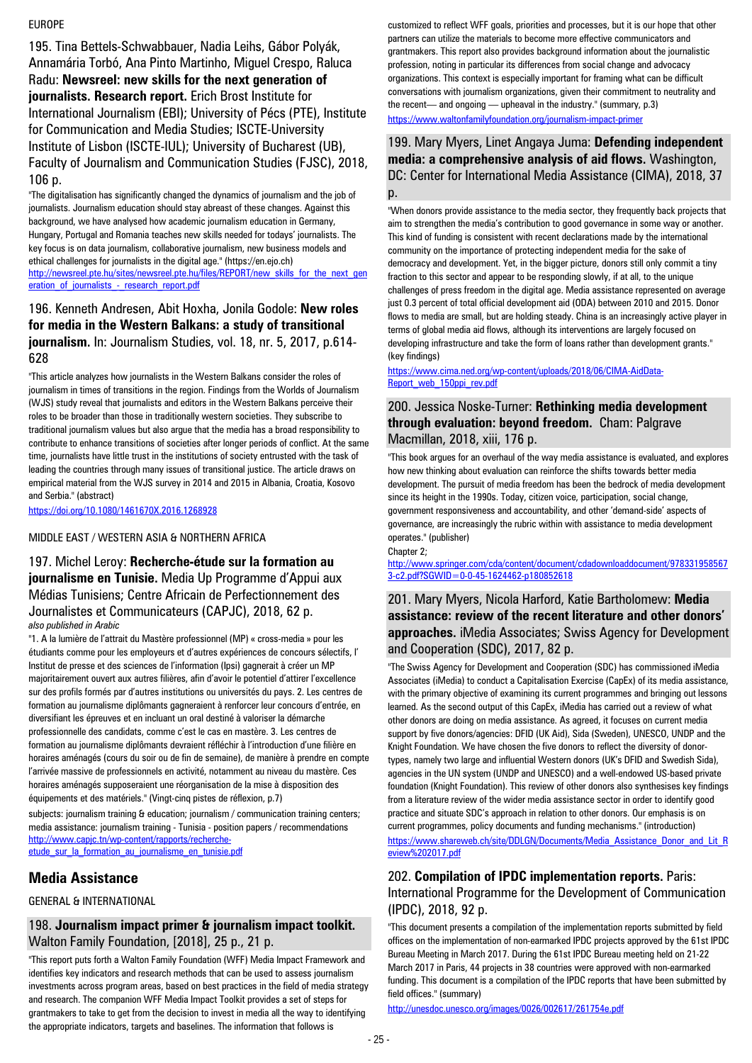EUROPE

### 195. Tina Bettels-Schwabbauer, Nadia Leihs, Gábor Polyák, Annamária Torbó, Ana Pinto Martinho, Miguel Crespo, Raluca Radu: **Newsreel: new skills for the next generation of journalists. Research report.** Erich Brost Institute for International Journalism (EBI); University of Pécs (PTE), Institute for Communication and Media Studies; ISCTE-University Institute of Lisbon (ISCTE-IUL); University of Bucharest (UB), Faculty of Journalism and Communication Studies (FJSC), 2018, 106 p.

"The digitalisation has significantly changed the dynamics of journalism and the job of journalists. Journalism education should stay abreast of these changes. Against this background, we have analysed how academic journalism education in Germany, Hungary, Portugal and Romania teaches new skills needed for todays' journalists. The key focus is on data journalism, collaborative journalism, new business models and ethical challenges for journalists in the digital age." (https://en.ejo.ch)

http://newsreel.pte.hu/sites/newsreel.pte.hu/files/REPORT/new_skills_for_the_next_generation_of_journalists_-_research_report.pdf

### 196. Kenneth Andresen, Abit Hoxha, Jonila Godole: **New roles for media in the Western Balkans: a study of transitional journalism.** In: Journalism Studies, vol. 18, nr. 5, 2017, p.614-628

"This article analyzes how journalists in the Western Balkans consider the roles of journalism in times of transitions in the region. Findings from the Worlds of Journalism (WJS) study reveal that journalists and editors in the Western Balkans perceive their roles to be broader than those in traditionally western societies. They subscribe to traditional journalism values but also argue that the media has a broad responsibility to contribute to enhance transitions of societies after longer periods of conflict. At the same time, journalists have little trust in the institutions of society entrusted with the task of leading the countries through many issues of transitional justice. The article draws on empirical material from the WJS survey in 2014 and 2015 in Albania, Croatia, Kosovo and Serbia." (abstract)

https://doi.org/10.1080/1461670X.2016.1268928

MIDDLE EAST / WESTERN ASIA & NORTHERN AFRICA

### 197. Michel Leroy: **Recherche-étude sur la formation au journalisme en Tunisie.** Media Up Programme d'Appui aux Médias Tunisiens; Centre Africain de Perfectionnement des Journalistes et Communicateurs (CAPJC), 2018, 62 p.

*also published in Arabic*

"1. A la lumière de l'attrait du Mastère professionnel (MP) « cross-media » pour les étudiants comme pour les employeurs et d'autres expériences de concours sélectifs, l' Institut de presse et des sciences de l'information (Ipsi) gagnerait à créer un MP majoritairement ouvert aux autres filières, afin d'avoir le potentiel d'attirer l'excellence sur des profils formés par d'autres institutions ou universités du pays. 2. Les centres de formation au journalisme diplômants gagneraient à renforcer leur concours d'entrée, en diversifiant les épreuves et en incluant un oral destiné à valoriser la démarche professionnelle des candidats, comme c'est le cas en mastère. 3. Les centres de formation au journalisme diplômants devraient réfléchir à l'introduction d'une filière en horaires aménagés (cours du soir ou de fin de semaine), de manière à prendre en compte l'arrivée massive de professionnels en activité, notamment au niveau du mastère. Ces horaires aménagés supposeraient une réorganisation de la mise à disposition des équipements et des matériels." (Vingt-cinq pistes de réflexion, p.7)

subjects: journalism training & education; journalism / communication training centers; media assistance: journalism training - Tunisia - position papers / recommendations

http://www.capjc.tn/wp-content/rapports/recherche-etude_sur_la_formation_au_journalisme_en_tunisie.pdf

## Media Assistance

GENERAL & INTERNATIONAL

### 198. **Journalism impact primer & journalism impact toolkit.** Walton Family Foundation, [2018], 25 p., 21 p.

"This report puts forth a Walton Family Foundation (WFF) Media Impact Framework and identifies key indicators and research methods that can be used to assess journalism investments across program areas, based on best practices in the field of media strategy and research. The companion WFF Media Impact Toolkit provides a set of steps for grantmakers to take to get from the decision to invest in media all the way to identifying the appropriate indicators, targets and baselines. The information that follows is customized to reflect WFF goals, priorities and processes, but it is our hope that other partners can utilize the materials to become more effective communicators and grantmakers. This report also provides background information about the journalistic profession, noting in particular its differences from social change and advocacy organizations. This context is especially important for framing what can be difficult conversations with journalism organizations, given their commitment to neutrality and the recent— and ongoing — upheaval in the industry." (summary, p.3)

https://www.waltonfamilyfoundation.org/journalism-impact-primer

### 199. Mary Myers, Linet Angaya Juma: **Defending independent media: a comprehensive analysis of aid flows.** Washington, DC: Center for International Media Assistance (CIMA), 2018, 37 p.

"When donors provide assistance to the media sector, they frequently back projects that aim to strengthen the media's contribution to good governance in some way or another. This kind of funding is consistent with recent declarations made by the international community on the importance of protecting independent media for the sake of democracy and development. Yet, in the bigger picture, donors still only commit a tiny fraction to this sector and appear to be responding slowly, if at all, to the unique challenges of press freedom in the digital age. Media assistance represented on average just 0.3 percent of total official development aid (ODA) between 2010 and 2015. Donor flows to media are small, but are holding steady. China is an increasingly active player in terms of global media aid flows, although its interventions are largely focused on developing infrastructure and take the form of loans rather than development grants." (key findings)

https://www.cima.ned.org/wp-content/uploads/2018/06/CIMA-AidData-Report_web_150ppi_rev.pdf

### 200. Jessica Noske-Turner: **Rethinking media development through evaluation: beyond freedom.** Cham: Palgrave Macmillan, 2018, xiii, 176 p.

"This book argues for an overhaul of the way media assistance is evaluated, and explores how new thinking about evaluation can reinforce the shifts towards better media development. The pursuit of media freedom has been the bedrock of media development since its height in the 1990s. Today, citizen voice, participation, social change, government responsiveness and accountability, and other 'demand-side' aspects of governance, are increasingly the rubric within with assistance to media development operates." (publisher)

Chapter 2;

http://www.springer.com/cda/content/document/cdadownloaddocument/9783319585673-c2.pdf?SGWID=0-0-45-1624462-p180852618

### 201. Mary Myers, Nicola Harford, Katie Bartholomew: **Media assistance: review of the recent literature and other donors' approaches.** iMedia Associates; Swiss Agency for Development and Cooperation (SDC), 2017, 82 p.

"The Swiss Agency for Development and Cooperation (SDC) has commissioned iMedia Associates (iMedia) to conduct a Capitalisation Exercise (CapEx) of its media assistance, with the primary objective of examining its current programmes and bringing out lessons learned. As the second output of this CapEx, iMedia has carried out a review of what other donors are doing on media assistance. As agreed, it focuses on current media support by five donors/agencies: DFID (UK Aid), Sida (Sweden), UNESCO, UNDP and the Knight Foundation. We have chosen the five donors to reflect the diversity of donor-types, namely two large and influential Western donors (UK's DFID and Swedish Sida), agencies in the UN system (UNDP and UNESCO) and a well-endowed US-based private foundation (Knight Foundation). This review of other donors also synthesises key findings from a literature review of the wider media assistance sector in order to identify good practice and situate SDC's approach in relation to other donors. Our emphasis is on current programmes, policy documents and funding mechanisms." (introduction)

https://www.shareweb.ch/site/DDLGN/Documents/Media_Assistance_Donor_and_Lit_Review%202017.pdf

### 202. **Compilation of IPDC implementation reports.** Paris: International Programme for the Development of Communication (IPDC), 2018, 92 p.

"This document presents a compilation of the implementation reports submitted by field offices on the implementation of non-earmarked IPDC projects approved by the 61st IPDC Bureau Meeting in March 2017. During the 61st IPDC Bureau meeting held on 21-22 March 2017 in Paris, 44 projects in 38 countries were approved with non-earmarked funding. This document is a compilation of the IPDC reports that have been submitted by field offices." (summary)

http://unesdoc.unesco.org/images/0026/002617/261754e.pdf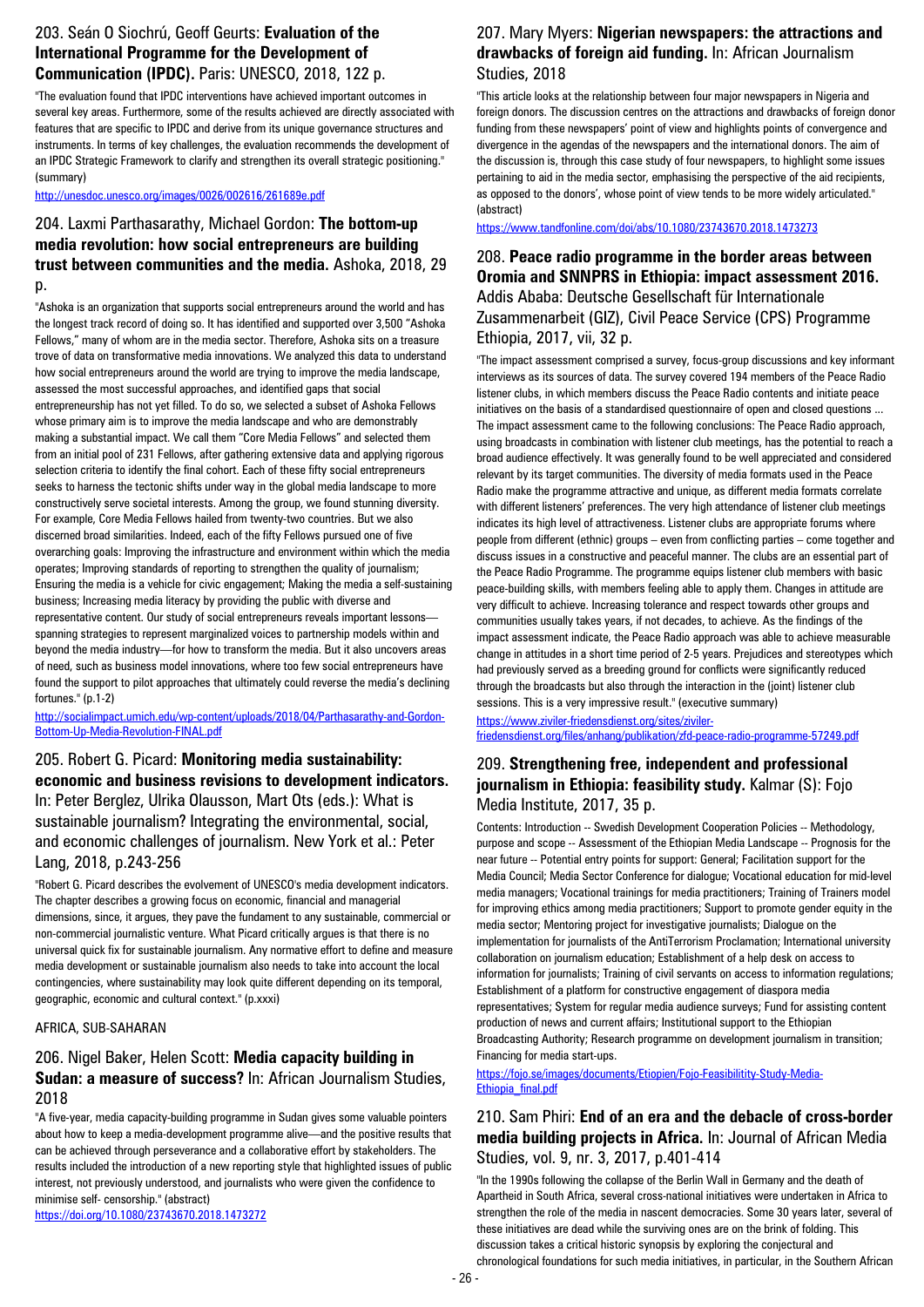## 203. Seán O Siochrú, Geoff Geurts: **Evaluation of the International Programme for the Development of Communication (IPDC).** Paris: UNESCO, 2018, 122 p.

"The evaluation found that IPDC interventions have achieved important outcomes in several key areas. Furthermore, some of the results achieved are directly associated with features that are specific to IPDC and derive from its unique governance structures and instruments. In terms of key challenges, the evaluation recommends the development of an IPDC Strategic Framework to clarify and strengthen its overall strategic positioning." (summary)

http://unesdoc.unesco.org/images/0026/002616/261689e.pdf

## 204. Laxmi Parthasarathy, Michael Gordon: **The bottom-up media revolution: how social entrepreneurs are building trust between communities and the media.** Ashoka, 2018, 29 p.

"Ashoka is an organization that supports social entrepreneurs around the world and has the longest track record of doing so. It has identified and supported over 3,500 "Ashoka Fellows," many of whom are in the media sector. Therefore, Ashoka sits on a treasure trove of data on transformative media innovations. We analyzed this data to understand how social entrepreneurs around the world are trying to improve the media landscape, assessed the most successful approaches, and identified gaps that social entrepreneurship has not yet filled. To do so, we selected a subset of Ashoka Fellows whose primary aim is to improve the media landscape and who are demonstrably making a substantial impact. We call them "Core Media Fellows" and selected them from an initial pool of 231 Fellows, after gathering extensive data and applying rigorous selection criteria to identify the final cohort. Each of these fifty social entrepreneurs seeks to harness the tectonic shifts under way in the global media landscape to more constructively serve societal interests. Among the group, we found stunning diversity. For example, Core Media Fellows hailed from twenty-two countries. But we also discerned broad similarities. Indeed, each of the fifty Fellows pursued one of five overarching goals: Improving the infrastructure and environment within which the media operates; Improving standards of reporting to strengthen the quality of journalism; Ensuring the media is a vehicle for civic engagement; Making the media a self-sustaining business; Increasing media literacy by providing the public with diverse and representative content. Our study of social entrepreneurs reveals important lessons—spanning strategies to represent marginalized voices to partnership models within and beyond the media industry—for how to transform the media. But it also uncovers areas of need, such as business model innovations, where too few social entrepreneurs have found the support to pilot approaches that ultimately could reverse the media's declining fortunes." (p.1-2)

http://socialimpact.umich.edu/wp-content/uploads/2018/04/Parthasarathy-and-Gordon-Bottom-Up-Media-Revolution-FINAL.pdf

## 205. Robert G. Picard: **Monitoring media sustainability: economic and business revisions to development indicators.** In: Peter Berglez, Ulrika Olausson, Mart Ots (eds.): What is sustainable journalism? Integrating the environmental, social, and economic challenges of journalism. New York et al.: Peter Lang, 2018, p.243-256

"Robert G. Picard describes the evolvement of UNESCO's media development indicators. The chapter describes a growing focus on economic, financial and managerial dimensions, since, it argues, they pave the fundament to any sustainable, commercial or non-commercial journalistic venture. What Picard critically argues is that there is no universal quick fix for sustainable journalism. Any normative effort to define and measure media development or sustainable journalism also needs to take into account the local contingencies, where sustainability may look quite different depending on its temporal, geographic, economic and cultural context." (p.xxxi)

AFRICA, SUB-SAHARAN

## 206. Nigel Baker, Helen Scott: **Media capacity building in Sudan: a measure of success?** In: African Journalism Studies, 2018

"A five-year, media capacity-building programme in Sudan gives some valuable pointers about how to keep a media-development programme alive—and the positive results that can be achieved through perseverance and a collaborative effort by stakeholders. The results included the introduction of a new reporting style that highlighted issues of public interest, not previously understood, and journalists who were given the confidence to minimise self- censorship." (abstract)

https://doi.org/10.1080/23743670.2018.1473272

## 207. Mary Myers: **Nigerian newspapers: the attractions and drawbacks of foreign aid funding.** In: African Journalism Studies, 2018

"This article looks at the relationship between four major newspapers in Nigeria and foreign donors. The discussion centres on the attractions and drawbacks of foreign donor funding from these newspapers' point of view and highlights points of convergence and divergence in the agendas of the newspapers and the international donors. The aim of the discussion is, through this case study of four newspapers, to highlight some issues pertaining to aid in the media sector, emphasising the perspective of the aid recipients, as opposed to the donors', whose point of view tends to be more widely articulated." (abstract)

https://www.tandfonline.com/doi/abs/10.1080/23743670.2018.1473273

## 208. **Peace radio programme in the border areas between Oromia and SNNPRS in Ethiopia: impact assessment 2016.** Addis Ababa: Deutsche Gesellschaft für Internationale Zusammenarbeit (GIZ), Civil Peace Service (CPS) Programme Ethiopia, 2017, vii, 32 p.

"The impact assessment comprised a survey, focus-group discussions and key informant interviews as its sources of data. The survey covered 194 members of the Peace Radio listener clubs, in which members discuss the Peace Radio contents and initiate peace initiatives on the basis of a standardised questionnaire of open and closed questions ... The impact assessment came to the following conclusions: The Peace Radio approach, using broadcasts in combination with listener club meetings, has the potential to reach a broad audience effectively. It was generally found to be well appreciated and considered relevant by its target communities. The diversity of media formats used in the Peace Radio make the programme attractive and unique, as different media formats correlate with different listeners' preferences. The very high attendance of listener club meetings indicates its high level of attractiveness. Listener clubs are appropriate forums where people from different (ethnic) groups – even from conflicting parties – come together and discuss issues in a constructive and peaceful manner. The clubs are an essential part of the Peace Radio Programme. The programme equips listener club members with basic peace-building skills, with members feeling able to apply them. Changes in attitude are very difficult to achieve. Increasing tolerance and respect towards other groups and communities usually takes years, if not decades, to achieve. As the findings of the impact assessment indicate, the Peace Radio approach was able to achieve measurable change in attitudes in a short time period of 2-5 years. Prejudices and stereotypes which had previously served as a breeding ground for conflicts were significantly reduced through the broadcasts but also through the interaction in the (joint) listener club sessions. This is a very impressive result." (executive summary)

https://www.ziviler-friedensdienst.org/sites/ziviler-friedensdienst.org/files/anhang/publikation/zfd-peace-radio-programme-57249.pdf

## 209. **Strengthening free, independent and professional journalism in Ethiopia: feasibility study.** Kalmar (S): Fojo Media Institute, 2017, 35 p.

Contents: Introduction -- Swedish Development Cooperation Policies -- Methodology, purpose and scope -- Assessment of the Ethiopian Media Landscape -- Prognosis for the near future -- Potential entry points for support: General; Facilitation support for the Media Council; Media Sector Conference for dialogue; Vocational education for mid-level media managers; Vocational trainings for media practitioners; Training of Trainers model for improving ethics among media practitioners; Support to promote gender equity in the media sector; Mentoring project for investigative journalists; Dialogue on the implementation for journalists of the AntiTerrorism Proclamation; International university collaboration on journalism education; Establishment of a help desk on access to information for journalists; Training of civil servants on access to information regulations; Establishment of a platform for constructive engagement of diaspora media representatives; System for regular media audience surveys; Fund for assisting content production of news and current affairs; Institutional support to the Ethiopian Broadcasting Authority; Research programme on development journalism in transition; Financing for media start-ups.

https://fojo.se/images/documents/Etiopien/Fojo-Feasibilitity-Study-Media-Ethiopia_final.pdf

## 210. Sam Phiri: **End of an era and the debacle of cross-border media building projects in Africa.** In: Journal of African Media Studies, vol. 9, nr. 3, 2017, p.401-414

"In the 1990s following the collapse of the Berlin Wall in Germany and the death of Apartheid in South Africa, several cross-national initiatives were undertaken in Africa to strengthen the role of the media in nascent democracies. Some 30 years later, several of these initiatives are dead while the surviving ones are on the brink of folding. This discussion takes a critical historic synopsis by exploring the conjectural and chronological foundations for such media initiatives, in particular, in the Southern African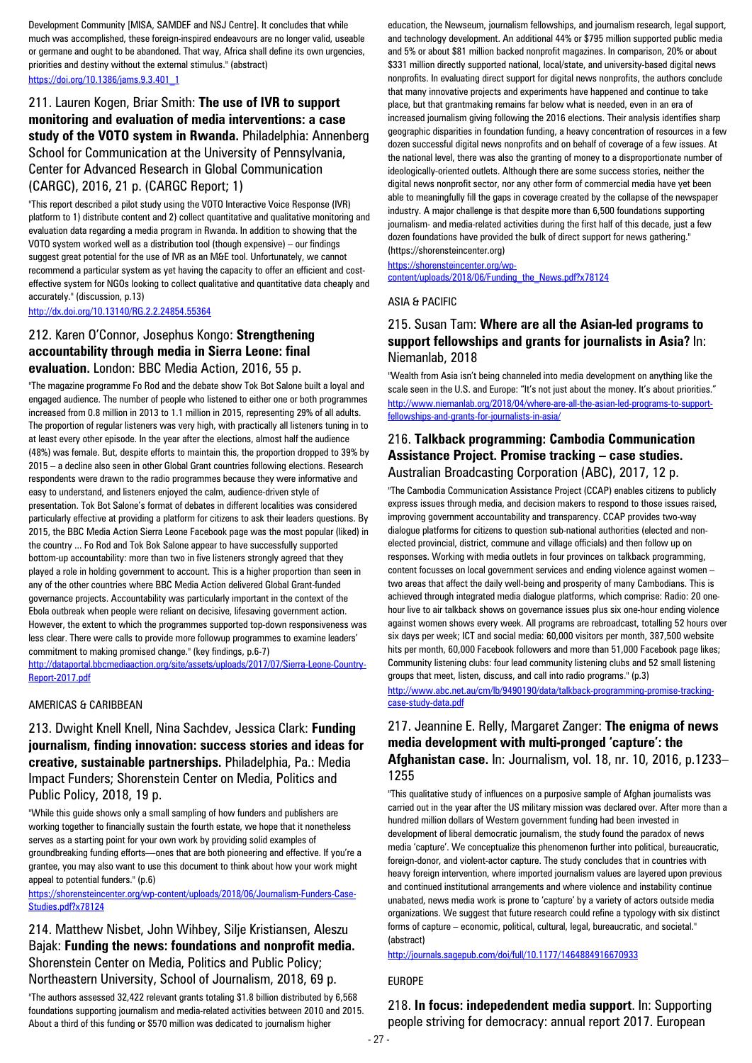Development Community [MISA, SAMDEF and NSJ Centre]. It concludes that while much was accomplished, these foreign-inspired endeavours are no longer valid, useable or germane and ought to be abandoned. That way, Africa shall define its own urgencies, priorities and destiny without the external stimulus." (abstract)
https://doi.org/10.1386/jams.9.3.401_1

## 211. Lauren Kogen, Briar Smith: **The use of IVR to support monitoring and evaluation of media interventions: a case study of the VOTO system in Rwanda.** Philadelphia: Annenberg School for Communication at the University of Pennsylvania, Center for Advanced Research in Global Communication (CARGC), 2016, 21 p. (CARGC Report; 1)

"This report described a pilot study using the VOTO Interactive Voice Response (IVR) platform to 1) distribute content and 2) collect quantitative and qualitative monitoring and evaluation data regarding a media program in Rwanda. In addition to showing that the VOTO system worked well as a distribution tool (though expensive) – our findings suggest great potential for the use of IVR as an M&E tool. Unfortunately, we cannot recommend a particular system as yet having the capacity to offer an efficient and cost-effective system for NGOs looking to collect qualitative and quantitative data cheaply and accurately." (discussion, p.13)
http://dx.doi.org/10.13140/RG.2.2.24854.55364

## 212. Karen O'Connor, Josephus Kongo: **Strengthening accountability through media in Sierra Leone: final evaluation.** London: BBC Media Action, 2016, 55 p.

"The magazine programme Fo Rod and the debate show Tok Bot Salone built a loyal and engaged audience. The number of people who listened to either one or both programmes increased from 0.8 million in 2013 to 1.1 million in 2015, representing 29% of all adults. The proportion of regular listeners was very high, with practically all listeners tuning in to at least every other episode. In the year after the elections, almost half the audience (48%) was female. But, despite efforts to maintain this, the proportion dropped to 39% by 2015 – a decline also seen in other Global Grant countries following elections. Research respondents were drawn to the radio programmes because they were informative and easy to understand, and listeners enjoyed the calm, audience-driven style of presentation. Tok Bot Salone's format of debates in different localities was considered particularly effective at providing a platform for citizens to ask their leaders questions. By 2015, the BBC Media Action Sierra Leone Facebook page was the most popular (liked) in the country ... Fo Rod and Tok Bok Salone appear to have successfully supported bottom-up accountability: more than two in five listeners strongly agreed that they played a role in holding government to account. This is a higher proportion than seen in any of the other countries where BBC Media Action delivered Global Grant-funded governance projects. Accountability was particularly important in the context of the Ebola outbreak when people were reliant on decisive, lifesaving government action. However, the extent to which the programmes supported top-down responsiveness was less clear. There were calls to provide more followup programmes to examine leaders' commitment to making promised change." (key findings, p.6-7)
http://dataportal.bbcmediaaction.org/site/assets/uploads/2017/07/Sierra-Leone-Country-Report-2017.pdf

AMERICAS & CARIBBEAN

## 213. Dwight Knell Knell, Nina Sachdev, Jessica Clark: **Funding journalism, finding innovation: success stories and ideas for creative, sustainable partnerships.** Philadelphia, Pa.: Media Impact Funders; Shorenstein Center on Media, Politics and Public Policy, 2018, 19 p.

"While this guide shows only a small sampling of how funders and publishers are working together to financially sustain the fourth estate, we hope that it nonetheless serves as a starting point for your own work by providing solid examples of groundbreaking funding efforts—ones that are both pioneering and effective. If you're a grantee, you may also want to use this document to think about how your work might appeal to potential funders." (p.6)
https://shorensteincenter.org/wp-content/uploads/2018/06/Journalism-Funders-Case-Studies.pdf?x78124

## 214. Matthew Nisbet, John Wihbey, Silje Kristiansen, Aleszu Bajak: **Funding the news: foundations and nonprofit media.** Shorenstein Center on Media, Politics and Public Policy; Northeastern University, School of Journalism, 2018, 69 p.

"The authors assessed 32,422 relevant grants totaling $1.8 billion distributed by 6,568 foundations supporting journalism and media-related activities between 2010 and 2015. About a third of this funding or $570 million was dedicated to journalism higher education, the Newseum, journalism fellowships, and journalism research, legal support, and technology development. An additional 44% or $795 million supported public media and 5% or about $81 million backed nonprofit magazines. In comparison, 20% or about $331 million directly supported national, local/state, and university-based digital news nonprofits. In evaluating direct support for digital news nonprofits, the authors conclude that many innovative projects and experiments have happened and continue to take place, but that grantmaking remains far below what is needed, even in an era of increased journalism giving following the 2016 elections. Their analysis identifies sharp geographic disparities in foundation funding, a heavy concentration of resources in a few dozen successful digital news nonprofits and on behalf of coverage of a few issues. At the national level, there was also the granting of money to a disproportionate number of ideologically-oriented outlets. Although there are some success stories, neither the digital news nonprofit sector, nor any other form of commercial media have yet been able to meaningfully fill the gaps in coverage created by the collapse of the newspaper industry. A major challenge is that despite more than 6,500 foundations supporting journalism- and media-related activities during the first half of this decade, just a few dozen foundations have provided the bulk of direct support for news gathering." (https://shorensteincenter.org)
https://shorensteincenter.org/wp-content/uploads/2018/06/Funding_the_News.pdf?x78124

ASIA & PACIFIC

## 215. Susan Tam: **Where are all the Asian-led programs to support fellowships and grants for journalists in Asia?** In: Niemanlab, 2018

"Wealth from Asia isn't being channeled into media development on anything like the scale seen in the U.S. and Europe: "It's not just about the money. It's about priorities."
http://www.niemanlab.org/2018/04/where-are-all-the-asian-led-programs-to-support-fellowships-and-grants-for-journalists-in-asia/

## 216. **Talkback programming: Cambodia Communication Assistance Project. Promise tracking – case studies.** Australian Broadcasting Corporation (ABC), 2017, 12 p.

"The Cambodia Communication Assistance Project (CCAP) enables citizens to publicly express issues through media, and decision makers to respond to those issues raised, improving government accountability and transparency. CCAP provides two-way dialogue platforms for citizens to question sub-national authorities (elected and non-elected provincial, district, commune and village officials) and then follow up on responses. Working with media outlets in four provinces on talkback programming, content focusses on local government services and ending violence against women – two areas that affect the daily well-being and prosperity of many Cambodians. This is achieved through integrated media dialogue platforms, which comprise: Radio: 20 one-hour live to air talkback shows on governance issues plus six one-hour ending violence against women shows every week. All programs are rebroadcast, totalling 52 hours over six days per week; ICT and social media: 60,000 visitors per month, 387,500 website hits per month, 60,000 Facebook followers and more than 51,000 Facebook page likes; Community listening clubs: four lead community listening clubs and 52 small listening groups that meet, listen, discuss, and call into radio programs." (p.3)
http://www.abc.net.au/cm/lb/9490190/data/talkback-programming-promise-tracking-case-study-data.pdf

## 217. Jeannine E. Relly, Margaret Zanger: **The enigma of news media development with multi-pronged 'capture': the Afghanistan case.** In: Journalism, vol. 18, nr. 10, 2016, p.1233–1255

"This qualitative study of influences on a purposive sample of Afghan journalists was carried out in the year after the US military mission was declared over. After more than a hundred million dollars of Western government funding had been invested in development of liberal democratic journalism, the study found the paradox of news media 'capture'. We conceptualize this phenomenon further into political, bureaucratic, foreign-donor, and violent-actor capture. The study concludes that in countries with heavy foreign intervention, where imported journalism values are layered upon previous and continued institutional arrangements and where violence and instability continue unabated, news media work is prone to 'capture' by a variety of actors outside media organizations. We suggest that future research could refine a typology with six distinct forms of capture – economic, political, cultural, legal, bureaucratic, and societal." (abstract)
http://journals.sagepub.com/doi/full/10.1177/1464884916670933

EUROPE

## 218. **In focus: indepedendent media support**. In: Supporting people striving for democracy: annual report 2017. European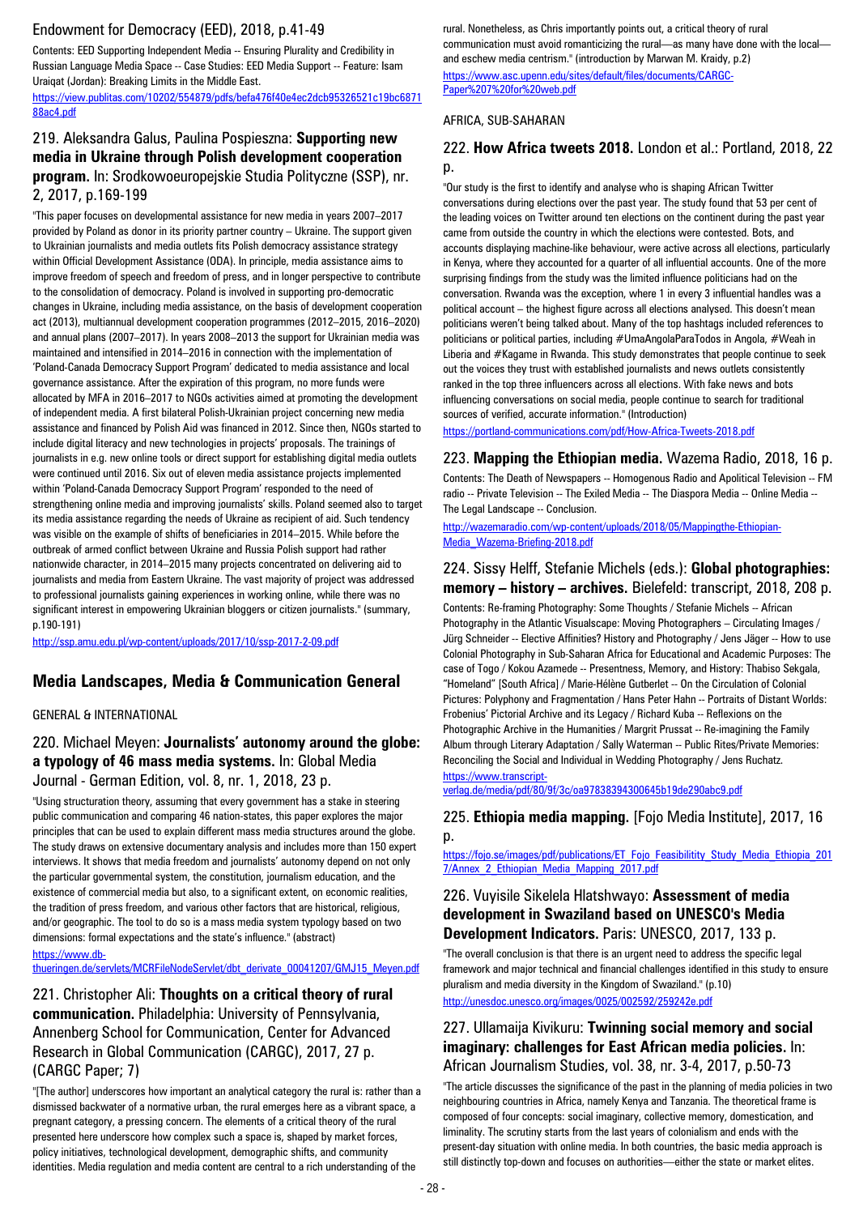Endowment for Democracy (EED), 2018, p.41-49

Contents: EED Supporting Independent Media -- Ensuring Plurality and Credibility in Russian Language Media Space -- Case Studies: EED Media Support -- Feature: Isam Uraiqat (Jordan): Breaking Limits in the Middle East.

https://view.publitas.com/10202/554879/pdfs/befa476f40e4ec2dcb95326521c19bc687188ac4.pdf

### 219. Aleksandra Galus, Paulina Pospieszna: **Supporting new media in Ukraine through Polish development cooperation program.** In: Srodkowoeuropejskie Studia Polityczne (SSP), nr. 2, 2017, p.169-199

"This paper focuses on developmental assistance for new media in years 2007–2017 provided by Poland as donor in its priority partner country – Ukraine. The support given to Ukrainian journalists and media outlets fits Polish democracy assistance strategy within Official Development Assistance (ODA). In principle, media assistance aims to improve freedom of speech and freedom of press, and in longer perspective to contribute to the consolidation of democracy. Poland is involved in supporting pro-democratic changes in Ukraine, including media assistance, on the basis of development cooperation act (2013), multiannual development cooperation programmes (2012–2015, 2016–2020) and annual plans (2007–2017). In years 2008–2013 the support for Ukrainian media was maintained and intensified in 2014–2016 in connection with the implementation of 'Poland-Canada Democracy Support Program' dedicated to media assistance and local governance assistance. After the expiration of this program, no more funds were allocated by MFA in 2016–2017 to NGOs activities aimed at promoting the development of independent media. A first bilateral Polish-Ukrainian project concerning new media assistance and financed by Polish Aid was financed in 2012. Since then, NGOs started to include digital literacy and new technologies in projects' proposals. The trainings of journalists in e.g. new online tools or direct support for establishing digital media outlets were continued until 2016. Six out of eleven media assistance projects implemented within 'Poland-Canada Democracy Support Program' responded to the need of strengthening online media and improving journalists' skills. Poland seemed also to target its media assistance regarding the needs of Ukraine as recipient of aid. Such tendency was visible on the example of shifts of beneficiaries in 2014–2015. While before the outbreak of armed conflict between Ukraine and Russia Polish support had rather nationwide character, in 2014–2015 many projects concentrated on delivering aid to journalists and media from Eastern Ukraine. The vast majority of project was addressed to professional journalists gaining experiences in working online, while there was no significant interest in empowering Ukrainian bloggers or citizen journalists." (summary, p.190-191)

http://ssp.amu.edu.pl/wp-content/uploads/2017/10/ssp-2017-2-09.pdf

## Media Landscapes, Media & Communication General

GENERAL & INTERNATIONAL

### 220. Michael Meyen: **Journalists' autonomy around the globe: a typology of 46 mass media systems.** In: Global Media Journal - German Edition, vol. 8, nr. 1, 2018, 23 p.

"Using structuration theory, assuming that every government has a stake in steering public communication and comparing 46 nation-states, this paper explores the major principles that can be used to explain different mass media structures around the globe. The study draws on extensive documentary analysis and includes more than 150 expert interviews. It shows that media freedom and journalists' autonomy depend on not only the particular governmental system, the constitution, journalism education, and the existence of commercial media but also, to a significant extent, on economic realities, the tradition of press freedom, and various other factors that are historical, religious, and/or geographic. The tool to do so is a mass media system typology based on two dimensions: formal expectations and the state's influence." (abstract)

https://www.db-thueringen.de/servlets/MCRFileNodeServlet/dbt_derivate_00041207/GMJ15_Meyen.pdf

### 221. Christopher Ali: **Thoughts on a critical theory of rural communication.** Philadelphia: University of Pennsylvania, Annenberg School for Communication, Center for Advanced Research in Global Communication (CARGC), 2017, 27 p. (CARGC Paper; 7)

"[The author] underscores how important an analytical category the rural is: rather than a dismissed backwater of a normative urban, the rural emerges here as a vibrant space, a pregnant category, a pressing concern. The elements of a critical theory of the rural presented here underscore how complex such a space is, shaped by market forces, policy initiatives, technological development, demographic shifts, and community identities. Media regulation and media content are central to a rich understanding of the rural. Nonetheless, as Chris importantly points out, a critical theory of rural communication must avoid romanticizing the rural—as many have done with the local—and eschew media centrism." (introduction by Marwan M. Kraidy, p.2)

https://www.asc.upenn.edu/sites/default/files/documents/CARGC-Paper%207%20for%20web.pdf

AFRICA, SUB-SAHARAN

### 222. **How Africa tweets 2018.** London et al.: Portland, 2018, 22 p.

"Our study is the first to identify and analyse who is shaping African Twitter conversations during elections over the past year. The study found that 53 per cent of the leading voices on Twitter around ten elections on the continent during the past year came from outside the country in which the elections were contested. Bots, and accounts displaying machine-like behaviour, were active across all elections, particularly in Kenya, where they accounted for a quarter of all influential accounts. One of the more surprising findings from the study was the limited influence politicians had on the conversation. Rwanda was the exception, where 1 in every 3 influential handles was a political account – the highest figure across all elections analysed. This doesn't mean politicians weren't being talked about. Many of the top hashtags included references to politicians or political parties, including #UmaAngolaParaTodos in Angola, #Weah in Liberia and #Kagame in Rwanda. This study demonstrates that people continue to seek out the voices they trust with established journalists and news outlets consistently ranked in the top three influencers across all elections. With fake news and bots influencing conversations on social media, people continue to search for traditional sources of verified, accurate information." (Introduction)

https://portland-communications.com/pdf/How-Africa-Tweets-2018.pdf

### 223. **Mapping the Ethiopian media.** Wazema Radio, 2018, 16 p.

Contents: The Death of Newspapers -- Homogenous Radio and Apolitical Television -- FM radio -- Private Television -- The Exiled Media -- The Diaspora Media -- Online Media -- The Legal Landscape -- Conclusion.

http://wazemaradio.com/wp-content/uploads/2018/05/Mappingthe-Ethiopian-Media_Wazema-Briefing-2018.pdf

### 224. Sissy Helff, Stefanie Michels (eds.): **Global photographies: memory – history – archives.** Bielefeld: transcript, 2018, 208 p.

Contents: Re-framing Photography: Some Thoughts / Stefanie Michels -- African Photography in the Atlantic Visualscape: Moving Photographers – Circulating Images / Jürg Schneider -- Elective Affinities? History and Photography / Jens Jäger -- How to use Colonial Photography in Sub-Saharan Africa for Educational and Academic Purposes: The case of Togo / Kokou Azamede -- Presentness, Memory, and History: Thabiso Sekgala, "Homeland" [South Africa] / Marie-Hélène Gutberlet -- On the Circulation of Colonial Pictures: Polyphony and Fragmentation / Hans Peter Hahn -- Portraits of Distant Worlds: Frobenius' Pictorial Archive and its Legacy / Richard Kuba -- Reflexions on the Photographic Archive in the Humanities / Margrit Prussat -- Re-imagining the Family Album through Literary Adaptation / Sally Waterman -- Public Rites/Private Memories: Reconciling the Social and Individual in Wedding Photography / Jens Ruchatz.

https://www.transcript-verlag.de/media/pdf/80/9f/3c/oa97838394300645b19de290abc9.pdf

### 225. **Ethiopia media mapping.** [Fojo Media Institute], 2017, 16 p.

https://fojo.se/images/pdf/publications/ET_Fojo_Feasibilitity_Study_Media_Ethiopia_2017/Annex_2_Ethiopian_Media_Mapping_2017.pdf

### 226. Vuyisile Sikelela Hlatshwayo: **Assessment of media development in Swaziland based on UNESCO's Media Development Indicators.** Paris: UNESCO, 2017, 133 p.

"The overall conclusion is that there is an urgent need to address the specific legal framework and major technical and financial challenges identified in this study to ensure pluralism and media diversity in the Kingdom of Swaziland." (p.10)

http://unesdoc.unesco.org/images/0025/002592/259242e.pdf

### 227. Ullamaija Kivikuru: **Twinning social memory and social imaginary: challenges for East African media policies.** In: African Journalism Studies, vol. 38, nr. 3-4, 2017, p.50-73

"The article discusses the significance of the past in the planning of media policies in two neighbouring countries in Africa, namely Kenya and Tanzania. The theoretical frame is composed of four concepts: social imaginary, collective memory, domestication, and liminality. The scrutiny starts from the last years of colonialism and ends with the present-day situation with online media. In both countries, the basic media approach is still distinctly top-down and focuses on authorities—either the state or market elites.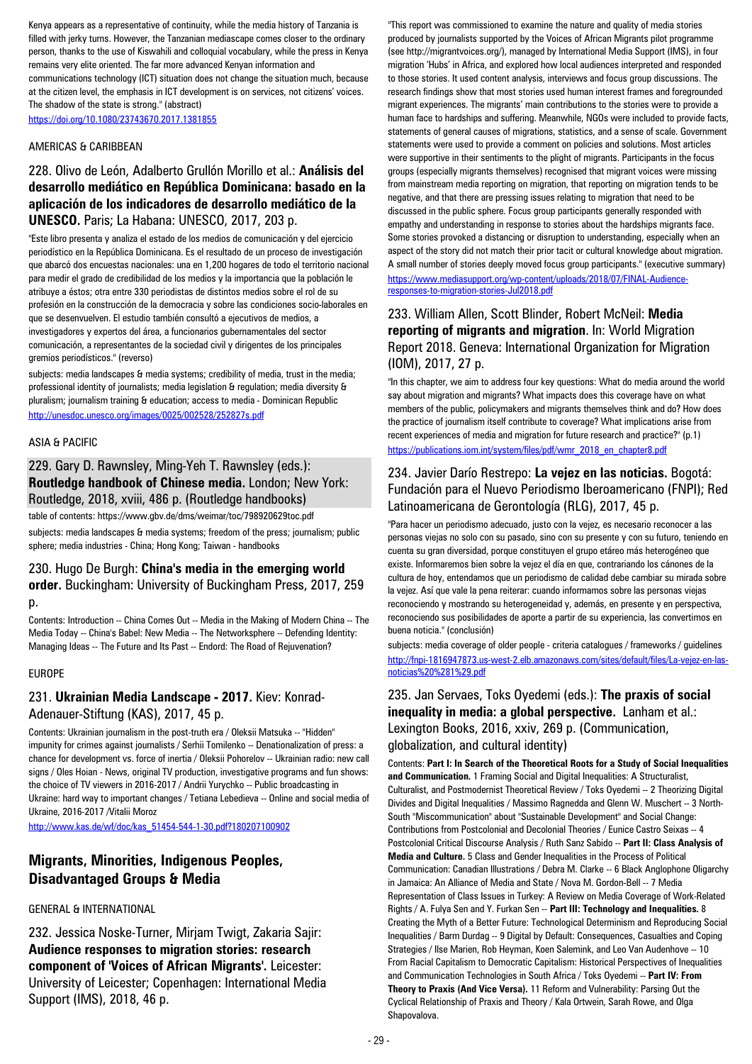Kenya appears as a representative of continuity, while the media history of Tanzania is filled with jerky turns. However, the Tanzanian mediascape comes closer to the ordinary person, thanks to the use of Kiswahili and colloquial vocabulary, while the press in Kenya remains very elite oriented. The far more advanced Kenyan information and communications technology (ICT) situation does not change the situation much, because at the citizen level, the emphasis in ICT development is on services, not citizens' voices. The shadow of the state is strong." (abstract)

https://doi.org/10.1080/23743670.2017.1381855

AMERICAS & CARIBBEAN

### 228. Olivo de León, Adalberto Grullón Morillo et al.: **Análisis del desarrollo mediático en República Dominicana: basado en la aplicación de los indicadores de desarrollo mediático de la UNESCO.** Paris; La Habana: UNESCO, 2017, 203 p.

"Este libro presenta y analiza el estado de los medios de comunicación y del ejercicio periodístico en la República Dominicana. Es el resultado de un proceso de investigación que abarcó dos encuestas nacionales: una en 1,200 hogares de todo el territorio nacional para medir el grado de credibilidad de los medios y la importancia que la población le atribuye a éstos; otra entre 330 periodistas de distintos medios sobre el rol de su profesión en la construcción de la democracia y sobre las condiciones socio-laborales en que se desenvuelven. El estudio también consultó a ejecutivos de medios, a investigadores y expertos del área, a funcionarios gubernamentales del sector comunicación, a representantes de la sociedad civil y dirigentes de los principales gremios periodísticos." (reverso)

subjects: media landscapes & media systems; credibility of media, trust in the media; professional identity of journalists; media legislation & regulation; media diversity & pluralism; journalism training & education; access to media - Dominican Republic

http://unesdoc.unesco.org/images/0025/002528/252827s.pdf

ASIA & PACIFIC

### 229. Gary D. Rawnsley, Ming-Yeh T. Rawnsley (eds.): **Routledge handbook of Chinese media.** London; New York: Routledge, 2018, xviii, 486 p. (Routledge handbooks)

table of contents: https://www.gbv.de/dms/weimar/toc/798920629toc.pdf

subjects: media landscapes & media systems; freedom of the press; journalism; public sphere; media industries - China; Hong Kong; Taiwan - handbooks

### 230. Hugo De Burgh: **China's media in the emerging world order.** Buckingham: University of Buckingham Press, 2017, 259 p.

Contents: Introduction -- China Comes Out -- Media in the Making of Modern China -- The Media Today -- China's Babel: New Media -- The Networksphere -- Defending Identity: Managing Ideas -- The Future and Its Past -- Endord: The Road of Rejuvenation?

EUROPE

### 231. **Ukrainian Media Landscape - 2017.** Kiev: Konrad-Adenauer-Stiftung (KAS), 2017, 45 p.

Contents: Ukrainian journalism in the post-truth era / Oleksii Matsuka -- "Hidden" impunity for crimes against journalists / Serhii Tomilenko -- Denationalization of press: a chance for development vs. force of inertia / Oleksii Pohorelov -- Ukrainian radio: new call signs / Oles Hoian - News, original TV production, investigative programs and fun shows: the choice of TV viewers in 2016-2017 / Andrii Yurychko -- Public broadcasting in Ukraine: hard way to important changes / Tetiana Lebedieva -- Online and social media of Ukraine, 2016-2017 /Vitalii Moroz

http://www.kas.de/wf/doc/kas_51454-544-1-30.pdf?180207100902

## Migrants, Minorities, Indigenous Peoples, Disadvantaged Groups & Media

GENERAL & INTERNATIONAL

### 232. Jessica Noske-Turner, Mirjam Twigt, Zakaria Sajir: **Audience responses to migration stories: research component of 'Voices of African Migrants'.** Leicester: University of Leicester; Copenhagen: International Media Support (IMS), 2018, 46 p.

"This report was commissioned to examine the nature and quality of media stories produced by journalists supported by the Voices of African Migrants pilot programme (see http://migrantvoices.org/), managed by International Media Support (IMS), in four migration 'Hubs' in Africa, and explored how local audiences interpreted and responded to those stories. It used content analysis, interviews and focus group discussions. The research findings show that most stories used human interest frames and foregrounded migrant experiences. The migrants' main contributions to the stories were to provide a human face to hardships and suffering. Meanwhile, NGOs were included to provide facts, statements of general causes of migrations, statistics, and a sense of scale. Government statements were used to provide a comment on policies and solutions. Most articles were supportive in their sentiments to the plight of migrants. Participants in the focus groups (especially migrants themselves) recognised that migrant voices were missing from mainstream media reporting on migration, that reporting on migration tends to be negative, and that there are pressing issues relating to migration that need to be discussed in the public sphere. Focus group participants generally responded with empathy and understanding in response to stories about the hardships migrants face. Some stories provoked a distancing or disruption to understanding, especially when an aspect of the story did not match their prior tacit or cultural knowledge about migration. A small number of stories deeply moved focus group participants." (executive summary)

https://www.mediasupport.org/wp-content/uploads/2018/07/FINAL-Audience-responses-to-migration-stories-Jul2018.pdf

### 233. William Allen, Scott Blinder, Robert McNeil: **Media reporting of migrants and migration**. In: World Migration Report 2018. Geneva: International Organization for Migration (IOM), 2017, 27 p.

"In this chapter, we aim to address four key questions: What do media around the world say about migration and migrants? What impacts does this coverage have on what members of the public, policymakers and migrants themselves think and do? How does the practice of journalism itself contribute to coverage? What implications arise from recent experiences of media and migration for future research and practice?" (p.1)

https://publications.iom.int/system/files/pdf/wmr_2018_en_chapter8.pdf

### 234. Javier Darío Restrepo: **La vejez en las noticias.** Bogotá: Fundación para el Nuevo Periodismo Iberoamericano (FNPI); Red Latinoamericana de Gerontología (RLG), 2017, 45 p.

"Para hacer un periodismo adecuado, justo con la vejez, es necesario reconocer a las personas viejas no solo con su pasado, sino con su presente y con su futuro, teniendo en cuenta su gran diversidad, porque constituyen el grupo etáreo más heterogéneo que existe. Informaremos bien sobre la vejez el día en que, contrariando los cánones de la cultura de hoy, entendamos que un periodismo de calidad debe cambiar su mirada sobre la vejez. Así que vale la pena reiterar: cuando informamos sobre las personas viejas reconociendo y mostrando su heterogeneidad y, además, en presente y en perspectiva, reconociendo sus posibilidades de aporte a partir de su experiencia, las convertimos en buena noticia." (conclusión)

subjects: media coverage of older people - criteria catalogues / frameworks / guidelines

http://fnpi-1816947873.us-west-2.elb.amazonaws.com/sites/default/files/La-vejez-en-las-noticias%20%281%29.pdf

### 235. Jan Servaes, Toks Oyedemi (eds.): **The praxis of social inequality in media: a global perspective.** Lanham et al.: Lexington Books, 2016, xxiv, 269 p. (Communication, globalization, and cultural identity)

Contents: **Part I: In Search of the Theoretical Roots for a Study of Social Inequalities and Communication.** 1 Framing Social and Digital Inequalities: A Structuralist, Culturalist, and Postmodernist Theoretical Review / Toks Oyedemi -- 2 Theorizing Digital Divides and Digital Inequalities / Massimo Ragnedda and Glenn W. Muschert -- 3 North-South "Miscommunication" about "Sustainable Development" and Social Change: Contributions from Postcolonial and Decolonial Theories / Eunice Castro Seixas -- 4 Postcolonial Critical Discourse Analysis / Ruth Sanz Sabido -- **Part II: Class Analysis of Media and Culture.** 5 Class and Gender Inequalities in the Process of Political Communication: Canadian Illustrations / Debra M. Clarke -- 6 Black Anglophone Oligarchy in Jamaica: An Alliance of Media and State / Nova M. Gordon-Bell -- 7 Media Representation of Class Issues in Turkey: A Review on Media Coverage of Work-Related Rights / A. Fulya Sen and Y. Furkan Sen -- **Part III: Technology and Inequalities.** 8 Creating the Myth of a Better Future: Technological Determinism and Reproducing Social Inequalities / Barm Durdag -- 9 Digital by Default: Consequences, Casualties and Coping Strategies / Ilse Marien, Rob Heyman, Koen Salemink, and Leo Van Audenhove -- 10 From Racial Capitalism to Democratic Capitalism: Historical Perspectives of Inequalities and Communication Technologies in South Africa / Toks Oyedemi -- **Part IV: From Theory to Praxis (And Vice Versa).** 11 Reform and Vulnerability: Parsing Out the Cyclical Relationship of Praxis and Theory / Kala Ortwein, Sarah Rowe, and Olga Shapovalova.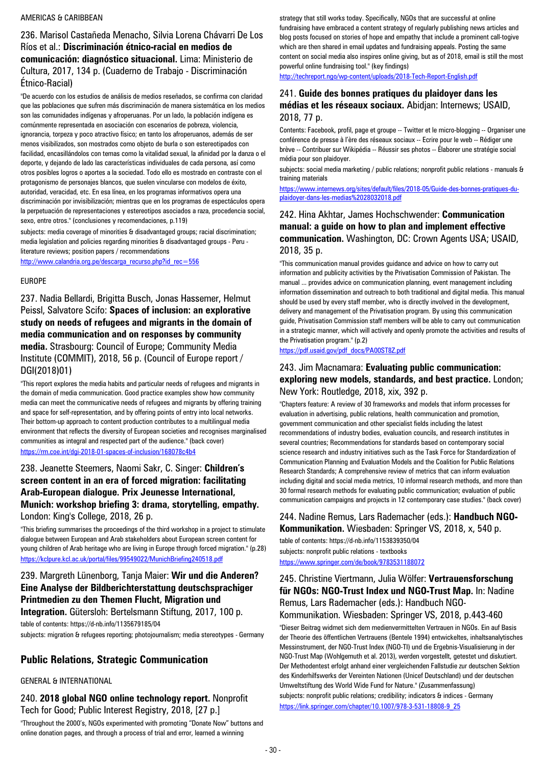AMERICAS & CARIBBEAN

### 236. Marisol Castañeda Menacho, Silvia Lorena Chávarri De Los Ríos et al.: **Discriminación étnico-racial en medios de comunicación: diagnóstico situacional.** Lima: Ministerio de Cultura, 2017, 134 p. (Cuaderno de Trabajo - Discriminación Étnico-Racial)

"De acuerdo con los estudios de análisis de medios reseñados, se confirma con claridad que las poblaciones que sufren más discriminación de manera sistemática en los medios son las comunidades indígenas y afroperuanas. Por un lado, la población indígena es comúnmente representada en asociación con escenarios de pobreza, violencia, ignorancia, torpeza y poco atractivo físico; en tanto los afroperuanos, además de ser menos visibilizados, son mostrados como objeto de burla o son estereotipados con facilidad, encasillándolos con temas como la vitalidad sexual, la afinidad por la danza o el deporte, y dejando de lado las características individuales de cada persona, así como otros posibles logros o aportes a la sociedad. Todo ello es mostrado en contraste con el protagonismo de personajes blancos, que suelen vincularse con modelos de éxito, autoridad, veracidad, etc. En esa línea, en los programas informativos opera una discriminación por invisibilización; mientras que en los programas de espectáculos opera la perpetuación de representaciones y estereotipos asociados a raza, procedencia social, sexo, entre otros." (conclusiones y recomendaciones, p.119)

subjects: media coverage of minorities & disadvantaged groups; racial discrimination; media legislation and policies regarding minorities & disadvantaged groups - Peru - literature reviews; position papers / recommendations

http://www.calandria.org.pe/descarga_recurso.php?id_rec=556

EUROPE

### 237. Nadia Bellardi, Brigitta Busch, Jonas Hassemer, Helmut Peissl, Salvatore Scifo: **Spaces of inclusion: an explorative study on needs of refugees and migrants in the domain of media communication and on responses by community media.** Strasbourg: Council of Europe; Community Media Institute (COMMIT), 2018, 56 p. (Council of Europe report / DGI(2018)01)

"This report explores the media habits and particular needs of refugees and migrants in the domain of media communication. Good practice examples show how community media can meet the communicative needs of refugees and migrants by offering training and space for self-representation, and by offering points of entry into local networks. Their bottom-up approach to content production contributes to a multilingual media environment that reflects the diversity of European societies and recognises marginalised communities as integral and respected part of the audience." (back cover)

https://rm.coe.int/dgi-2018-01-spaces-of-inclusion/168078c4b4

### 238. Jeanette Steemers, Naomi Sakr, C. Singer: **Children's screen content in an era of forced migration: facilitating Arab-European dialogue. Prix Jeunesse International, Munich: workshop briefing 3: drama, storytelling, empathy.** London: King's College, 2018, 26 p.

"This briefing summarises the proceedings of the third workshop in a project to stimulate dialogue between European and Arab stakeholders about European screen content for young children of Arab heritage who are living in Europe through forced migration." (p.28)

https://kclpure.kcl.ac.uk/portal/files/99549022/MunichBriefing240518.pdf

### 239. Margreth Lünenborg, Tanja Maier: **Wir und die Anderen? Eine Analyse der Bildberichterstattung deutschsprachiger Printmedien zu den Themen Flucht, Migration und Integration.** Gütersloh: Bertelsmann Stiftung, 2017, 100 p.

table of contents: https://d-nb.info/1135679185/04

subjects: migration & refugees reporting; photojournalism; media stereotypes - Germany

## Public Relations, Strategic Communication

GENERAL & INTERNATIONAL

### 240. **2018 global NGO online technology report.** Nonprofit Tech for Good; Public Interest Registry, 2018, [27 p.]

"Throughout the 2000's, NGOs experimented with promoting "Donate Now" buttons and online donation pages, and through a process of trial and error, learned a winning strategy that still works today. Specifically, NGOs that are successful at online fundraising have embraced a content strategy of regularly publishing news articles and blog posts focused on stories of hope and empathy that include a prominent call-togive which are then shared in email updates and fundraising appeals. Posting the same content on social media also inspires online giving, but as of 2018, email is still the most powerful online fundraising tool." (key findings)

http://techreport.ngo/wp-content/uploads/2018-Tech-Report-English.pdf

### 241. **Guide des bonnes pratiques du plaidoyer dans les médias et les réseaux sociaux.** Abidjan: Internews; USAID, 2018, 77 p.

Contents: Facebook, profil, page et groupe -- Twitter et le micro-blogging -- Organiser une conférence de presse à l'ère des réseaux sociaux -- Ecrire pour le web -- Rédiger une brève -- Contribuer sur Wikipédia -- Réussir ses photos -- Élaborer une stratégie social média pour son plaidoyer.

subjects: social media marketing / public relations; nonprofit public relations - manuals & training materials

https://www.internews.org/sites/default/files/2018-05/Guide-des-bonnes-pratiques-du-plaidoyer-dans-les-medias%2028032018.pdf

### 242. Hina Akhtar, James Hochschwender: **Communication manual: a guide on how to plan and implement effective communication.** Washington, DC: Crown Agents USA; USAID, 2018, 35 p.

"This communication manual provides guidance and advice on how to carry out information and publicity activities by the Privatisation Commission of Pakistan. The manual ... provides advice on communication planning, event management including information dissemination and outreach to both traditional and digital media. This manual should be used by every staff member, who is directly involved in the development, delivery and management of the Privatisation program. By using this communication guide, Privatisation Commission staff members will be able to carry out communication in a strategic manner, which will actively and openly promote the activities and results of the Privatisation program." (p.2)

https://pdf.usaid.gov/pdf_docs/PA00ST8Z.pdf

### 243. Jim Macnamara: **Evaluating public communication: exploring new models, standards, and best practice.** London; New York: Routledge, 2018, xix, 392 p.

"Chapters feature: A review of 30 frameworks and models that inform processes for evaluation in advertising, public relations, health communication and promotion, government communication and other specialist fields including the latest recommendations of industry bodies, evaluation councils, and research institutes in several countries; Recommendations for standards based on contemporary social science research and industry initiatives such as the Task Force for Standardization of Communication Planning and Evaluation Models and the Coalition for Public Relations Research Standards; A comprehensive review of metrics that can inform evaluation including digital and social media metrics, 10 informal research methods, and more than 30 formal research methods for evaluating public communication; evaluation of public communication campaigns and projects in 12 contemporary case studies." (back cover)

### 244. Nadine Remus, Lars Rademacher (eds.): **Handbuch NGO-Kommunikation.** Wiesbaden: Springer VS, 2018, x, 540 p.

table of contents: https://d-nb.info/1153839350/04

subjects: nonprofit public relations - textbooks

https://www.springer.com/de/book/9783531188072

### 245. Christine Viertmann, Julia Wölfer: **Vertrauensforschung für NGOs: NGO-Trust Index und NGO-Trust Map.** In: Nadine Remus, Lars Rademacher (eds.): Handbuch NGO-Kommunikation. Wiesbaden: Springer VS, 2018, p.443-460

"Dieser Beitrag widmet sich dem medienvermittelten Vertrauen in NGOs. Ein auf Basis der Theorie des öffentlichen Vertrauens (Bentele 1994) entwickeltes, inhaltsanalytisches Messinstrument, der NGO-Trust Index (NGO-TI) und die Ergebnis-Visualisierung in der NGO-Trust Map (Wohlgemuth et al. 2013), werden vorgestellt, getestet und diskutiert. Der Methodentest erfolgt anhand einer vergleichenden Fallstudie zur deutschen Sektion des Kinderhilfswerks der Vereinten Nationen (Unicef Deutschland) und der deutschen Umweltstiftung des World Wide Fund for Nature." (Zusammenfassung)

subjects: nonprofit public relations; credibility; indicators & indices - Germany

https://link.springer.com/chapter/10.1007/978-3-531-18808-9_25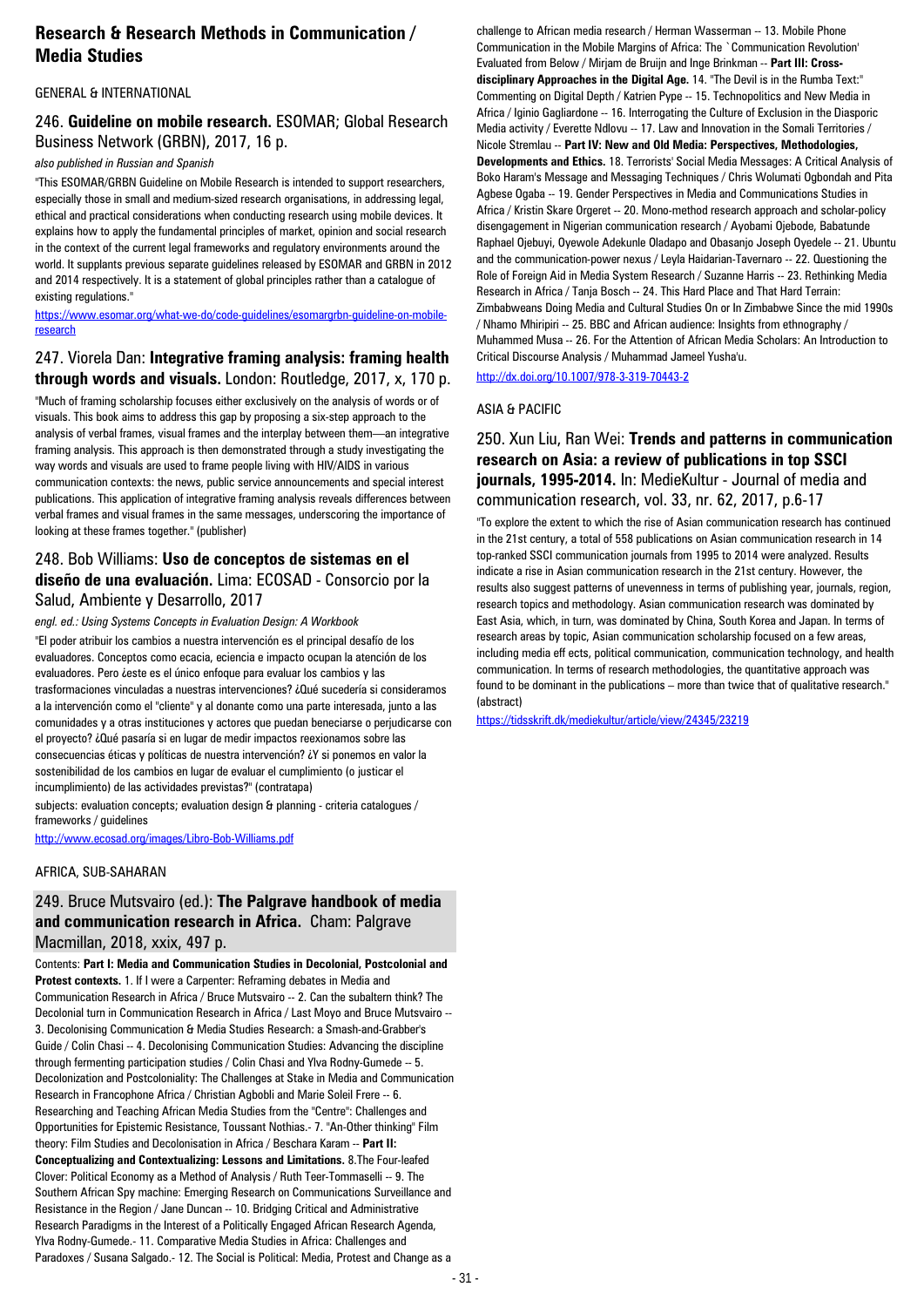# Research & Research Methods in Communication / Media Studies

GENERAL & INTERNATIONAL

## 246. **Guideline on mobile research.** ESOMAR; Global Research Business Network (GRBN), 2017, 16 p.

*also published in Russian and Spanish*

"This ESOMAR/GRBN Guideline on Mobile Research is intended to support researchers, especially those in small and medium-sized research organisations, in addressing legal, ethical and practical considerations when conducting research using mobile devices. It explains how to apply the fundamental principles of market, opinion and social research in the context of the current legal frameworks and regulatory environments around the world. It supplants previous separate guidelines released by ESOMAR and GRBN in 2012 and 2014 respectively. It is a statement of global principles rather than a catalogue of existing regulations."

https://www.esomar.org/what-we-do/code-guidelines/esomargrbn-guideline-on-mobile-research

## 247. Viorela Dan: **Integrative framing analysis: framing health through words and visuals.** London: Routledge, 2017, x, 170 p.

"Much of framing scholarship focuses either exclusively on the analysis of words or of visuals. This book aims to address this gap by proposing a six-step approach to the analysis of verbal frames, visual frames and the interplay between them—an integrative framing analysis. This approach is then demonstrated through a study investigating the way words and visuals are used to frame people living with HIV/AIDS in various communication contexts: the news, public service announcements and special interest publications. This application of integrative framing analysis reveals differences between verbal frames and visual frames in the same messages, underscoring the importance of looking at these frames together." (publisher)

## 248. Bob Williams: **Uso de conceptos de sistemas en el diseño de una evaluación.** Lima: ECOSAD - Consorcio por la Salud, Ambiente y Desarrollo, 2017

*engl. ed.: Using Systems Concepts in Evaluation Design: A Workbook*

"El poder atribuir los cambios a nuestra intervención es el principal desafío de los evaluadores. Conceptos como ecacia, eciencia e impacto ocupan la atención de los evaluadores. Pero ¿este es el único enfoque para evaluar los cambios y las trasformaciones vinculadas a nuestras intervenciones? ¿Qué sucedería si consideramos a la intervención como el "cliente" y al donante como una parte interesada, junto a las comunidades y a otras instituciones y actores que puedan beneciarse o perjudicarse con el proyecto? ¿Qué pasaría si en lugar de medir impactos reexionamos sobre las consecuencias éticas y políticas de nuestra intervención? ¿Y si ponemos en valor la sostenibilidad de los cambios en lugar de evaluar el cumplimiento (o justicar el incumplimiento) de las actividades previstas?" (contratapa)

subjects: evaluation concepts; evaluation design & planning - criteria catalogues / frameworks / guidelines

http://www.ecosad.org/images/Libro-Bob-Williams.pdf

AFRICA, SUB-SAHARAN

## 249. Bruce Mutsvairo (ed.): **The Palgrave handbook of media and communication research in Africa.** Cham: Palgrave Macmillan, 2018, xxix, 497 p.

Contents: **Part I: Media and Communication Studies in Decolonial, Postcolonial and Protest contexts.** 1. If I were a Carpenter: Reframing debates in Media and Communication Research in Africa / Bruce Mutsvairo -- 2. Can the subaltern think? The Decolonial turn in Communication Research in Africa / Last Moyo and Bruce Mutsvairo -- 3. Decolonising Communication & Media Studies Research: a Smash-and-Grabber's Guide / Colin Chasi -- 4. Decolonising Communication Studies: Advancing the discipline through fermenting participation studies / Colin Chasi and Ylva Rodny-Gumede -- 5. Decolonization and Postcoloniality: The Challenges at Stake in Media and Communication Research in Francophone Africa / Christian Agbobli and Marie Soleil Frere -- 6. Researching and Teaching African Media Studies from the "Centre": Challenges and Opportunities for Epistemic Resistance, Toussant Nothias.- 7. "An-Other thinking" Film theory: Film Studies and Decolonisation in Africa / Beschara Karam -- **Part II: Conceptualizing and Contextualizing: Lessons and Limitations.** 8.The Four-leafed Clover: Political Economy as a Method of Analysis / Ruth Teer-Tommaselli -- 9. The Southern African Spy machine: Emerging Research on Communications Surveillance and Resistance in the Region / Jane Duncan -- 10. Bridging Critical and Administrative Research Paradigms in the Interest of a Politically Engaged African Research Agenda, Ylva Rodny-Gumede.- 11. Comparative Media Studies in Africa: Challenges and Paradoxes / Susana Salgado.- 12. The Social is Political: Media, Protest and Change as a challenge to African media research / Herman Wasserman -- 13. Mobile Phone Communication in the Mobile Margins of Africa: The `Communication Revolution' Evaluated from Below / Mirjam de Bruijn and Inge Brinkman -- **Part III: Cross-disciplinary Approaches in the Digital Age.** 14. "The Devil is in the Rumba Text:" Commenting on Digital Depth / Katrien Pype -- 15. Technopolitics and New Media in Africa / Iginio Gagliardone -- 16. Interrogating the Culture of Exclusion in the Diasporic Media activity / Everette Ndlovu -- 17. Law and Innovation in the Somali Territories / Nicole Stremlau -- **Part IV: New and Old Media: Perspectives, Methodologies, Developments and Ethics.** 18. Terrorists' Social Media Messages: A Critical Analysis of Boko Haram's Message and Messaging Techniques / Chris Wolumati Ogbondah and Pita Agbese Ogaba -- 19. Gender Perspectives in Media and Communications Studies in Africa / Kristin Skare Orgeret -- 20. Mono-method research approach and scholar-policy disengagement in Nigerian communication research / Ayobami Ojebode, Babatunde Raphael Ojebuyi, Oyewole Adekunle Oladapo and Obasanjo Joseph Oyedele -- 21. Ubuntu and the communication-power nexus / Leyla Haidarian-Tavernaro -- 22. Questioning the Role of Foreign Aid in Media System Research / Suzanne Harris -- 23. Rethinking Media Research in Africa / Tanja Bosch -- 24. This Hard Place and That Hard Terrain: Zimbabweans Doing Media and Cultural Studies On or In Zimbabwe Since the mid 1990s / Nhamo Mhiripiri -- 25. BBC and African audience: Insights from ethnography / Muhammed Musa -- 26. For the Attention of African Media Scholars: An Introduction to Critical Discourse Analysis / Muhammad Jameel Yusha'u.

http://dx.doi.org/10.1007/978-3-319-70443-2

ASIA & PACIFIC

## 250. Xun Liu, Ran Wei: **Trends and patterns in communication research on Asia: a review of publications in top SSCI journals, 1995-2014.** In: MedieKultur - Journal of media and communication research, vol. 33, nr. 62, 2017, p.6-17

"To explore the extent to which the rise of Asian communication research has continued in the 21st century, a total of 558 publications on Asian communication research in 14 top-ranked SSCI communication journals from 1995 to 2014 were analyzed. Results indicate a rise in Asian communication research in the 21st century. However, the results also suggest patterns of unevenness in terms of publishing year, journals, region, research topics and methodology. Asian communication research was dominated by East Asia, which, in turn, was dominated by China, South Korea and Japan. In terms of research areas by topic, Asian communication scholarship focused on a few areas, including media eff ects, political communication, communication technology, and health communication. In terms of research methodologies, the quantitative approach was found to be dominant in the publications – more than twice that of qualitative research." (abstract)

https://tidsskrift.dk/mediekultur/article/view/24345/23219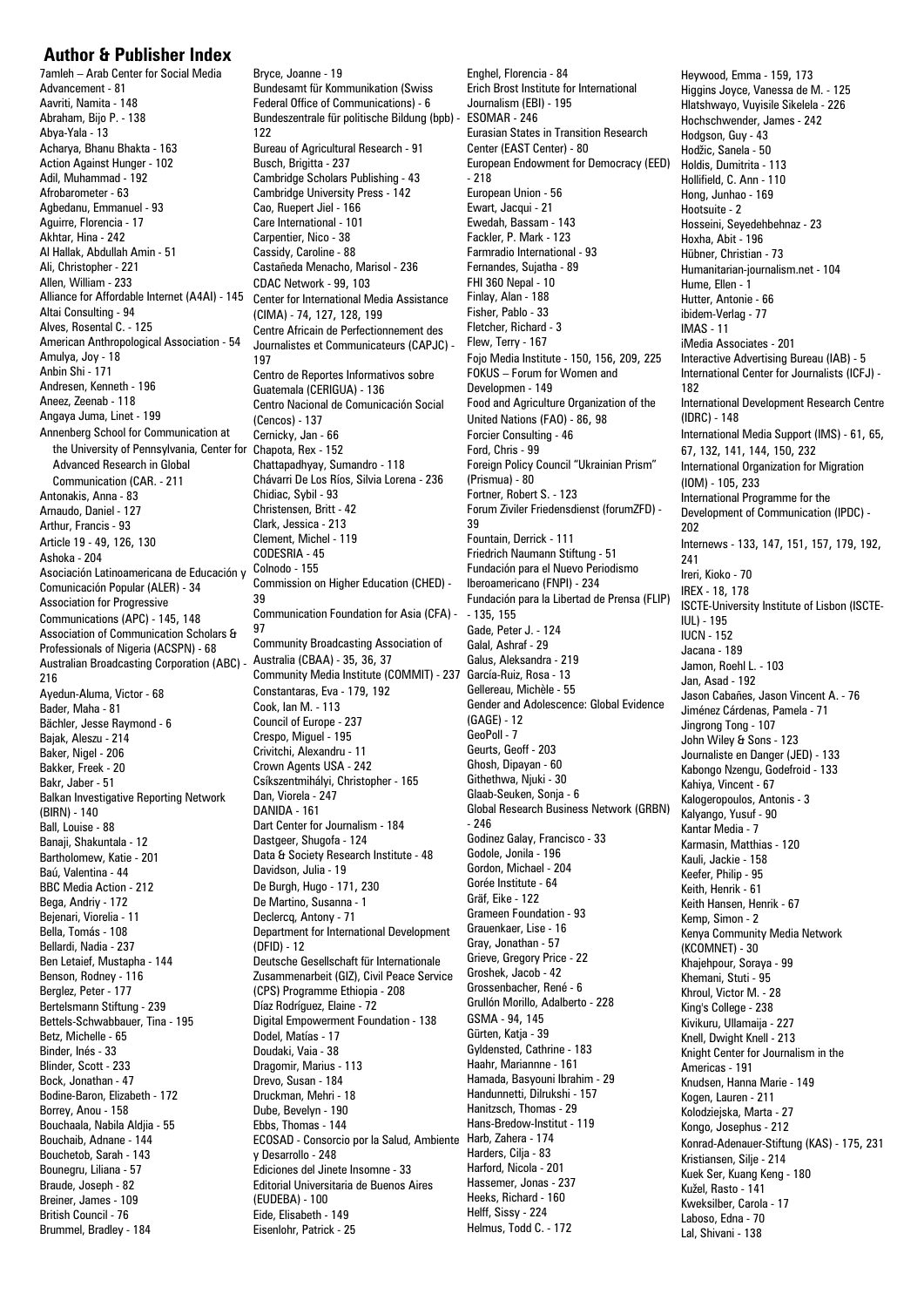## Author & Publisher Index

7amleh – Arab Center for Social Media Advancement - 81
Aavriti, Namita - 148
Abraham, Bijo P. - 138
Abya-Yala - 13
Acharya, Bhanu Bhakta - 163
Action Against Hunger - 102
Adil, Muhammad - 192
Afrobarometer - 63
Agbedanu, Emmanuel - 93
Aguirre, Florencia - 17
Akhtar, Hina - 242
Al Hallak, Abdullah Amin - 51
Ali, Christopher - 221
Allen, William - 233
Alliance for Affordable Internet (A4AI) - 145
Altai Consulting - 94
Alves, Rosental C. - 125
American Anthropological Association - 54
Amulya, Joy - 18
Anbin Shi - 171
Andresen, Kenneth - 196
Aneez, Zeenab - 118
Angaya Juma, Linet - 199
Annenberg School for Communication at the University of Pennsylvania, Center for Advanced Research in Global Communication (CAR. - 211
Antonakis, Anna - 83
Arnaudo, Daniel - 127
Arthur, Francis - 93
Article 19 - 49, 126, 130
Ashoka - 204
Asociación Latinoamericana de Educación y Comunicación Popular (ALER) - 34
Association for Progressive Communications (APC) - 145, 148
Association of Communication Scholars & Professionals of Nigeria (ACSPN) - 68
Australian Broadcasting Corporation (ABC) - 216
Ayedun-Aluma, Victor - 68
Bader, Maha - 81
Bächler, Jesse Raymond - 6
Bajak, Aleszu - 214
Baker, Nigel - 206
Bakker, Freek - 20
Bakr, Jaber - 51
Balkan Investigative Reporting Network (BIRN) - 140
Ball, Louise - 88
Banaji, Shakuntala - 12
Bartholomew, Katie - 201
Baú, Valentina - 44
BBC Media Action - 212
Bega, Andriy - 172
Bejenari, Viorelia - 11
Bella, Tomás - 108
Bellardi, Nadia - 237
Ben Letaief, Mustapha - 144
Benson, Rodney - 116
Berglez, Peter - 177
Bertelsmann Stiftung - 239
Bettels-Schwabbauer, Tina - 195
Betz, Michelle - 65
Binder, Inés - 33
Blinder, Scott - 233
Bock, Jonathan - 47
Bodine-Baron, Elizabeth - 172
Borrey, Anou - 158
Bouchaala, Nabila Aldjia - 55
Bouchaib, Adnane - 144
Bouchetob, Sarah - 143
Bounegru, Liliana - 57
Braude, Joseph - 82
Breiner, James - 109
British Council - 76
Brummel, Bradley - 184
Bryce, Joanne - 19
Bundesamt für Kommunikation (Swiss Federal Office of Communications) - 6
Bundeszentrale für politische Bildung (bpb) - 122
Bureau of Agricultural Research - 91
Busch, Brigitta - 237
Cambridge Scholars Publishing - 43
Cambridge University Press - 142
Cao, Ruepert Jiel - 166
Care International - 101
Carpentier, Nico - 38
Cassidy, Caroline - 88
Castañeda Menacho, Marisol - 236
CDAC Network - 99, 103
Center for International Media Assistance (CIMA) - 74, 127, 128, 199
Centre Africain de Perfectionnement des Journalistes et Communicateurs (CAPJC) - 197
Centro de Reportes Informativos sobre Guatemala (CERIGUA) - 136
Centro Nacional de Comunicación Social (Cencos) - 137
Cernicky, Jan - 66
Chapota, Rex - 152
Chattapadhyay, Sumandro - 118
Chávarri De Los Ríos, Silvia Lorena - 236
Chidiac, Sybil - 93
Christensen, Britt - 42
Clark, Jessica - 213
Clement, Michel - 119
CODESRIA - 45
Colnodo - 155
Commission on Higher Education (CHED) - 39
Communication Foundation for Asia (CFA) - 97
Community Broadcasting Association of Australia (CBAA) - 35, 36, 37
Community Media Institute (COMMIT) - 237
Constantaras, Eva - 179, 192
Cook, Ian M. - 113
Council of Europe - 237
Crespo, Miguel - 195
Crivitchi, Alexandru - 11
Crown Agents USA - 242
Csíkszentmihályi, Christopher - 165
Dan, Viorela - 247
DANIDA - 161
Dart Center for Journalism - 184
Dastgeer, Shugofa - 124
Data & Society Research Institute - 48
Davidson, Julia - 19
De Burgh, Hugo - 171, 230
De Martino, Susanna - 1
Declercq, Antony - 71
Department for International Development (DFID) - 12
Deutsche Gesellschaft für Internationale Zusammenarbeit (GIZ), Civil Peace Service (CPS) Programme Ethiopia - 208
Díaz Rodríguez, Elaine - 72
Digital Empowerment Foundation - 138
Dodel, Matías - 17
Doudaki, Vaia - 38
Dragomir, Marius - 113
Drevo, Susan - 184
Druckman, Mehri - 18
Dube, Bevelyn - 190
Ebbs, Thomas - 144
ECOSAD - Consorcio por la Salud, Ambiente y Desarrollo - 248
Ediciones del Jinete Insomne - 33
Editorial Universitaria de Buenos Aires (EUDEBA) - 100
Eide, Elisabeth - 149
Eisenlohr, Patrick - 25
Enghel, Florencia - 84
Erich Brost Institute for International Journalism (EBI) - 195
ESOMAR - 246
Eurasian States in Transition Research Center (EAST Center) - 80
European Endowment for Democracy (EED) - 218
European Union - 56
Ewart, Jacqui - 21
Ewedah, Bassam - 143
Fackler, P. Mark - 123
Farmradio International - 93
Fernandes, Sujatha - 89
FHI 360 Nepal - 10
Finlay, Alan - 188
Fisher, Pablo - 33
Fletcher, Richard - 3
Flew, Terry - 167
Fojo Media Institute - 150, 156, 209, 225
FOKUS – Forum for Women and Developmen - 149
Food and Agriculture Organization of the United Nations (FAO) - 86, 98
Forcier Consulting - 46
Ford, Chris - 99
Foreign Policy Council "Ukrainian Prism" (Prismua) - 80
Fortner, Robert S. - 123
Forum Ziviler Friedensdienst (forumZFD) - 39
Fountain, Derrick - 111
Friedrich Naumann Stiftung - 51
Fundación para el Nuevo Periodismo Iberoamericano (FNPI) - 234
Fundación para la Libertad de Prensa (FLIP) - 135, 155
Gade, Peter J. - 124
Galal, Ashraf - 29
Galus, Aleksandra - 219
García-Ruiz, Rosa - 13
Gellereau, Michèle - 55
Gender and Adolescence: Global Evidence (GAGE) - 12
GeoPoll - 7
Geurts, Geoff - 203
Ghosh, Dipayan - 60
Githethwa, Njuki - 30
Glaab-Seuken, Sonja - 6
Global Research Business Network (GRBN) - 246
Godinez Galay, Francisco - 33
Godole, Jonila - 196
Gordon, Michael - 204
Gorée Institute - 64
Gräf, Eike - 122
Grameen Foundation - 93
Grauenkaer, Lise - 16
Gray, Jonathan - 57
Grieve, Gregory Price - 22
Groshek, Jacob - 42
Grossenbacher, René - 6
Grullón Morillo, Adalberto - 228
GSMA - 94, 145
Gürten, Katja - 39
Gyldensted, Cathrine - 183
Haahr, Mariannne - 161
Hamada, Basyouni Ibrahim - 29
Handunnetti, Dilrukshi - 157
Hanitzsch, Thomas - 29
Hans-Bredow-Institut - 119
Harb, Zahera - 174
Harders, Cilja - 83
Harford, Nicola - 201
Hassemer, Jonas - 237
Heeks, Richard - 160
Helff, Sissy - 224
Helmus, Todd C. - 172
Heywood, Emma - 159, 173
Higgins Joyce, Vanessa de M. - 125
Hlatshwayo, Vuyisile Sikelela - 226
Hochschwender, James - 242
Hodgson, Guy - 43
Hodžic, Sanela - 50
Holdis, Dumitrita - 113
Hollifield, C. Ann - 110
Hong, Junhao - 169
Hootsuite - 2
Hosseini, Seyedehbehnaz - 23
Hoxha, Abit - 196
Hübner, Christian - 73
Humanitarian-journalism.net - 104
Hume, Ellen - 1
Hutter, Antonie - 66
ibidem-Verlag - 77
IMAS - 11
iMedia Associates - 201
Interactive Advertising Bureau (IAB) - 5
International Center for Journalists (ICFJ) - 182
International Development Research Centre (IDRC) - 148
International Media Support (IMS) - 61, 65, 67, 132, 141, 144, 150, 232
International Organization for Migration (IOM) - 105, 233
International Programme for the Development of Communication (IPDC) - 202
Internews - 133, 147, 151, 157, 179, 192, 241
Ireri, Kioko - 70
IREX - 18, 178
ISCTE-University Institute of Lisbon (ISCTE-IUL) - 195
IUCN - 152
Jacana - 189
Jamon, Roehl L. - 103
Jan, Asad - 192
Jason Cabañes, Jason Vincent A. - 76
Jiménez Cárdenas, Pamela - 71
Jingrong Tong - 107
John Wiley & Sons - 123
Journaliste en Danger (JED) - 133
Kabongo Nzengu, Godefroid - 133
Kahiya, Vincent - 67
Kalogeropoulos, Antonis - 3
Kalyango, Yusuf - 90
Kantar Media - 7
Karmasin, Matthias - 120
Kauli, Jackie - 158
Keefer, Philip - 95
Keith, Henrik - 61
Keith Hansen, Henrik - 67
Kemp, Simon - 2
Kenya Community Media Network (KCOMNET) - 30
Khajehpour, Soraya - 99
Khemani, Stuti - 95
Khroul, Victor M. - 28
King's College - 238
Kivikuru, Ullamaija - 227
Knell, Dwight Knell - 213
Knight Center for Journalism in the Americas - 191
Knudsen, Hanna Marie - 149
Kogen, Lauren - 211
Kolodziejska, Marta - 27
Kongo, Josephus - 212
Konrad-Adenauer-Stiftung (KAS) - 175, 231
Kristiansen, Silje - 214
Kuek Ser, Kuang Keng - 180
Kužel, Rasto - 141
Kweksilber, Carola - 17
Laboso, Edna - 70
Lal, Shivani - 138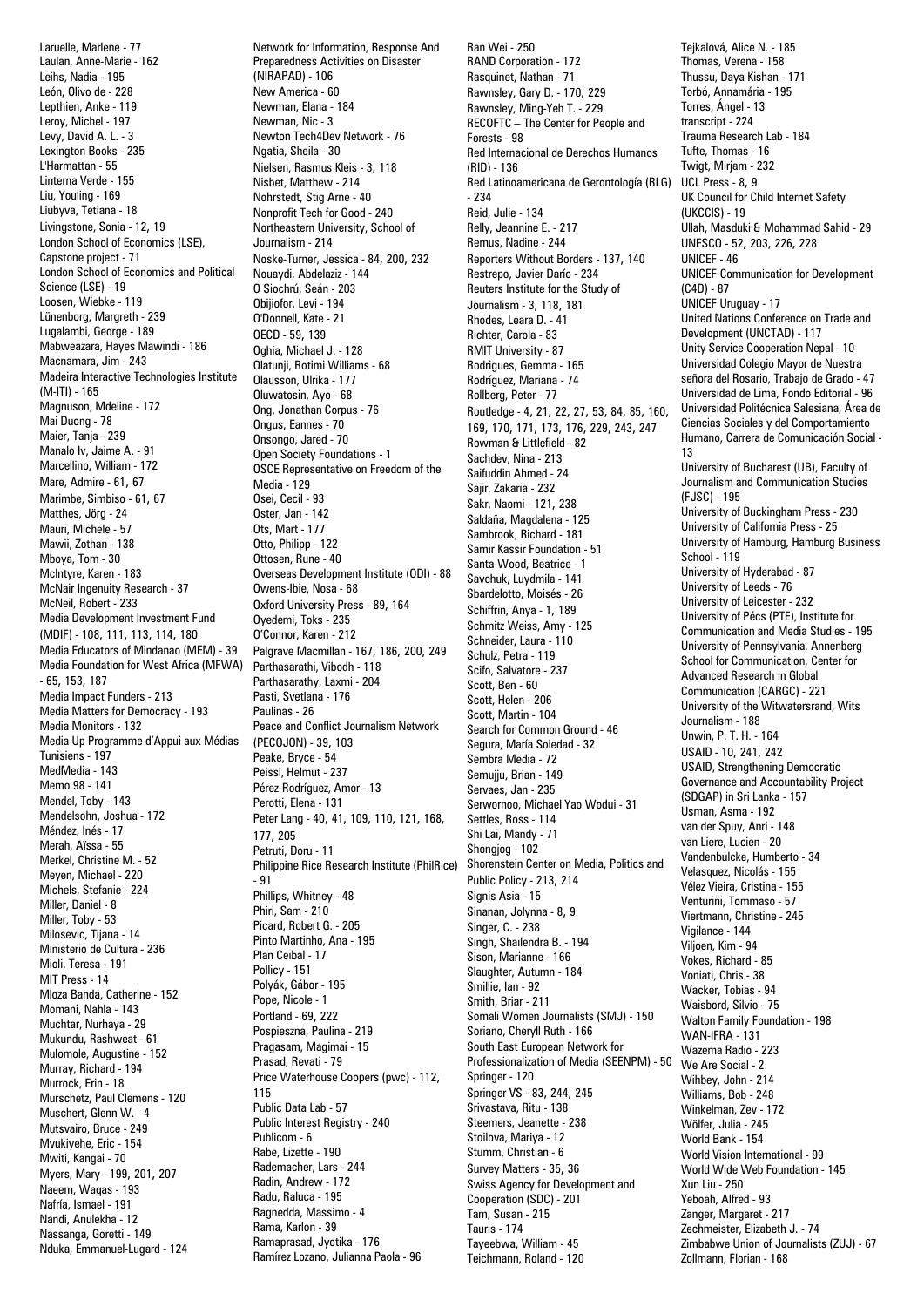Laruelle, Marlene - 77
Laulan, Anne-Marie - 162
Leihs, Nadia - 195
León, Olivo de - 228
Lepthien, Anke - 119
Leroy, Michel - 197
Levy, David A. L. - 3
Lexington Books - 235
L'Harmattan - 55
Linterna Verde - 155
Liu, Youling - 169
Liubyva, Tetiana - 18
Livingstone, Sonia - 12, 19
London School of Economics (LSE), Capstone project - 71
London School of Economics and Political Science (LSE) - 19
Loosen, Wiebke - 119
Lünenborg, Margreth - 239
Lugalambi, George - 189
Mabweazara, Hayes Mawindi - 186
Macnamara, Jim - 243
Madeira Interactive Technologies Institute (M-ITI) - 165
Magnuson, Mdeline - 172
Mai Duong - 78
Maier, Tanja - 239
Manalo Iv, Jaime A. - 91
Marcellino, William - 172
Mare, Admire - 61, 67
Marimbe, Simbiso - 61, 67
Matthes, Jörg - 24
Mauri, Michele - 57
Mawii, Zothan - 138
Mboya, Tom - 30
McIntyre, Karen - 183
McNair Ingenuity Research - 37
McNeil, Robert - 233
Media Development Investment Fund (MDIF) - 108, 111, 113, 114, 180
Media Educators of Mindanao (MEM) - 39
Media Foundation for West Africa (MFWA) - 65, 153, 187
Media Impact Funders - 213
Media Matters for Democracy - 193
Media Monitors - 132
Media Up Programme d'Appui aux Médias Tunisiens - 197
MedMedia - 143
Memo 98 - 141
Mendel, Toby - 143
Mendelsohn, Joshua - 172
Méndez, Inés - 17
Merah, Aïssa - 55
Merkel, Christine M. - 52
Meyen, Michael - 220
Michels, Stefanie - 224
Miller, Daniel - 8
Miller, Toby - 53
Milosevic, Tijana - 14
Ministerio de Cultura - 236
Mioli, Teresa - 191
MIT Press - 14
Mloza Banda, Catherine - 152
Momani, Nahla - 143
Muchtar, Nurhaya - 29
Mukundu, Rashweat - 61
Mulomole, Augustine - 152
Murray, Richard - 194
Murrock, Erin - 18
Murschetz, Paul Clemens - 120
Muschert, Glenn W. - 4
Mutsvairo, Bruce - 249
Mvukiyehe, Eric - 154
Mwiti, Kangai - 70
Myers, Mary - 199, 201, 207
Naeem, Waqas - 193
Nafría, Ismael - 191
Nandi, Anulekha - 12
Nassanga, Goretti - 149
Nduka, Emmanuel-Lugard - 124
Network for Information, Response And Preparedness Activities on Disaster (NIRAPAD) - 106
New America - 60
Newman, Elana - 184
Newman, Nic - 3
Newton Tech4Dev Network - 76
Ngatia, Sheila - 30
Nielsen, Rasmus Kleis - 3, 118
Nisbet, Matthew - 214
Nohrstedt, Stig Arne - 40
Nonprofit Tech for Good - 240
Northeastern University, School of Journalism - 214
Noske-Turner, Jessica - 84, 200, 232
Nouaydi, Abdelaziz - 144
O Siochrú, Seán - 203
Obijiofor, Levi - 194
O'Donnell, Kate - 21
OECD - 59, 139
Oghia, Michael J. - 128
Olatunji, Rotimi Williams - 68
Olausson, Ulrika - 177
Oluwatosin, Ayo - 68
Ong, Jonathan Corpus - 76
Ongus, Eannes - 70
Onsongo, Jared - 70
Open Society Foundations - 1
OSCE Representative on Freedom of the Media - 129
Osei, Cecil - 93
Oster, Jan - 142
Ots, Mart - 177
Otto, Philipp - 122
Ottosen, Rune - 40
Overseas Development Institute (ODI) - 88
Owens-Ibie, Nosa - 68
Oxford University Press - 89, 164
Oyedemi, Toks - 235
O'Connor, Karen - 212
Palgrave Macmillan - 167, 186, 200, 249
Parthasarathi, Vibodh - 118
Parthasarathy, Laxmi - 204
Pasti, Svetlana - 176
Paulinas - 26
Peace and Conflict Journalism Network (PECOJON) - 39, 103
Peake, Bryce - 54
Peissl, Helmut - 237
Pérez-Rodríguez, Amor - 13
Perotti, Elena - 131
Peter Lang - 40, 41, 109, 110, 121, 168, 177, 205
Petruti, Doru - 11
Philippine Rice Research Institute (PhilRice) - 91
Phillips, Whitney - 48
Phiri, Sam - 210
Picard, Robert G. - 205
Pinto Martinho, Ana - 195
Plan Ceibal - 17
Pollicy - 151
Polyák, Gábor - 195
Pope, Nicole - 1
Portland - 69, 222
Pospieszna, Paulina - 219
Pragasam, Magimai - 15
Prasad, Revati - 79
Price Waterhouse Coopers (pwc) - 112, 115
Public Data Lab - 57
Public Interest Registry - 240
Publicom - 6
Rabe, Lizette - 190
Rademacher, Lars - 244
Radin, Andrew - 172
Radu, Raluca - 195
Ragnedda, Massimo - 4
Rama, Karlon - 39
Ramaprasad, Jyotika - 176
Ramírez Lozano, Julianna Paola - 96
Ran Wei - 250
RAND Corporation - 172
Rasquinet, Nathan - 71
Rawnsley, Gary D. - 170, 229
Rawnsley, Ming-Yeh T. - 229
RECOFTC – The Center for People and Forests - 98
Red Internacional de Derechos Humanos (RIDH) - 136
Red Latinoamericana de Gerontología (RLG) - 234
Reid, Julie - 134
Relly, Jeannine E. - 217
Remus, Nadine - 244
Reporters Without Borders - 137, 140
Restrepo, Javier Darío - 234
Reuters Institute for the Study of Journalism - 3, 118, 181
Rhodes, Leara D. - 41
Richter, Carola - 83
RMIT University - 87
Rodrigues, Gemma - 165
Rodríguez, Mariana - 74
Rollberg, Peter - 77
Routledge - 4, 21, 22, 27, 53, 84, 85, 160, 169, 170, 171, 173, 176, 229, 243, 247
Rowman & Littlefield - 82
Sachdev, Nina - 213
Saifuddin Ahmed - 24
Sajir, Zakaria - 232
Sakr, Naomi - 121, 238
Saldaña, Magdalena - 125
Sambrook, Richard - 181
Samir Kassir Foundation - 51
Santa-Wood, Beatrice - 1
Savchuk, Luydmila - 141
Sbardelotto, Moisés - 26
Schiffrin, Anya - 1, 189
Schmitz Weiss, Amy - 125
Schneider, Laura - 110
Schulz, Petra - 119
Scifo, Salvatore - 237
Scott, Ben - 60
Scott, Helen - 206
Scott, Martin - 104
Search for Common Ground - 46
Segura, María Soledad - 32
Sembra Media - 72
Semujju, Brian - 149
Servaes, Jan - 235
Serwornoo, Michael Yao Wodui - 31
Settles, Ross - 114
Shi Lai, Mandy - 71
Shongjog - 102
Shorenstein Center on Media, Politics and Public Policy - 213, 214
Signis Asia - 15
Sinanan, Jolynna - 8, 9
Singer, C. - 238
Singh, Shailendra B. - 194
Sison, Marianne - 166
Slaughter, Autumn - 184
Smillie, Ian - 92
Smith, Briar - 211
Somali Women Journalists (SMJ) - 150
Soriano, Cheryll Ruth - 166
South East European Network for Professionalization of Media (SEENPM) - 50
Springer - 120
Springer VS - 83, 244, 245
Srivastava, Ritu - 138
Steemers, Jeanette - 238
Stoilova, Mariya - 12
Stumm, Christian - 6
Survey Matters - 35, 36
Swiss Agency for Development and Cooperation (SDC) - 201
Tam, Susan - 215
Tauris - 174
Tayeebwa, William - 45
Teichmann, Roland - 120
Tejkalová, Alice N. - 185
Thomas, Verena - 158
Thussu, Daya Kishan - 171
Torbó, Annamária - 195
Torres, Ángel - 13
transcript - 224
Trauma Research Lab - 184
Tufte, Thomas - 16
Twigt, Mirjam - 232
UCL Press - 8, 9
UK Council for Child Internet Safety (UKCCIS) - 19
Ullah, Masduki & Mohammad Sahid - 29
UNESCO - 52, 203, 226, 228
UNICEF - 46
UNICEF Communication for Development (C4D) - 87
UNICEF Uruguay - 17
United Nations Conference on Trade and Development (UNCTAD) - 117
Unity Service Cooperation Nepal - 10
Universidad Colegio Mayor de Nuestra señora del Rosario, Trabajo de Grado - 47
Universidad de Lima, Fondo Editorial - 96
Universidad Politécnica Salesiana, Área de Ciencias Sociales y del Comportamiento Humano, Carrera de Comunicación Social - 13
University of Bucharest (UB), Faculty of Journalism and Communication Studies (FJSC) - 195
University of Buckingham Press - 230
University of California Press - 25
University of Hamburg, Hamburg Business School - 119
University of Hyderabad - 87
University of Leeds - 76
University of Leicester - 232
University of Pécs (PTE), Institute for Communication and Media Studies - 195
University of Pennsylvania, Annenberg School for Communication, Center for Advanced Research in Global Communication (CARGC) - 221
University of the Witwatersrand, Wits Journalism - 188
Unwin, P. T. H. - 164
USAID - 10, 241, 242
USAID, Strengthening Democratic Governance and Accountability Project (SDGAP) in Sri Lanka - 157
Usman, Asma - 192
van der Spuy, Anri - 148
van Liere, Lucien - 20
Vandenbulcke, Humberto - 34
Velasquez, Nicolás - 155
Vélez Vieira, Cristina - 155
Venturini, Tommaso - 57
Viertmann, Christine - 245
Vigilance - 144
Viljoen, Kim - 94
Vokes, Richard - 85
Voniati, Chris - 38
Wacker, Tobias - 94
Waisbord, Silvio - 75
Walton Family Foundation - 198
WAN-IFRA - 131
Wazema Radio - 223
We Are Social - 2
Wihbey, John - 214
Williams, Bob - 248
Winkelman, Zev - 172
Wölfer, Julia - 245
World Bank - 154
World Vision International - 99
World Wide Web Foundation - 145
Xun Liu - 250
Yeboah, Alfred - 93
Zanger, Margaret - 217
Zechmeister, Elizabeth J. - 74
Zimbabwe Union of Journalists (ZUJ) - 67
Zollmann, Florian - 168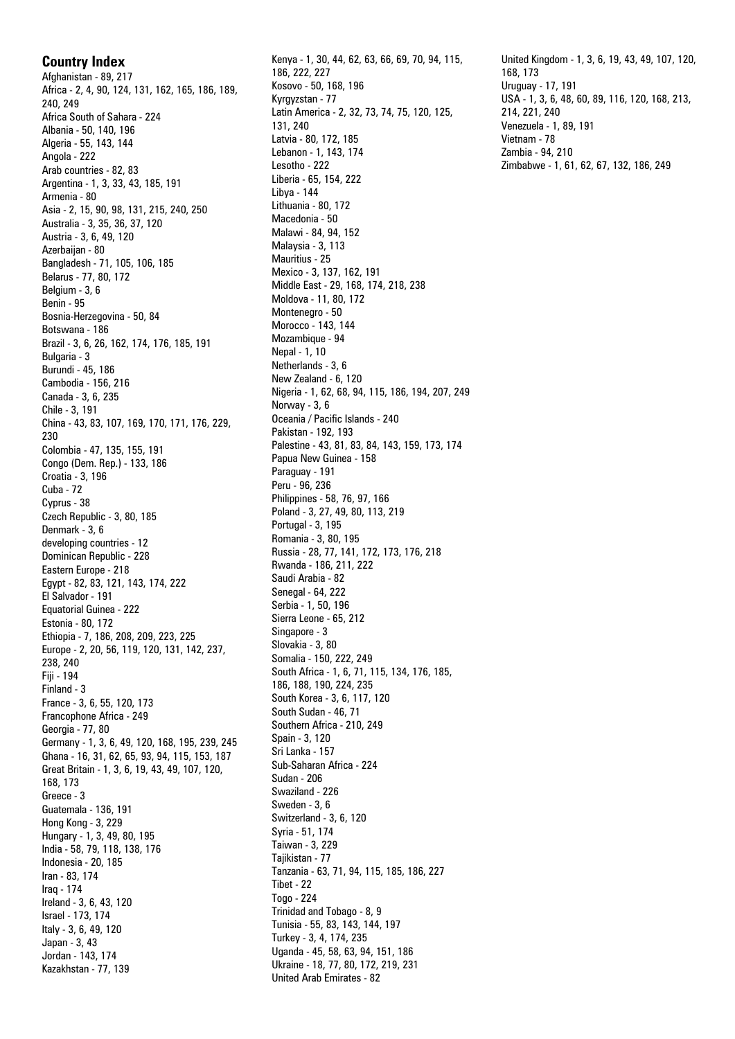## Country Index

Afghanistan - 89, 217
Africa - 2, 4, 90, 124, 131, 162, 165, 186, 189, 240, 249
Africa South of Sahara - 224
Albania - 50, 140, 196
Algeria - 55, 143, 144
Angola - 222
Arab countries - 82, 83
Argentina - 1, 3, 33, 43, 185, 191
Armenia - 80
Asia - 2, 15, 90, 98, 131, 215, 240, 250
Australia - 3, 35, 36, 37, 120
Austria - 3, 6, 49, 120
Azerbaijan - 80
Bangladesh - 71, 105, 106, 185
Belarus - 77, 80, 172
Belgium - 3, 6
Benin - 95
Bosnia-Herzegovina - 50, 84
Botswana - 186
Brazil - 3, 6, 26, 162, 174, 176, 185, 191
Bulgaria - 3
Burundi - 45, 186
Cambodia - 156, 216
Canada - 3, 6, 235
Chile - 3, 191
China - 43, 83, 107, 169, 170, 171, 176, 229, 230
Colombia - 47, 135, 155, 191
Congo (Dem. Rep.) - 133, 186
Croatia - 3, 196
Cuba - 72
Cyprus - 38
Czech Republic - 3, 80, 185
Denmark - 3, 6
developing countries - 12
Dominican Republic - 228
Eastern Europe - 218
Egypt - 82, 83, 121, 143, 174, 222
El Salvador - 191
Equatorial Guinea - 222
Estonia - 80, 172
Ethiopia - 7, 186, 208, 209, 223, 225
Europe - 2, 20, 56, 119, 120, 131, 142, 237, 238, 240
Fiji - 194
Finland - 3
France - 3, 6, 55, 120, 173
Francophone Africa - 249
Georgia - 77, 80
Germany - 1, 3, 6, 49, 120, 168, 195, 239, 245
Ghana - 16, 31, 62, 65, 93, 94, 115, 153, 187
Great Britain - 1, 3, 6, 19, 43, 49, 107, 120, 168, 173
Greece - 3
Guatemala - 136, 191
Hong Kong - 3, 229
Hungary - 1, 3, 49, 80, 195
India - 58, 79, 118, 138, 176
Indonesia - 20, 185
Iran - 83, 174
Iraq - 174
Ireland - 3, 6, 43, 120
Israel - 173, 174
Italy - 3, 6, 49, 120
Japan - 3, 43
Jordan - 143, 174
Kazakhstan - 77, 139
Kenya - 1, 30, 44, 62, 63, 66, 69, 70, 94, 115, 186, 222, 227
Kosovo - 50, 168, 196
Kyrgyzstan - 77
Latin America - 2, 32, 73, 74, 75, 120, 125, 131, 240
Latvia - 80, 172, 185
Lebanon - 1, 143, 174
Lesotho - 222
Liberia - 65, 154, 222
Libya - 144
Lithuania - 80, 172
Macedonia - 50
Malawi - 84, 94, 152
Malaysia - 3, 113
Mauritius - 25
Mexico - 3, 137, 162, 191
Middle East - 29, 168, 174, 218, 238
Moldova - 11, 80, 172
Montenegro - 50
Morocco - 143, 144
Mozambique - 94
Nepal - 1, 10
Netherlands - 3, 6
New Zealand - 6, 120
Nigeria - 1, 62, 68, 94, 115, 186, 194, 207, 249
Norway - 3, 6
Oceania / Pacific Islands - 240
Pakistan - 192, 193
Palestine - 43, 81, 83, 84, 143, 159, 173, 174
Papua New Guinea - 158
Paraguay - 191
Peru - 96, 236
Philippines - 58, 76, 97, 166
Poland - 3, 27, 49, 80, 113, 219
Portugal - 3, 195
Romania - 3, 80, 195
Russia - 28, 77, 141, 172, 173, 176, 218
Rwanda - 186, 211, 222
Saudi Arabia - 82
Senegal - 64, 222
Serbia - 1, 50, 196
Sierra Leone - 65, 212
Singapore - 3
Slovakia - 3, 80
Somalia - 150, 222, 249
South Africa - 1, 6, 71, 115, 134, 176, 185, 186, 188, 190, 224, 235
South Korea - 3, 6, 117, 120
South Sudan - 46, 71
Southern Africa - 210, 249
Spain - 3, 120
Sri Lanka - 157
Sub-Saharan Africa - 224
Sudan - 206
Swaziland - 226
Sweden - 3, 6
Switzerland - 3, 6, 120
Syria - 51, 174
Taiwan - 3, 229
Tajikistan - 77
Tanzania - 63, 71, 94, 115, 185, 186, 227
Tibet - 22
Togo - 224
Trinidad and Tobago - 8, 9
Tunisia - 55, 83, 143, 144, 197
Turkey - 3, 4, 174, 235
Uganda - 45, 58, 63, 94, 151, 186
Ukraine - 18, 77, 80, 172, 219, 231
United Arab Emirates - 82
United Kingdom - 1, 3, 6, 19, 43, 49, 107, 120, 168, 173
Uruguay - 17, 191
USA - 1, 3, 6, 48, 60, 89, 116, 120, 168, 213, 214, 221, 240
Venezuela - 1, 89, 191
Vietnam - 78
Zambia - 94, 210
Zimbabwe - 1, 61, 62, 67, 132, 186, 249